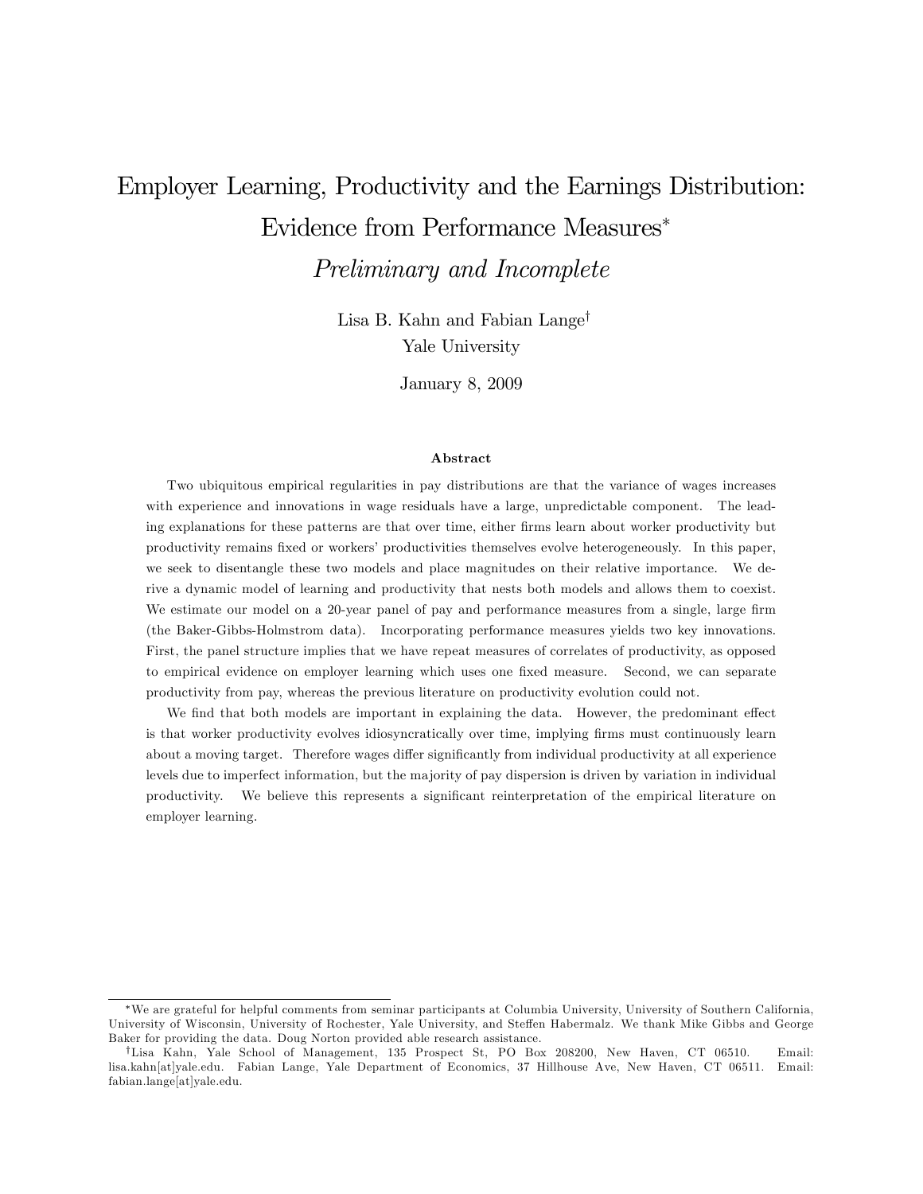# Employer Learning, Productivity and the Earnings Distribution: Evidence from Performance Measures*

*Preliminary and Incomplete*

Lisa B. Kahn and Fabian Lange†
Yale University

January 8, 2009

### Abstract

Two ubiquitous empirical regularities in pay distributions are that the variance of wages increases with experience and innovations in wage residuals have a large, unpredictable component. The leading explanations for these patterns are that over time, either firms learn about worker productivity but productivity remains fixed or workers' productivities themselves evolve heterogeneously. In this paper, we seek to disentangle these two models and place magnitudes on their relative importance. We derive a dynamic model of learning and productivity that nests both models and allows them to coexist. We estimate our model on a 20-year panel of pay and performance measures from a single, large firm (the Baker-Gibbs-Holmstrom data). Incorporating performance measures yields two key innovations. First, the panel structure implies that we have repeat measures of correlates of productivity, as opposed to empirical evidence on employer learning which uses one fixed measure. Second, we can separate productivity from pay, whereas the previous literature on productivity evolution could not.

We find that both models are important in explaining the data. However, the predominant effect is that worker productivity evolves idiosyncratically over time, implying firms must continuously learn about a moving target. Therefore wages differ significantly from individual productivity at all experience levels due to imperfect information, but the majority of pay dispersion is driven by variation in individual productivity. We believe this represents a significant reinterpretation of the empirical literature on employer learning.

---

*We are grateful for helpful comments from seminar participants at Columbia University, University of Southern California, University of Wisconsin, University of Rochester, Yale University, and Steffen Habermalz. We thank Mike Gibbs and George Baker for providing the data. Doug Norton provided able research assistance.

†Lisa Kahn, Yale School of Management, 135 Prospect St, PO Box 208200, New Haven, CT 06510. Email: lisa.kahn[at]yale.edu. Fabian Lange, Yale Department of Economics, 37 Hillhouse Ave, New Haven, CT 06511. Email: fabian.lange[at]yale.edu.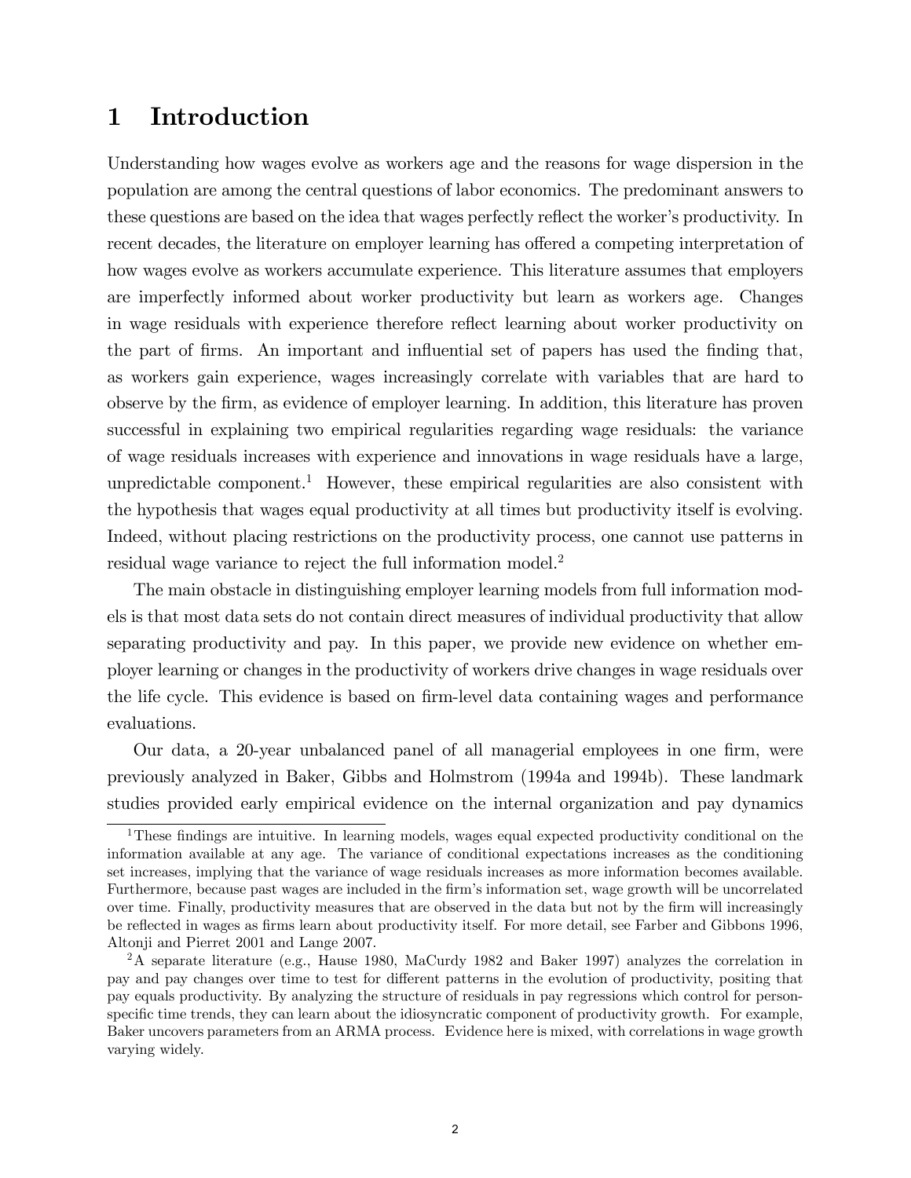# 1 Introduction

Understanding how wages evolve as workers age and the reasons for wage dispersion in the population are among the central questions of labor economics. The predominant answers to these questions are based on the idea that wages perfectly reflect the worker's productivity. In recent decades, the literature on employer learning has offered a competing interpretation of how wages evolve as workers accumulate experience. This literature assumes that employers are imperfectly informed about worker productivity but learn as workers age. Changes in wage residuals with experience therefore reflect learning about worker productivity on the part of firms. An important and influential set of papers has used the finding that, as workers gain experience, wages increasingly correlate with variables that are hard to observe by the firm, as evidence of employer learning. In addition, this literature has proven successful in explaining two empirical regularities regarding wage residuals: the variance of wage residuals increases with experience and innovations in wage residuals have a large, unpredictable component.[1] However, these empirical regularities are also consistent with the hypothesis that wages equal productivity at all times but productivity itself is evolving. Indeed, without placing restrictions on the productivity process, one cannot use patterns in residual wage variance to reject the full information model.[2]

The main obstacle in distinguishing employer learning models from full information models is that most data sets do not contain direct measures of individual productivity that allow separating productivity and pay. In this paper, we provide new evidence on whether employer learning or changes in the productivity of workers drive changes in wage residuals over the life cycle. This evidence is based on firm-level data containing wages and performance evaluations.

Our data, a 20-year unbalanced panel of all managerial employees in one firm, were previously analyzed in Baker, Gibbs and Holmstrom (1994a and 1994b). These landmark studies provided early empirical evidence on the internal organization and pay dynamics

[1] These findings are intuitive. In learning models, wages equal expected productivity conditional on the information available at any age. The variance of conditional expectations increases as the conditioning set increases, implying that the variance of wage residuals increases as more information becomes available. Furthermore, because past wages are included in the firm's information set, wage growth will be uncorrelated over time. Finally, productivity measures that are observed in the data but not by the firm will increasingly be reflected in wages as firms learn about productivity itself. For more detail, see Farber and Gibbons 1996, Altonji and Pierret 2001 and Lange 2007.

[2] A separate literature (e.g., Hause 1980, MaCurdy 1982 and Baker 1997) analyzes the correlation in pay and pay changes over time to test for different patterns in the evolution of productivity, positing that pay equals productivity. By analyzing the structure of residuals in pay regressions which control for person-specific time trends, they can learn about the idiosyncratic component of productivity growth. For example, Baker uncovers parameters from an ARMA process. Evidence here is mixed, with correlations in wage growth varying widely.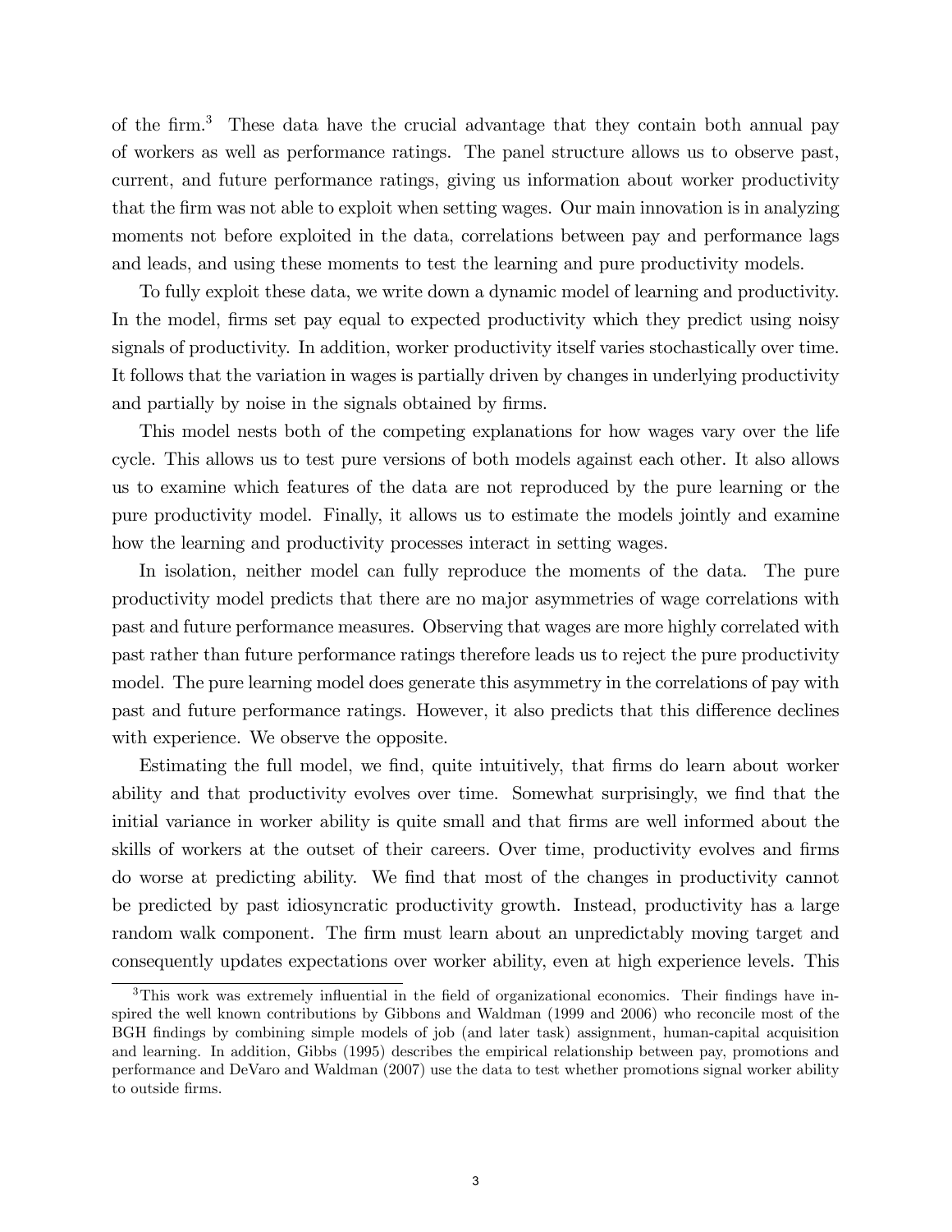of the firm.[3] These data have the crucial advantage that they contain both annual pay of workers as well as performance ratings. The panel structure allows us to observe past, current, and future performance ratings, giving us information about worker productivity that the firm was not able to exploit when setting wages. Our main innovation is in analyzing moments not before exploited in the data, correlations between pay and performance lags and leads, and using these moments to test the learning and pure productivity models.

To fully exploit these data, we write down a dynamic model of learning and productivity. In the model, firms set pay equal to expected productivity which they predict using noisy signals of productivity. In addition, worker productivity itself varies stochastically over time. It follows that the variation in wages is partially driven by changes in underlying productivity and partially by noise in the signals obtained by firms.

This model nests both of the competing explanations for how wages vary over the life cycle. This allows us to test pure versions of both models against each other. It also allows us to examine which features of the data are not reproduced by the pure learning or the pure productivity model. Finally, it allows us to estimate the models jointly and examine how the learning and productivity processes interact in setting wages.

In isolation, neither model can fully reproduce the moments of the data. The pure productivity model predicts that there are no major asymmetries of wage correlations with past and future performance measures. Observing that wages are more highly correlated with past rather than future performance ratings therefore leads us to reject the pure productivity model. The pure learning model does generate this asymmetry in the correlations of pay with past and future performance ratings. However, it also predicts that this difference declines with experience. We observe the opposite.

Estimating the full model, we find, quite intuitively, that firms do learn about worker ability and that productivity evolves over time. Somewhat surprisingly, we find that the initial variance in worker ability is quite small and that firms are well informed about the skills of workers at the outset of their careers. Over time, productivity evolves and firms do worse at predicting ability. We find that most of the changes in productivity cannot be predicted by past idiosyncratic productivity growth. Instead, productivity has a large random walk component. The firm must learn about an unpredictably moving target and consequently updates expectations over worker ability, even at high experience levels. This

[3] This work was extremely influential in the field of organizational economics. Their findings have inspired the well known contributions by Gibbons and Waldman (1999 and 2006) who reconcile most of the BGH findings by combining simple models of job (and later task) assignment, human-capital acquisition and learning. In addition, Gibbs (1995) describes the empirical relationship between pay, promotions and performance and DeVaro and Waldman (2007) use the data to test whether promotions signal worker ability to outside firms.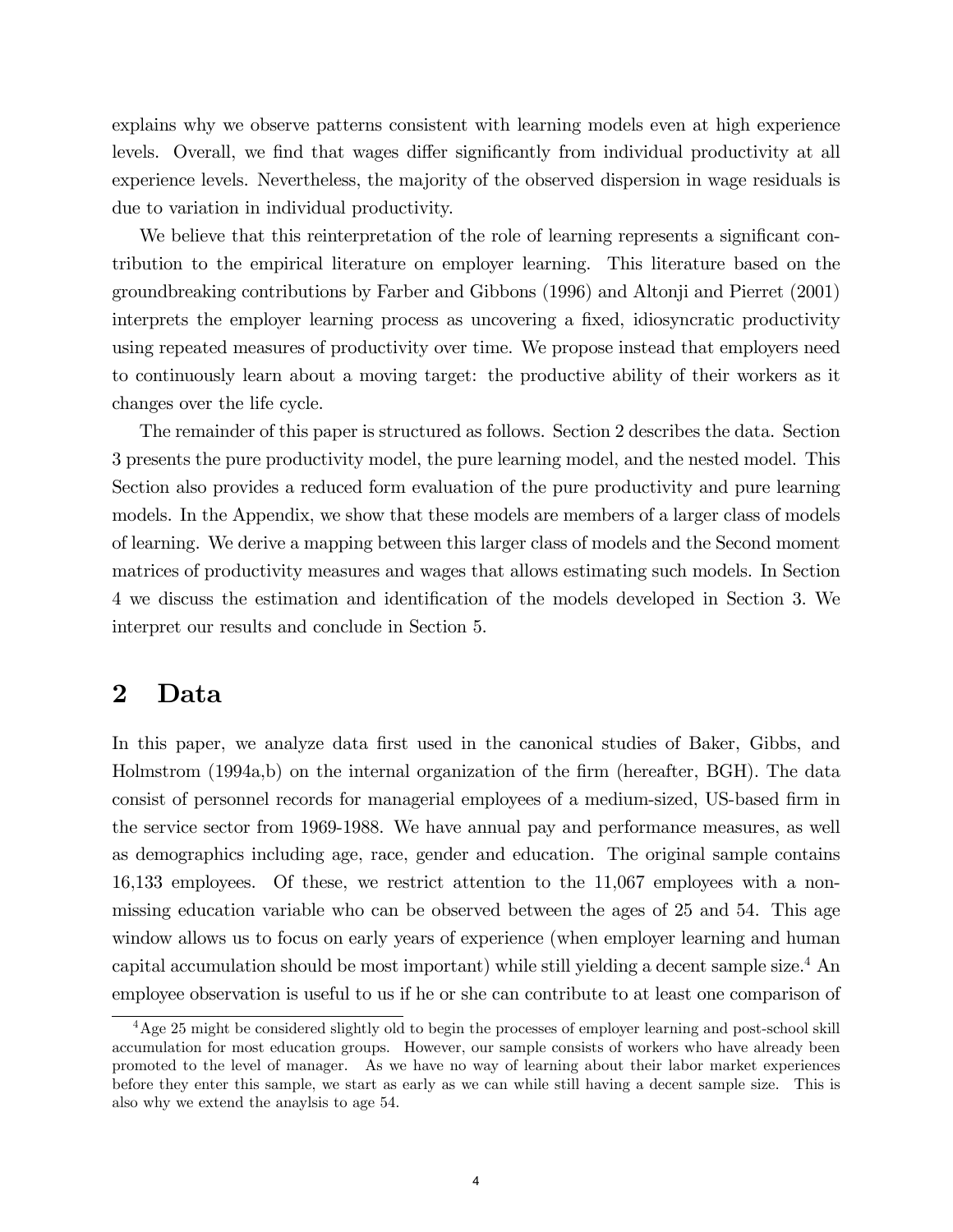explains why we observe patterns consistent with learning models even at high experience levels. Overall, we find that wages differ significantly from individual productivity at all experience levels. Nevertheless, the majority of the observed dispersion in wage residuals is due to variation in individual productivity.

We believe that this reinterpretation of the role of learning represents a significant contribution to the empirical literature on employer learning. This literature based on the groundbreaking contributions by Farber and Gibbons (1996) and Altonji and Pierret (2001) interprets the employer learning process as uncovering a fixed, idiosyncratic productivity using repeated measures of productivity over time. We propose instead that employers need to continuously learn about a moving target: the productive ability of their workers as it changes over the life cycle.

The remainder of this paper is structured as follows. Section 2 describes the data. Section 3 presents the pure productivity model, the pure learning model, and the nested model. This Section also provides a reduced form evaluation of the pure productivity and pure learning models. In the Appendix, we show that these models are members of a larger class of models of learning. We derive a mapping between this larger class of models and the Second moment matrices of productivity measures and wages that allows estimating such models. In Section 4 we discuss the estimation and identification of the models developed in Section 3. We interpret our results and conclude in Section 5.

## 2 Data

In this paper, we analyze data first used in the canonical studies of Baker, Gibbs, and Holmstrom (1994a,b) on the internal organization of the firm (hereafter, BGH). The data consist of personnel records for managerial employees of a medium-sized, US-based firm in the service sector from 1969-1988. We have annual pay and performance measures, as well as demographics including age, race, gender and education. The original sample contains 16,133 employees. Of these, we restrict attention to the 11,067 employees with a non-missing education variable who can be observed between the ages of 25 and 54. This age window allows us to focus on early years of experience (when employer learning and human capital accumulation should be most important) while still yielding a decent sample size.[4] An employee observation is useful to us if he or she can contribute to at least one comparison of

[4] Age 25 might be considered slightly old to begin the processes of employer learning and post-school skill accumulation for most education groups. However, our sample consists of workers who have already been promoted to the level of manager. As we have no way of learning about their labor market experiences before they enter this sample, we start as early as we can while still having a decent sample size. This is also why we extend the anaylsis to age 54.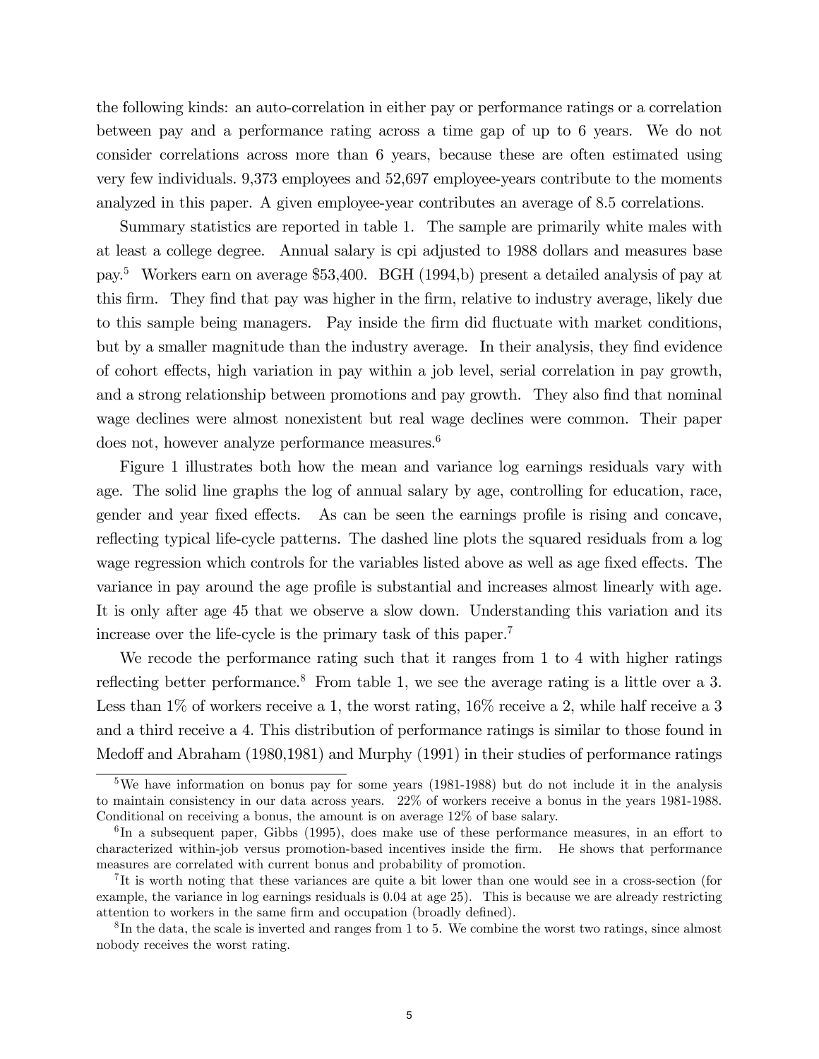the following kinds: an auto-correlation in either pay or performance ratings or a correlation between pay and a performance rating across a time gap of up to 6 years. We do not consider correlations across more than 6 years, because these are often estimated using very few individuals. 9,373 employees and 52,697 employee-years contribute to the moments analyzed in this paper. A given employee-year contributes an average of 8.5 correlations.

Summary statistics are reported in table 1. The sample are primarily white males with at least a college degree. Annual salary is cpi adjusted to 1988 dollars and measures base pay.[5] Workers earn on average $53,400. BGH (1994,b) present a detailed analysis of pay at this firm. They find that pay was higher in the firm, relative to industry average, likely due to this sample being managers. Pay inside the firm did fluctuate with market conditions, but by a smaller magnitude than the industry average. In their analysis, they find evidence of cohort effects, high variation in pay within a job level, serial correlation in pay growth, and a strong relationship between promotions and pay growth. They also find that nominal wage declines were almost nonexistent but real wage declines were common. Their paper does not, however analyze performance measures.[6]

Figure 1 illustrates both how the mean and variance log earnings residuals vary with age. The solid line graphs the log of annual salary by age, controlling for education, race, gender and year fixed effects. As can be seen the earnings profile is rising and concave, reflecting typical life-cycle patterns. The dashed line plots the squared residuals from a log wage regression which controls for the variables listed above as well as age fixed effects. The variance in pay around the age profile is substantial and increases almost linearly with age. It is only after age 45 that we observe a slow down. Understanding this variation and its increase over the life-cycle is the primary task of this paper.[7]

We recode the performance rating such that it ranges from 1 to 4 with higher ratings reflecting better performance.[8] From table 1, we see the average rating is a little over a 3. Less than 1% of workers receive a 1, the worst rating, 16% receive a 2, while half receive a 3 and a third receive a 4. This distribution of performance ratings is similar to those found in Medoff and Abraham (1980,1981) and Murphy (1991) in their studies of performance ratings

[5] We have information on bonus pay for some years (1981-1988) but do not include it in the analysis to maintain consistency in our data across years. 22% of workers receive a bonus in the years 1981-1988. Conditional on receiving a bonus, the amount is on average 12% of base salary.

[6] In a subsequent paper, Gibbs (1995), does make use of these performance measures, in an effort to characterized within-job versus promotion-based incentives inside the firm. He shows that performance measures are correlated with current bonus and probability of promotion.

[7] It is worth noting that these variances are quite a bit lower than one would see in a cross-section (for example, the variance in log earnings residuals is 0.04 at age 25). This is because we are already restricting attention to workers in the same firm and occupation (broadly defined).

[8] In the data, the scale is inverted and ranges from 1 to 5. We combine the worst two ratings, since almost nobody receives the worst rating.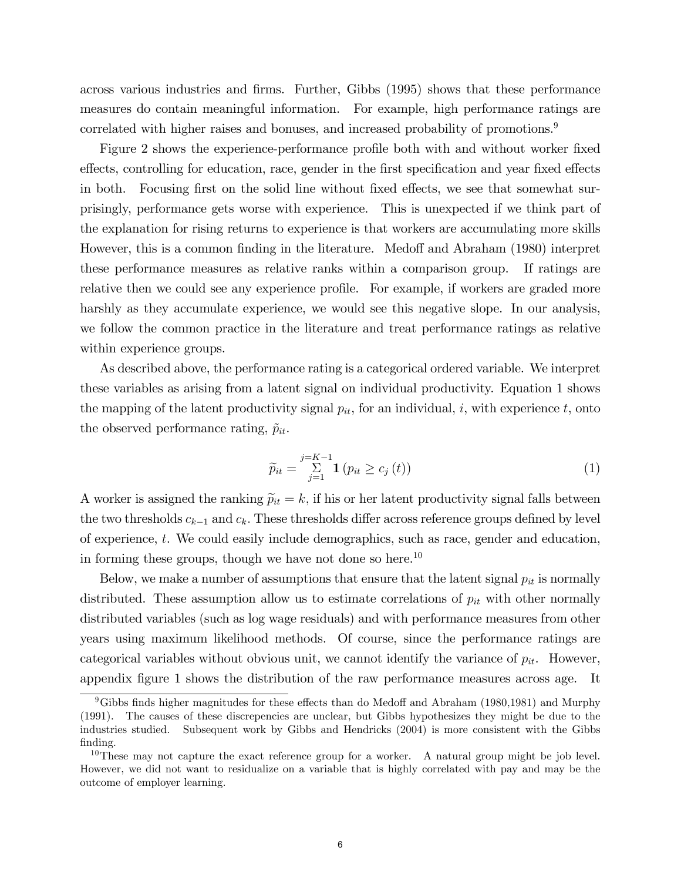across various industries and firms. Further, Gibbs (1995) shows that these performance measures do contain meaningful information. For example, high performance ratings are correlated with higher raises and bonuses, and increased probability of promotions.[9]

Figure 2 shows the experience-performance profile both with and without worker fixed effects, controlling for education, race, gender in the first specification and year fixed effects in both. Focusing first on the solid line without fixed effects, we see that somewhat surprisingly, performance gets worse with experience. This is unexpected if we think part of the explanation for rising returns to experience is that workers are accumulating more skills However, this is a common finding in the literature. Medoff and Abraham (1980) interpret these performance measures as relative ranks within a comparison group. If ratings are relative then we could see any experience profile. For example, if workers are graded more harshly as they accumulate experience, we would see this negative slope. In our analysis, we follow the common practice in the literature and treat performance ratings as relative within experience groups.

As described above, the performance rating is a categorical ordered variable. We interpret these variables as arising from a latent signal on individual productivity. Equation 1 shows the mapping of the latent productivity signal $p_{it}$, for an individual, $i$, with experience $t$, onto the observed performance rating, $\tilde{p}_{it}$.

$$\widetilde{p}_{it} = \sum_{j=1}^{j=K-1} \mathbf{1}\left(p_{it} \geq c_j\left(t\right)\right) \tag{1}$$

A worker is assigned the ranking $\widetilde{p}_{it} = k$, if his or her latent productivity signal falls between the two thresholds $c_{k-1}$ and $c_k$. These thresholds differ across reference groups defined by level of experience, $t$. We could easily include demographics, such as race, gender and education, in forming these groups, though we have not done so here.[10]

Below, we make a number of assumptions that ensure that the latent signal $p_{it}$ is normally distributed. These assumption allow us to estimate correlations of $p_{it}$ with other normally distributed variables (such as log wage residuals) and with performance measures from other years using maximum likelihood methods. Of course, since the performance ratings are categorical variables without obvious unit, we cannot identify the variance of $p_{it}$. However, appendix figure 1 shows the distribution of the raw performance measures across age. It

[9] Gibbs finds higher magnitudes for these effects than do Medoff and Abraham (1980,1981) and Murphy (1991). The causes of these discrepencies are unclear, but Gibbs hypothesizes they might be due to the industries studied. Subsequent work by Gibbs and Hendricks (2004) is more consistent with the Gibbs finding.

[10] These may not capture the exact reference group for a worker. A natural group might be job level. However, we did not want to residualize on a variable that is highly correlated with pay and may be the outcome of employer learning.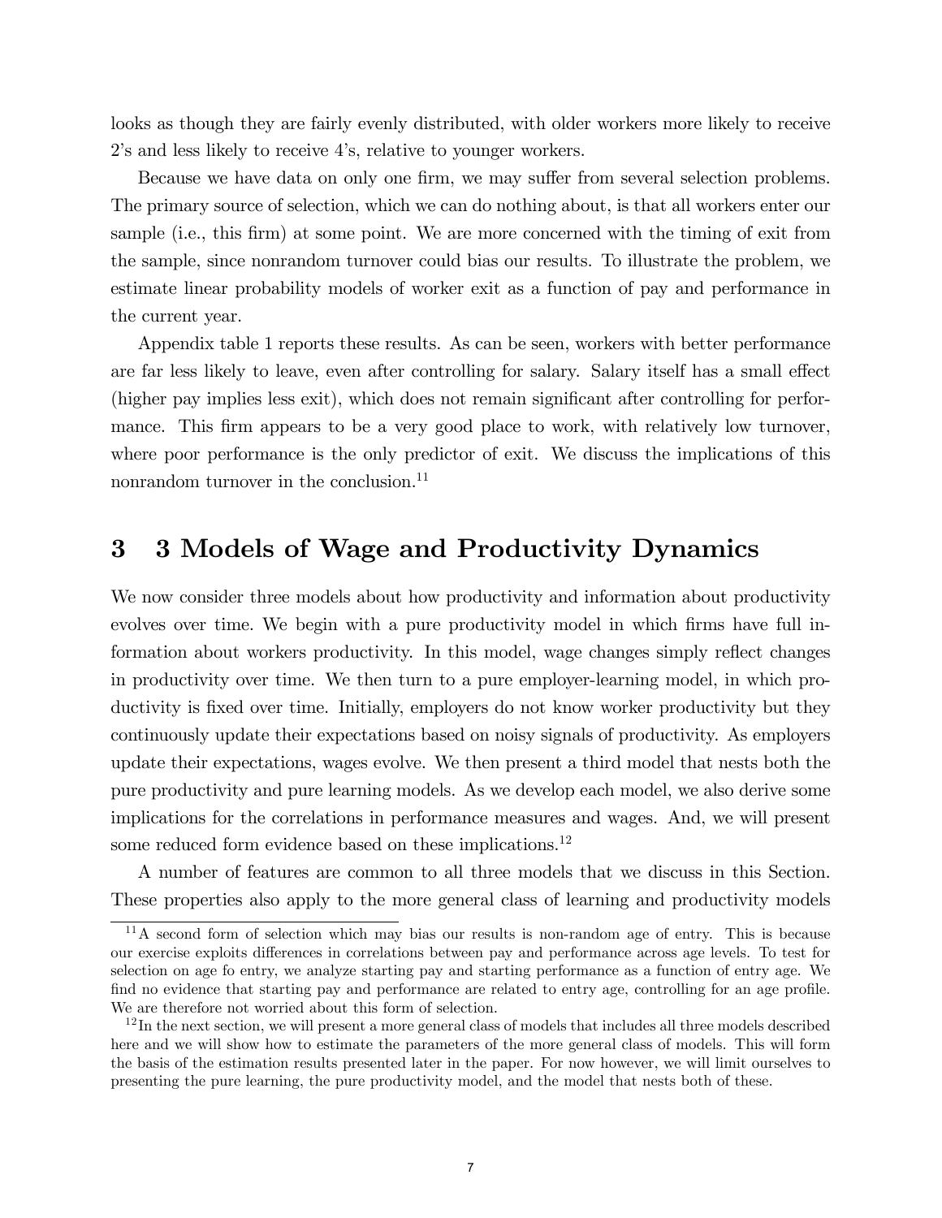looks as though they are fairly evenly distributed, with older workers more likely to receive 2's and less likely to receive 4's, relative to younger workers.

Because we have data on only one firm, we may suffer from several selection problems. The primary source of selection, which we can do nothing about, is that all workers enter our sample (i.e., this firm) at some point. We are more concerned with the timing of exit from the sample, since nonrandom turnover could bias our results. To illustrate the problem, we estimate linear probability models of worker exit as a function of pay and performance in the current year.

Appendix table 1 reports these results. As can be seen, workers with better performance are far less likely to leave, even after controlling for salary. Salary itself has a small effect (higher pay implies less exit), which does not remain significant after controlling for performance. This firm appears to be a very good place to work, with relatively low turnover, where poor performance is the only predictor of exit. We discuss the implications of this nonrandom turnover in the conclusion.[11]

# 3 3 Models of Wage and Productivity Dynamics

We now consider three models about how productivity and information about productivity evolves over time. We begin with a pure productivity model in which firms have full information about workers productivity. In this model, wage changes simply reflect changes in productivity over time. We then turn to a pure employer-learning model, in which productivity is fixed over time. Initially, employers do not know worker productivity but they continuously update their expectations based on noisy signals of productivity. As employers update their expectations, wages evolve. We then present a third model that nests both the pure productivity and pure learning models. As we develop each model, we also derive some implications for the correlations in performance measures and wages. And, we will present some reduced form evidence based on these implications.[12]

A number of features are common to all three models that we discuss in this Section. These properties also apply to the more general class of learning and productivity models

[11] A second form of selection which may bias our results is non-random age of entry. This is because our exercise exploits differences in correlations between pay and performance across age levels. To test for selection on age fo entry, we analyze starting pay and starting performance as a function of entry age. We find no evidence that starting pay and performance are related to entry age, controlling for an age profile. We are therefore not worried about this form of selection.

[12] In the next section, we will present a more general class of models that includes all three models described here and we will show how to estimate the parameters of the more general class of models. This will form the basis of the estimation results presented later in the paper. For now however, we will limit ourselves to presenting the pure learning, the pure productivity model, and the model that nests both of these.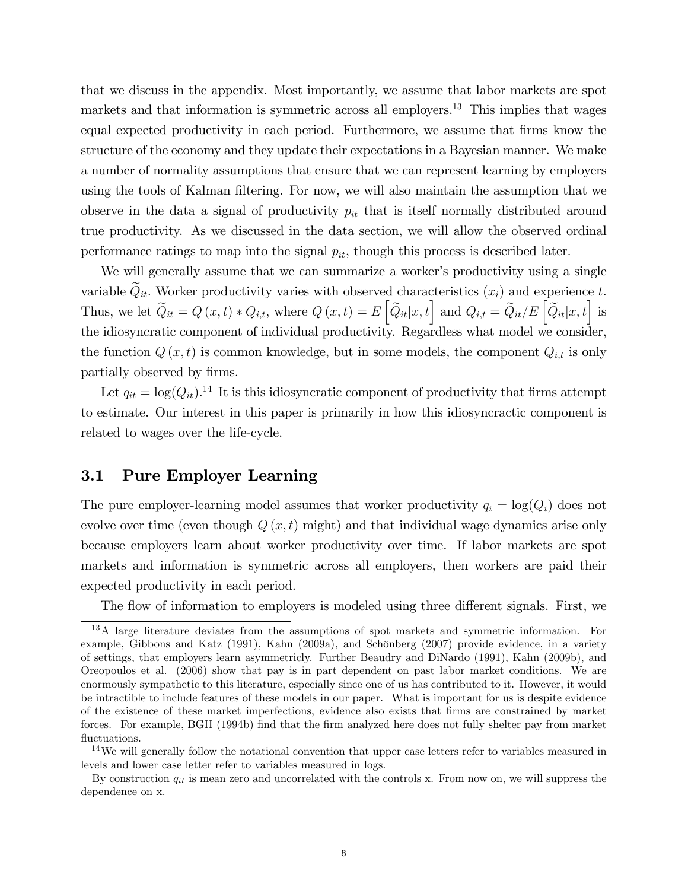that we discuss in the appendix. Most importantly, we assume that labor markets are spot markets and that information is symmetric across all employers.[13] This implies that wages equal expected productivity in each period. Furthermore, we assume that firms know the structure of the economy and they update their expectations in a Bayesian manner. We make a number of normality assumptions that ensure that we can represent learning by employers using the tools of Kalman filtering. For now, we will also maintain the assumption that we observe in the data a signal of productivity $p_{it}$ that is itself normally distributed around true productivity. As we discussed in the data section, we will allow the observed ordinal performance ratings to map into the signal $p_{it}$, though this process is described later.

We will generally assume that we can summarize a worker's productivity using a single variable $\widetilde{Q}_{it}$. Worker productivity varies with observed characteristics ($x_i$) and experience $t$. Thus, we let $\widetilde{Q}_{it} = Q(x,t) * Q_{i,t}$, where $Q(x,t) = E\left[\widetilde{Q}_{it}|x,t\right]$ and $Q_{i,t} = \widetilde{Q}_{it}/E\left[\widetilde{Q}_{it}|x,t\right]$ is the idiosyncratic component of individual productivity. Regardless what model we consider, the function $Q(x,t)$ is common knowledge, but in some models, the component $Q_{i,t}$ is only partially observed by firms.

Let $q_{it} = \log(Q_{it})$.[14] It is this idiosyncratic component of productivity that firms attempt to estimate. Our interest in this paper is primarily in how this idiosyncractic component is related to wages over the life-cycle.

## 3.1 Pure Employer Learning

The pure employer-learning model assumes that worker productivity $q_i = \log(Q_i)$ does not evolve over time (even though $Q(x,t)$ might) and that individual wage dynamics arise only because employers learn about worker productivity over time. If labor markets are spot markets and information is symmetric across all employers, then workers are paid their expected productivity in each period.

The flow of information to employers is modeled using three different signals. First, we

---

[13] A large literature deviates from the assumptions of spot markets and symmetric information. For example, Gibbons and Katz (1991), Kahn (2009a), and Schönberg (2007) provide evidence, in a variety of settings, that employers learn asymmetricly. Further Beaudry and DiNardo (1991), Kahn (2009b), and Oreopoulos et al. (2006) show that pay is in part dependent on past labor market conditions. We are enormously sympathetic to this literature, especially since one of us has contributed to it. However, it would be intractible to include features of these models in our paper. What is important for us is despite evidence of the existence of these market imperfections, evidence also exists that firms are constrained by market forces. For example, BGH (1994b) find that the firm analyzed here does not fully shelter pay from market fluctuations.

[14] We will generally follow the notational convention that upper case letters refer to variables measured in levels and lower case letter refer to variables measured in logs.

By construction $q_{it}$ is mean zero and uncorrelated with the controls x. From now on, we will suppress the dependence on x.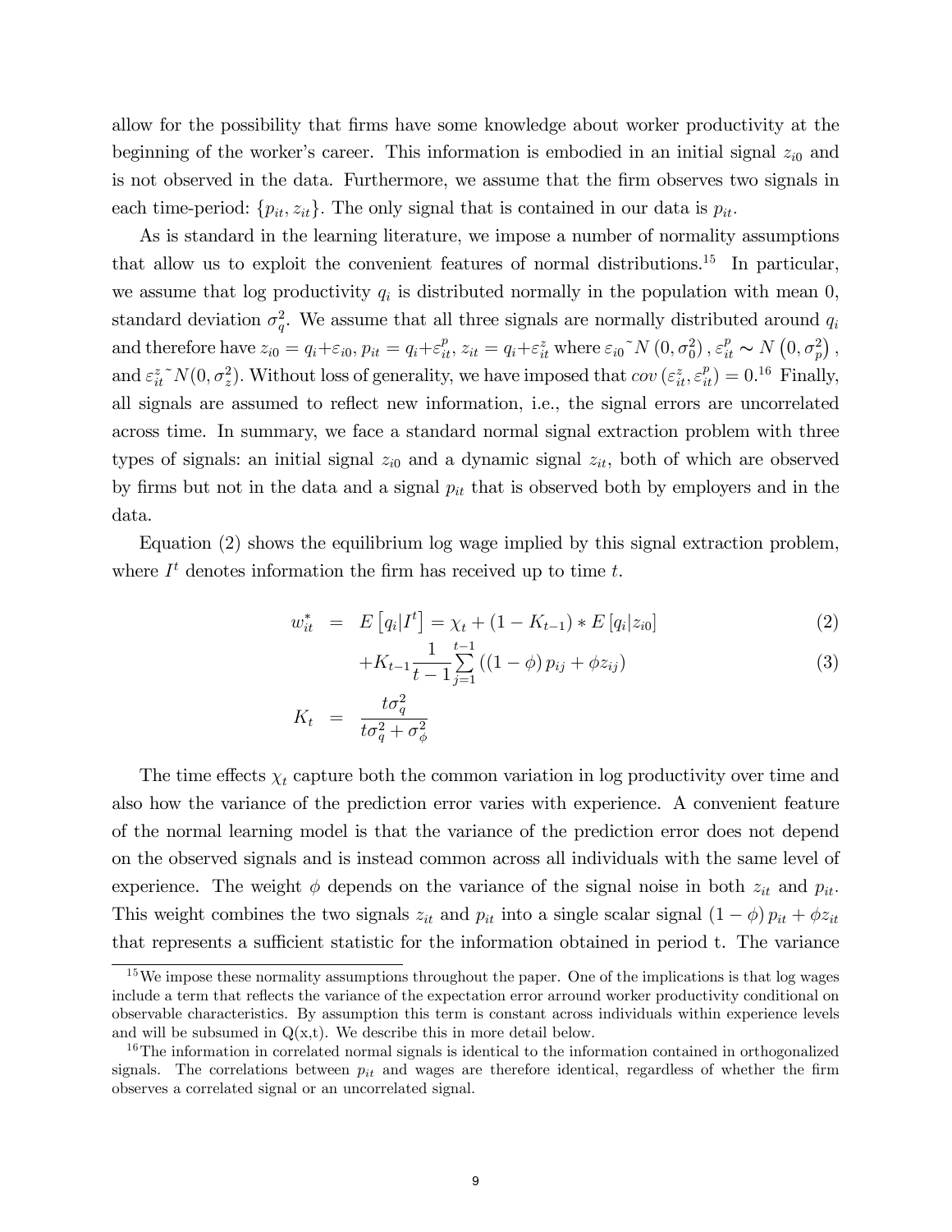allow for the possibility that firms have some knowledge about worker productivity at the beginning of the worker's career. This information is embodied in an initial signal $z_{i0}$ and is not observed in the data. Furthermore, we assume that the firm observes two signals in each time-period: $\{p_{it}, z_{it}\}$. The only signal that is contained in our data is $p_{it}$.

As is standard in the learning literature, we impose a number of normality assumptions that allow us to exploit the convenient features of normal distributions.[15] In particular, we assume that log productivity $q_i$ is distributed normally in the population with mean 0, standard deviation $\sigma_q^2$. We assume that all three signals are normally distributed around $q_i$ and therefore have $z_{i0} = q_i + \varepsilon_{i0}$, $p_{it} = q_i + \varepsilon_{it}^p$, $z_{it} = q_i + \varepsilon_{it}^z$ where $\varepsilon_{i0} \sim N(0, \sigma_0^2)$, $\varepsilon_{it}^p \sim N(0, \sigma_p^2)$, and $\varepsilon_{it}^z \sim N(0, \sigma_z^2)$. Without loss of generality, we have imposed that $cov(\varepsilon_{it}^z, \varepsilon_{it}^p) = 0$.[16] Finally, all signals are assumed to reflect new information, i.e., the signal errors are uncorrelated across time. In summary, we face a standard normal signal extraction problem with three types of signals: an initial signal $z_{i0}$ and a dynamic signal $z_{it}$, both of which are observed by firms but not in the data and a signal $p_{it}$ that is observed both by employers and in the data.

Equation (2) shows the equilibrium log wage implied by this signal extraction problem, where $I^t$ denotes information the firm has received up to time $t$.

$$
\begin{aligned}
w_{it}^* &= E\left[q_i|I^t\right] = \chi_t + (1 - K_{t-1}) * E\left[q_i|z_{i0}\right] & (2)\\
&\quad + K_{t-1} \frac{1}{t-1} \sum_{j=1}^{t-1} \left((1-\phi) p_{ij} + \phi z_{ij}\right) & (3)\\
K_t &= \frac{t\sigma_q^2}{t\sigma_q^2 + \sigma_\phi^2}
\end{aligned}
$$

The time effects $\chi_t$ capture both the common variation in log productivity over time and also how the variance of the prediction error varies with experience. A convenient feature of the normal learning model is that the variance of the prediction error does not depend on the observed signals and is instead common across all individuals with the same level of experience. The weight $\phi$ depends on the variance of the signal noise in both $z_{it}$ and $p_{it}$. This weight combines the two signals $z_{it}$ and $p_{it}$ into a single scalar signal $(1 - \phi) p_{it} + \phi z_{it}$ that represents a sufficient statistic for the information obtained in period t. The variance

[15] We impose these normality assumptions throughout the paper. One of the implications is that log wages include a term that reflects the variance of the expectation error arround worker productivity conditional on observable characteristics. By assumption this term is constant across individuals within experience levels and will be subsumed in Q(x,t). We describe this in more detail below.

[16] The information in correlated normal signals is identical to the information contained in orthogonalized signals. The correlations between $p_{it}$ and wages are therefore identical, regardless of whether the firm observes a correlated signal or an uncorrelated signal.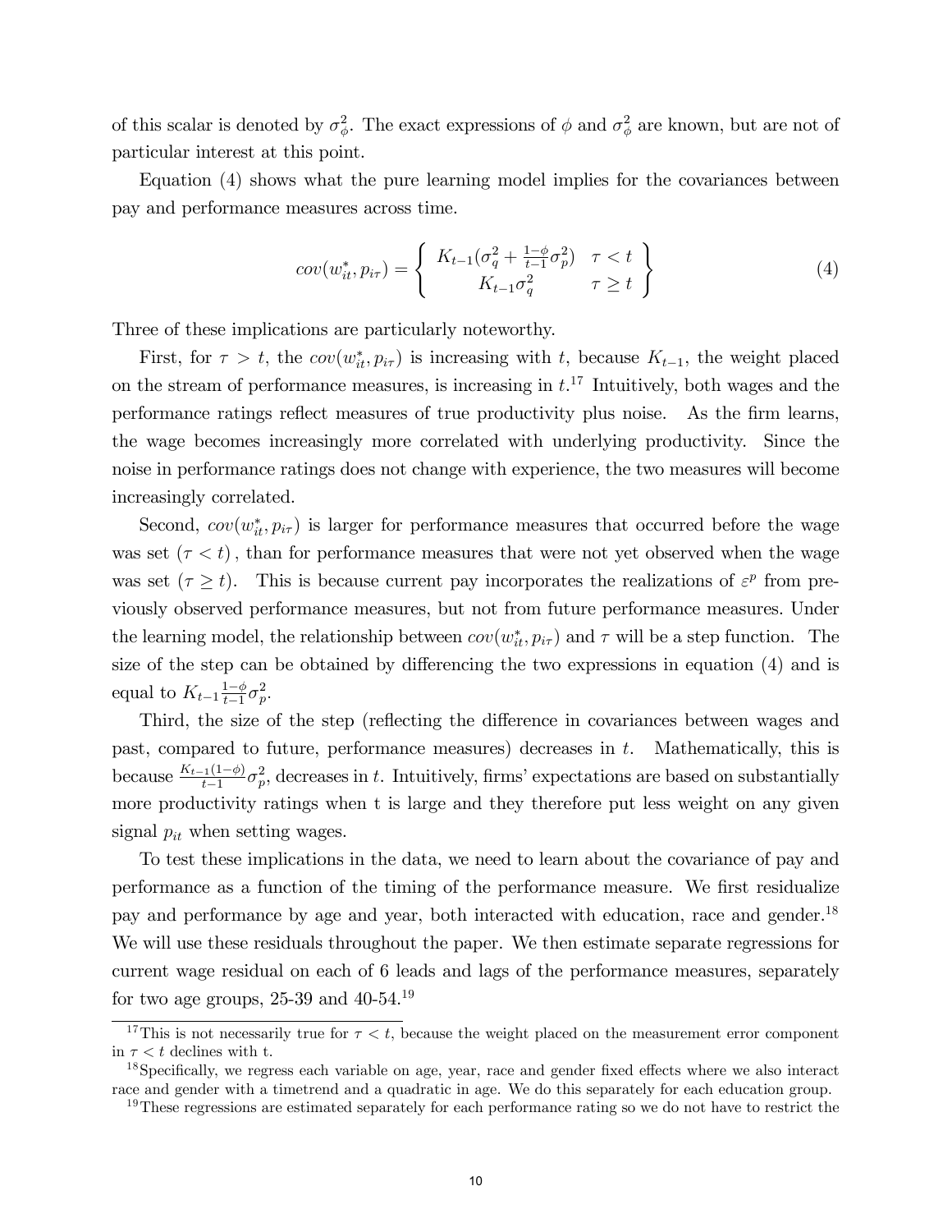of this scalar is denoted by $\sigma_\phi^2$. The exact expressions of $\phi$ and $\sigma_\phi^2$ are known, but are not of particular interest at this point.

Equation (4) shows what the pure learning model implies for the covariances between pay and performance measures across time.

$$cov(w_{it}^*, p_{i\tau}) = \left\{ \begin{array}{cc} K_{t-1}(\sigma_q^2 + \frac{1-\phi}{t-1}\sigma_p^2) & \tau < t \\ K_{t-1}\sigma_q^2 & \tau \geq t \end{array} \right\} \tag{4}$$

Three of these implications are particularly noteworthy.

First, for $\tau > t$, the $cov(w_{it}^*, p_{i\tau})$ is increasing with $t$, because $K_{t-1}$, the weight placed on the stream of performance measures, is increasing in $t$.[17] Intuitively, both wages and the performance ratings reflect measures of true productivity plus noise. As the firm learns, the wage becomes increasingly more correlated with underlying productivity. Since the noise in performance ratings does not change with experience, the two measures will become increasingly correlated.

Second, $cov(w_{it}^*, p_{i\tau})$ is larger for performance measures that occurred before the wage was set ($\tau < t$) , than for performance measures that were not yet observed when the wage was set ($\tau \geq t$). This is because current pay incorporates the realizations of $\varepsilon^p$ from previously observed performance measures, but not from future performance measures. Under the learning model, the relationship between $cov(w_{it}^*, p_{i\tau})$ and $\tau$ will be a step function. The size of the step can be obtained by differencing the two expressions in equation (4) and is equal to $K_{t-1}\frac{1-\phi}{t-1}\sigma_p^2$.

Third, the size of the step (reflecting the difference in covariances between wages and past, compared to future, performance measures) decreases in $t$. Mathematically, this is because $\frac{K_{t-1}(1-\phi)}{t-1}\sigma_p^2$, decreases in $t$. Intuitively, firms' expectations are based on substantially more productivity ratings when t is large and they therefore put less weight on any given signal $p_{it}$ when setting wages.

To test these implications in the data, we need to learn about the covariance of pay and performance as a function of the timing of the performance measure. We first residualize pay and performance by age and year, both interacted with education, race and gender.[18] We will use these residuals throughout the paper. We then estimate separate regressions for current wage residual on each of 6 leads and lags of the performance measures, separately for two age groups, 25-39 and 40-54.[19]

[17] This is not necessarily true for $\tau < t$, because the weight placed on the measurement error component in $\tau < t$ declines with t.

[18] Specifically, we regress each variable on age, year, race and gender fixed effects where we also interact race and gender with a timetrend and a quadratic in age. We do this separately for each education group.

[19] These regressions are estimated separately for each performance rating so we do not have to restrict the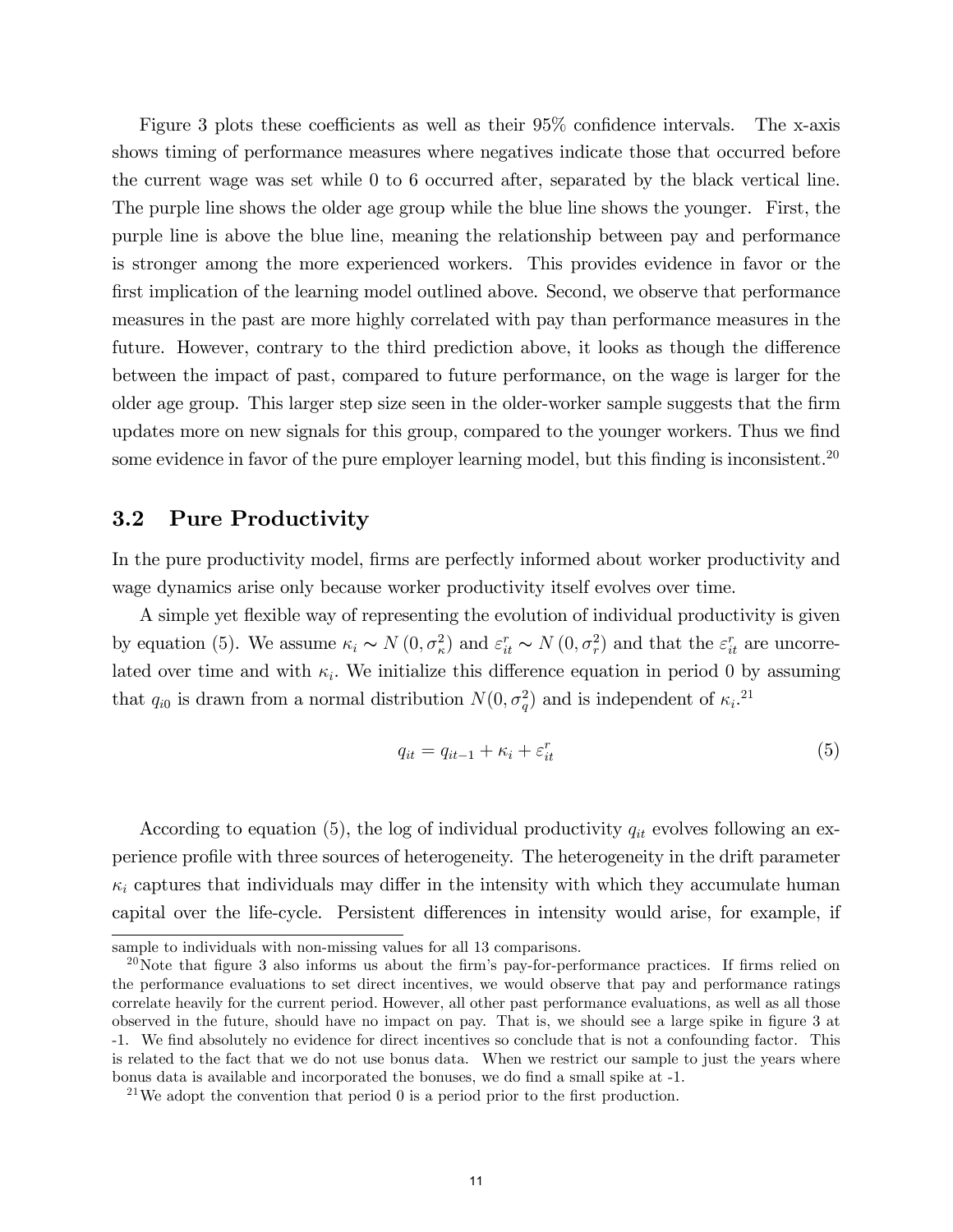Figure 3 plots these coefficients as well as their 95% confidence intervals. The x-axis shows timing of performance measures where negatives indicate those that occurred before the current wage was set while 0 to 6 occurred after, separated by the black vertical line. The purple line shows the older age group while the blue line shows the younger. First, the purple line is above the blue line, meaning the relationship between pay and performance is stronger among the more experienced workers. This provides evidence in favor or the first implication of the learning model outlined above. Second, we observe that performance measures in the past are more highly correlated with pay than performance measures in the future. However, contrary to the third prediction above, it looks as though the difference between the impact of past, compared to future performance, on the wage is larger for the older age group. This larger step size seen in the older-worker sample suggests that the firm updates more on new signals for this group, compared to the younger workers. Thus we find some evidence in favor of the pure employer learning model, but this finding is inconsistent.[20]

## 3.2 Pure Productivity

In the pure productivity model, firms are perfectly informed about worker productivity and wage dynamics arise only because worker productivity itself evolves over time.

A simple yet flexible way of representing the evolution of individual productivity is given by equation (5). We assume $\kappa_i \sim N(0, \sigma_\kappa^2)$ and $\varepsilon_{it}^r \sim N(0, \sigma_r^2)$ and that the $\varepsilon_{it}^r$ are uncorrelated over time and with $\kappa_i$. We initialize this difference equation in period 0 by assuming that $q_{i0}$ is drawn from a normal distribution $N(0, \sigma_q^2)$ and is independent of $\kappa_i$.[21]

$$q_{it} = q_{it-1} + \kappa_i + \varepsilon_{it}^r \tag{5}$$

According to equation (5), the log of individual productivity $q_{it}$ evolves following an experience profile with three sources of heterogeneity. The heterogeneity in the drift parameter $\kappa_i$ captures that individuals may differ in the intensity with which they accumulate human capital over the life-cycle. Persistent differences in intensity would arise, for example, if

sample to individuals with non-missing values for all 13 comparisons.

[20] Note that figure 3 also informs us about the firm's pay-for-performance practices. If firms relied on the performance evaluations to set direct incentives, we would observe that pay and performance ratings correlate heavily for the current period. However, all other past performance evaluations, as well as all those observed in the future, should have no impact on pay. That is, we should see a large spike in figure 3 at -1. We find absolutely no evidence for direct incentives so conclude that is not a confounding factor. This is related to the fact that we do not use bonus data. When we restrict our sample to just the years where bonus data is available and incorporated the bonuses, we do find a small spike at -1.

[21] We adopt the convention that period 0 is a period prior to the first production.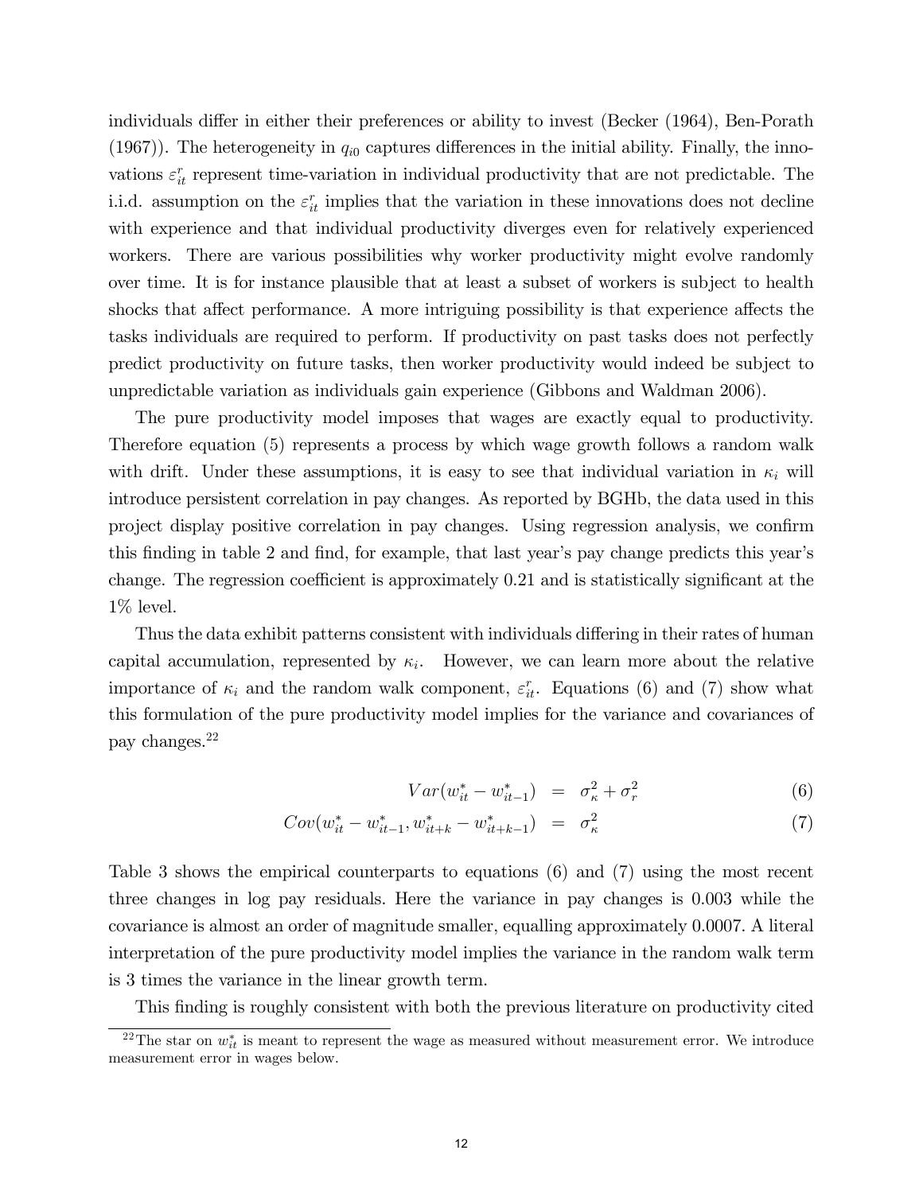individuals differ in either their preferences or ability to invest (Becker (1964), Ben-Porath (1967)). The heterogeneity in $q_{i0}$ captures differences in the initial ability. Finally, the innovations $\varepsilon^r_{it}$ represent time-variation in individual productivity that are not predictable. The i.i.d. assumption on the $\varepsilon^r_{it}$ implies that the variation in these innovations does not decline with experience and that individual productivity diverges even for relatively experienced workers. There are various possibilities why worker productivity might evolve randomly over time. It is for instance plausible that at least a subset of workers is subject to health shocks that affect performance. A more intriguing possibility is that experience affects the tasks individuals are required to perform. If productivity on past tasks does not perfectly predict productivity on future tasks, then worker productivity would indeed be subject to unpredictable variation as individuals gain experience (Gibbons and Waldman 2006).

The pure productivity model imposes that wages are exactly equal to productivity. Therefore equation (5) represents a process by which wage growth follows a random walk with drift. Under these assumptions, it is easy to see that individual variation in $\kappa_i$ will introduce persistent correlation in pay changes. As reported by BGHb, the data used in this project display positive correlation in pay changes. Using regression analysis, we confirm this finding in table 2 and find, for example, that last year's pay change predicts this year's change. The regression coefficient is approximately 0.21 and is statistically significant at the 1% level.

Thus the data exhibit patterns consistent with individuals differing in their rates of human capital accumulation, represented by $\kappa_i$. However, we can learn more about the relative importance of $\kappa_i$ and the random walk component, $\varepsilon^r_{it}$. Equations (6) and (7) show what this formulation of the pure productivity model implies for the variance and covariances of pay changes.[22]

$$Var(w^*_{it} - w^*_{it-1}) = \sigma^2_\kappa + \sigma^2_r \tag{6}$$

$$Cov(w^*_{it} - w^*_{it-1}, w^*_{it+k} - w^*_{it+k-1}) = \sigma^2_\kappa \tag{7}$$

Table 3 shows the empirical counterparts to equations (6) and (7) using the most recent three changes in log pay residuals. Here the variance in pay changes is 0.003 while the covariance is almost an order of magnitude smaller, equalling approximately 0.0007. A literal interpretation of the pure productivity model implies the variance in the random walk term is 3 times the variance in the linear growth term.

This finding is roughly consistent with both the previous literature on productivity cited

[22] The star on $w^*_{it}$ is meant to represent the wage as measured without measurement error. We introduce measurement error in wages below.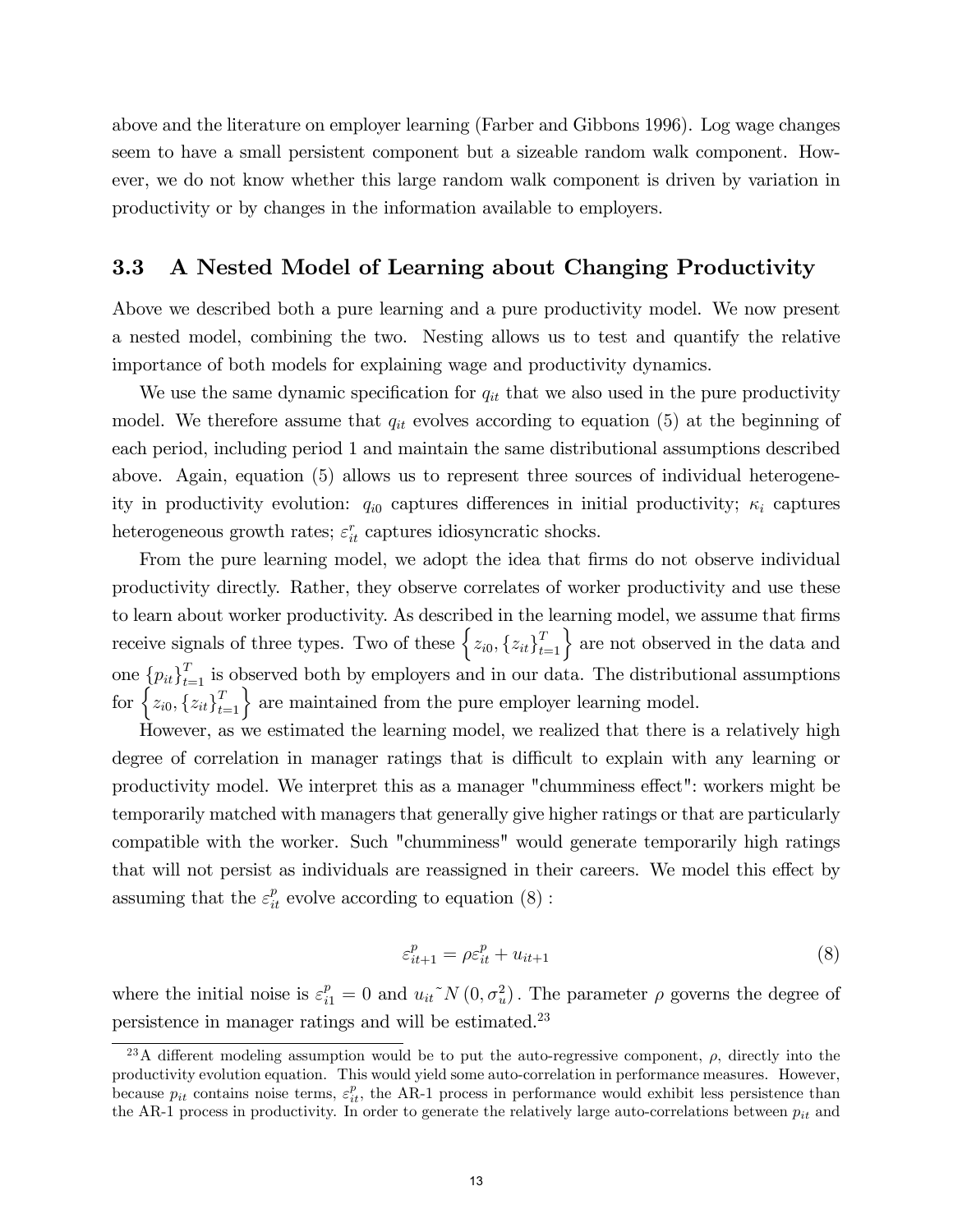above and the literature on employer learning (Farber and Gibbons 1996). Log wage changes seem to have a small persistent component but a sizeable random walk component. However, we do not know whether this large random walk component is driven by variation in productivity or by changes in the information available to employers.

### 3.3 A Nested Model of Learning about Changing Productivity

Above we described both a pure learning and a pure productivity model. We now present a nested model, combining the two. Nesting allows us to test and quantify the relative importance of both models for explaining wage and productivity dynamics.

We use the same dynamic specification for $q_{it}$ that we also used in the pure productivity model. We therefore assume that $q_{it}$ evolves according to equation (5) at the beginning of each period, including period 1 and maintain the same distributional assumptions described above. Again, equation (5) allows us to represent three sources of individual heterogeneity in productivity evolution: $q_{i0}$ captures differences in initial productivity; $\kappa_i$ captures heterogeneous growth rates; $\varepsilon^r_{it}$ captures idiosyncratic shocks.

From the pure learning model, we adopt the idea that firms do not observe individual productivity directly. Rather, they observe correlates of worker productivity and use these to learn about worker productivity. As described in the learning model, we assume that firms receive signals of three types. Two of these $\left\{z_{i0}, \{z_{it}\}_{t=1}^T\right\}$ are not observed in the data and one $\{p_{it}\}_{t=1}^T$ is observed both by employers and in our data. The distributional assumptions for $\left\{z_{i0}, \{z_{it}\}_{t=1}^T\right\}$ are maintained from the pure employer learning model.

However, as we estimated the learning model, we realized that there is a relatively high degree of correlation in manager ratings that is difficult to explain with any learning or productivity model. We interpret this as a manager "chumminess effect": workers might be temporarily matched with managers that generally give higher ratings or that are particularly compatible with the worker. Such "chumminess" would generate temporarily high ratings that will not persist as individuals are reassigned in their careers. We model this effect by assuming that the $\varepsilon^p_{it}$ evolve according to equation (8) :

$$\varepsilon^p_{it+1} = \rho \varepsilon^p_{it} + u_{it+1} \tag{8}$$

where the initial noise is $\varepsilon^p_{i1} = 0$ and $u_{it} \sim N(0, \sigma^2_u)$. The parameter $\rho$ governs the degree of persistence in manager ratings and will be estimated.[23]

[23] A different modeling assumption would be to put the auto-regressive component, $\rho$, directly into the productivity evolution equation. This would yield some auto-correlation in performance measures. However, because $p_{it}$ contains noise terms, $\varepsilon^p_{it}$, the AR-1 process in performance would exhibit less persistence than the AR-1 process in productivity. In order to generate the relatively large auto-correlations between $p_{it}$ and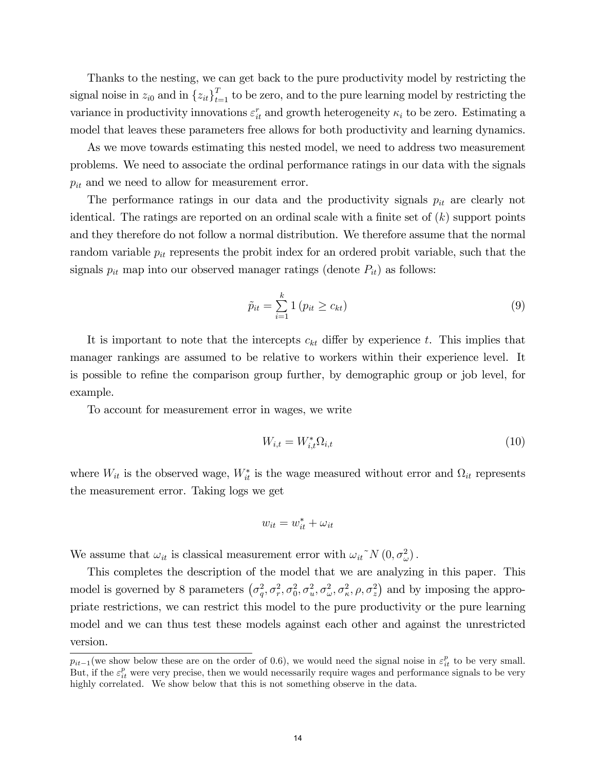Thanks to the nesting, we can get back to the pure productivity model by restricting the signal noise in $z_{i0}$ and in $\{z_{it}\}_{t=1}^{T}$ to be zero, and to the pure learning model by restricting the variance in productivity innovations $\varepsilon_{it}^{r}$ and growth heterogeneity $\kappa_i$ to be zero. Estimating a model that leaves these parameters free allows for both productivity and learning dynamics.

As we move towards estimating this nested model, we need to address two measurement problems. We need to associate the ordinal performance ratings in our data with the signals $p_{it}$ and we need to allow for measurement error.

The performance ratings in our data and the productivity signals $p_{it}$ are clearly not identical. The ratings are reported on an ordinal scale with a finite set of $(k)$ support points and they therefore do not follow a normal distribution. We therefore assume that the normal random variable $p_{it}$ represents the probit index for an ordered probit variable, such that the signals $p_{it}$ map into our observed manager ratings (denote $P_{it}$) as follows:

$$\tilde{p}_{it} = \sum_{i=1}^{k} 1\left(p_{it} \geq c_{kt}\right) \tag{9}$$

It is important to note that the intercepts $c_{kt}$ differ by experience $t$. This implies that manager rankings are assumed to be relative to workers within their experience level. It is possible to refine the comparison group further, by demographic group or job level, for example.

To account for measurement error in wages, we write

$$W_{i,t} = W_{i,t}^{*}\Omega_{i,t} \tag{10}$$

where $W_{it}$ is the observed wage, $W_{it}^{*}$ is the wage measured without error and $\Omega_{it}$ represents the measurement error. Taking logs we get

$$w_{it} = w_{it}^{*} + \omega_{it}$$

We assume that $\omega_{it}$ is classical measurement error with $\omega_{it} \tilde{} N\left(0, \sigma_{\omega}^{2}\right)$.

This completes the description of the model that we are analyzing in this paper. This model is governed by 8 parameters $\left(\sigma_q^2, \sigma_r^2, \sigma_0^2, \sigma_u^2, \sigma_\omega^2, \sigma_\kappa^2, \rho, \sigma_z^2\right)$ and by imposing the appropriate restrictions, we can restrict this model to the pure productivity or the pure learning model and we can thus test these models against each other and against the unrestricted version.

---

$p_{it-1}$(we show below these are on the order of 0.6), we would need the signal noise in $\varepsilon_{it}^{p}$ to be very small. But, if the $\varepsilon_{it}^{p}$ were very precise, then we would necessarily require wages and performance signals to be very highly correlated. We show below that this is not something observe in the data.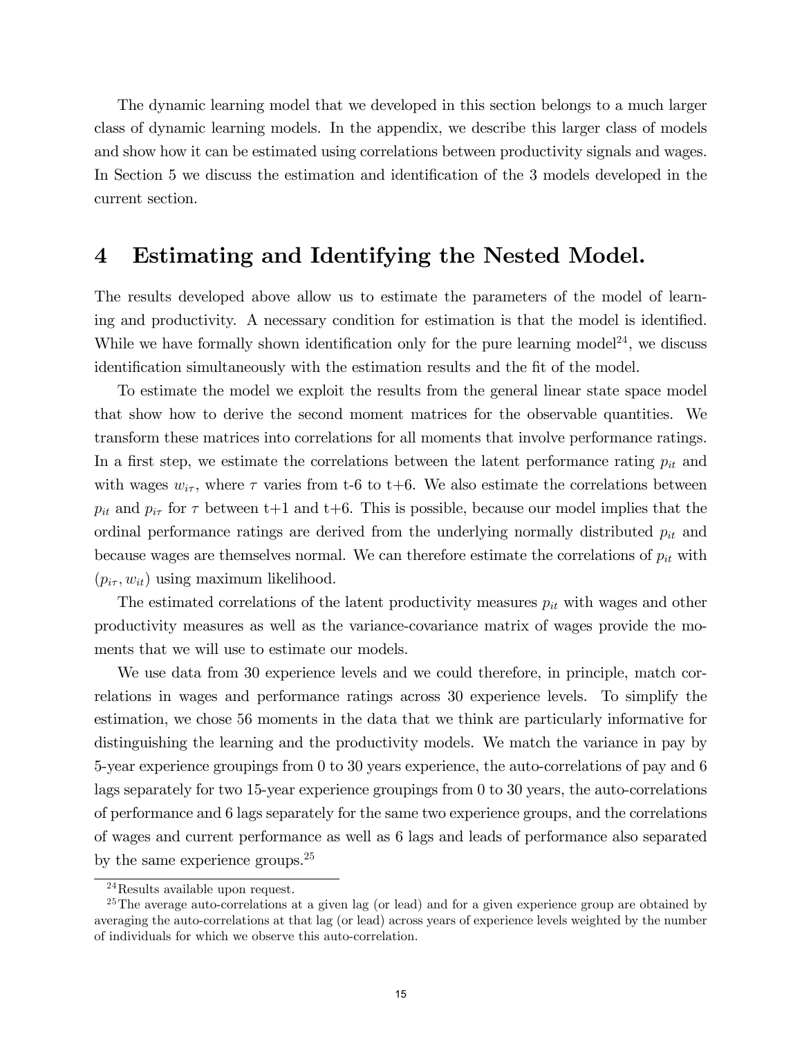The dynamic learning model that we developed in this section belongs to a much larger class of dynamic learning models. In the appendix, we describe this larger class of models and show how it can be estimated using correlations between productivity signals and wages. In Section 5 we discuss the estimation and identification of the 3 models developed in the current section.

# 4 Estimating and Identifying the Nested Model.

The results developed above allow us to estimate the parameters of the model of learning and productivity. A necessary condition for estimation is that the model is identified. While we have formally shown identification only for the pure learning model[24], we discuss identification simultaneously with the estimation results and the fit of the model.

To estimate the model we exploit the results from the general linear state space model that show how to derive the second moment matrices for the observable quantities. We transform these matrices into correlations for all moments that involve performance ratings. In a first step, we estimate the correlations between the latent performance rating $p_{it}$ and with wages $w_{i\tau}$, where $\tau$ varies from t-6 to t+6. We also estimate the correlations between $p_{it}$ and $p_{i\tau}$ for $\tau$ between t+1 and t+6. This is possible, because our model implies that the ordinal performance ratings are derived from the underlying normally distributed $p_{it}$ and because wages are themselves normal. We can therefore estimate the correlations of $p_{it}$ with $(p_{i\tau}, w_{it})$ using maximum likelihood.

The estimated correlations of the latent productivity measures $p_{it}$ with wages and other productivity measures as well as the variance-covariance matrix of wages provide the moments that we will use to estimate our models.

We use data from 30 experience levels and we could therefore, in principle, match correlations in wages and performance ratings across 30 experience levels. To simplify the estimation, we chose 56 moments in the data that we think are particularly informative for distinguishing the learning and the productivity models. We match the variance in pay by 5-year experience groupings from 0 to 30 years experience, the auto-correlations of pay and 6 lags separately for two 15-year experience groupings from 0 to 30 years, the auto-correlations of performance and 6 lags separately for the same two experience groups, and the correlations of wages and current performance as well as 6 lags and leads of performance also separated by the same experience groups.[25]

---

[24] Results available upon request.

[25] The average auto-correlations at a given lag (or lead) and for a given experience group are obtained by averaging the auto-correlations at that lag (or lead) across years of experience levels weighted by the number of individuals for which we observe this auto-correlation.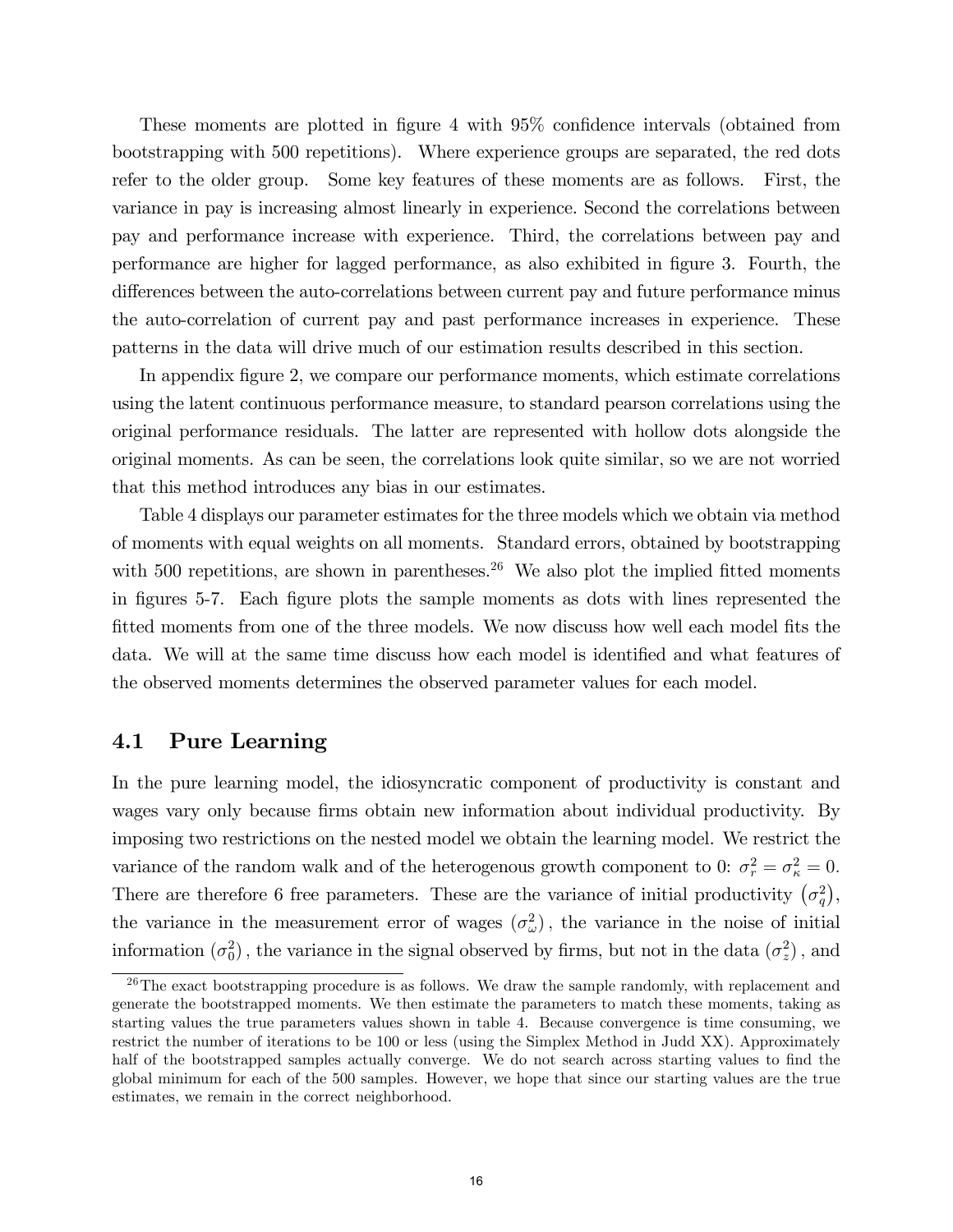These moments are plotted in figure 4 with 95% confidence intervals (obtained from bootstrapping with 500 repetitions). Where experience groups are separated, the red dots refer to the older group. Some key features of these moments are as follows. First, the variance in pay is increasing almost linearly in experience. Second the correlations between pay and performance increase with experience. Third, the correlations between pay and performance are higher for lagged performance, as also exhibited in figure 3. Fourth, the differences between the auto-correlations between current pay and future performance minus the auto-correlation of current pay and past performance increases in experience. These patterns in the data will drive much of our estimation results described in this section.

In appendix figure 2, we compare our performance moments, which estimate correlations using the latent continuous performance measure, to standard pearson correlations using the original performance residuals. The latter are represented with hollow dots alongside the original moments. As can be seen, the correlations look quite similar, so we are not worried that this method introduces any bias in our estimates.

Table 4 displays our parameter estimates for the three models which we obtain via method of moments with equal weights on all moments. Standard errors, obtained by bootstrapping with 500 repetitions, are shown in parentheses.[26] We also plot the implied fitted moments in figures 5-7. Each figure plots the sample moments as dots with lines represented the fitted moments from one of the three models. We now discuss how well each model fits the data. We will at the same time discuss how each model is identified and what features of the observed moments determines the observed parameter values for each model.

## 4.1 Pure Learning

In the pure learning model, the idiosyncratic component of productivity is constant and wages vary only because firms obtain new information about individual productivity. By imposing two restrictions on the nested model we obtain the learning model. We restrict the variance of the random walk and of the heterogenous growth component to 0: $\sigma_r^2 = \sigma_\kappa^2 = 0$. There are therefore 6 free parameters. These are the variance of initial productivity $\left(\sigma_q^2\right)$, the variance in the measurement error of wages $\left(\sigma_\omega^2\right)$, the variance in the noise of initial information $\left(\sigma_0^2\right)$, the variance in the signal observed by firms, but not in the data $\left(\sigma_z^2\right)$, and

[26] The exact bootstrapping procedure is as follows. We draw the sample randomly, with replacement and generate the bootstrapped moments. We then estimate the parameters to match these moments, taking as starting values the true parameters values shown in table 4. Because convergence is time consuming, we restrict the number of iterations to be 100 or less (using the Simplex Method in Judd XX). Approximately half of the bootstrapped samples actually converge. We do not search across starting values to find the global minimum for each of the 500 samples. However, we hope that since our starting values are the true estimates, we remain in the correct neighborhood.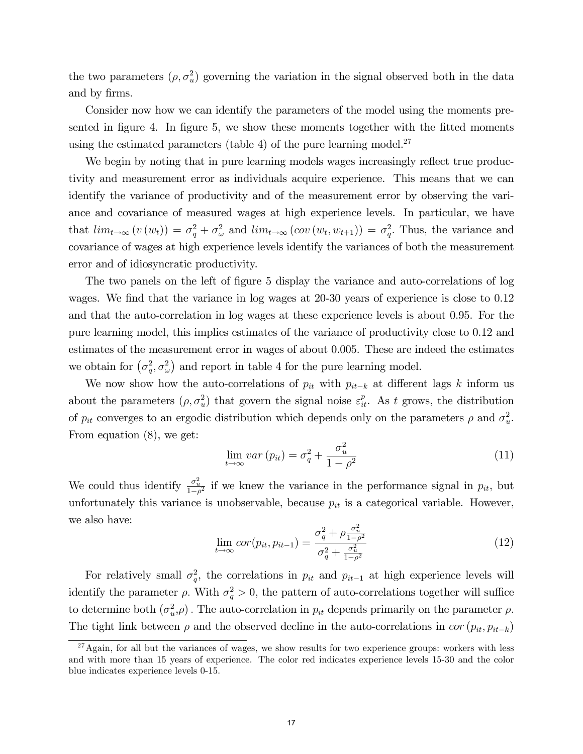the two parameters $(\rho, \sigma_u^2)$ governing the variation in the signal observed both in the data and by firms.

Consider now how we can identify the parameters of the model using the moments presented in figure 4. In figure 5, we show these moments together with the fitted moments using the estimated parameters (table 4) of the pure learning model.[27]

We begin by noting that in pure learning models wages increasingly reflect true productivity and measurement error as individuals acquire experience. This means that we can identify the variance of productivity and of the measurement error by observing the variance and covariance of measured wages at high experience levels. In particular, we have that $lim_{t\to\infty}(v(w_t)) = \sigma_q^2 + \sigma_\omega^2$ and $lim_{t\to\infty}(cov(w_t, w_{t+1})) = \sigma_q^2$. Thus, the variance and covariance of wages at high experience levels identify the variances of both the measurement error and of idiosyncratic productivity.

The two panels on the left of figure 5 display the variance and auto-correlations of log wages. We find that the variance in log wages at 20-30 years of experience is close to 0.12 and that the auto-correlation in log wages at these experience levels is about 0.95. For the pure learning model, this implies estimates of the variance of productivity close to 0.12 and estimates of the measurement error in wages of about 0.005. These are indeed the estimates we obtain for $(\sigma_q^2, \sigma_\omega^2)$ and report in table 4 for the pure learning model.

We now show how the auto-correlations of $p_{it}$ with $p_{it-k}$ at different lags $k$ inform us about the parameters $(\rho, \sigma_u^2)$ that govern the signal noise $\varepsilon_{it}^p$. As $t$ grows, the distribution of $p_{it}$ converges to an ergodic distribution which depends only on the parameters $\rho$ and $\sigma_u^2$. From equation (8), we get:

$$\lim_{t\to\infty} var(p_{it}) = \sigma_q^2 + \frac{\sigma_u^2}{1-\rho^2} \tag{11}$$

We could thus identify $\frac{\sigma_u^2}{1-\rho^2}$ if we knew the variance in the performance signal in $p_{it}$, but unfortunately this variance is unobservable, because $p_{it}$ is a categorical variable. However, we also have:

$$\lim_{t\to\infty} cor(p_{it}, p_{it-1}) = \frac{\sigma_q^2 + \rho\frac{\sigma_u^2}{1-\rho^2}}{\sigma_q^2 + \frac{\sigma_u^2}{1-\rho^2}} \tag{12}$$

For relatively small $\sigma_q^2$, the correlations in $p_{it}$ and $p_{it-1}$ at high experience levels will identify the parameter $\rho$. With $\sigma_q^2 > 0$, the pattern of auto-correlations together will suffice to determine both $(\sigma_u^2, \rho)$. The auto-correlation in $p_{it}$ depends primarily on the parameter $\rho$. The tight link between $\rho$ and the observed decline in the auto-correlations in $cor(p_{it}, p_{it-k})$

[27] Again, for all but the variances of wages, we show results for two experience groups: workers with less and with more than 15 years of experience. The color red indicates experience levels 15-30 and the color blue indicates experience levels 0-15.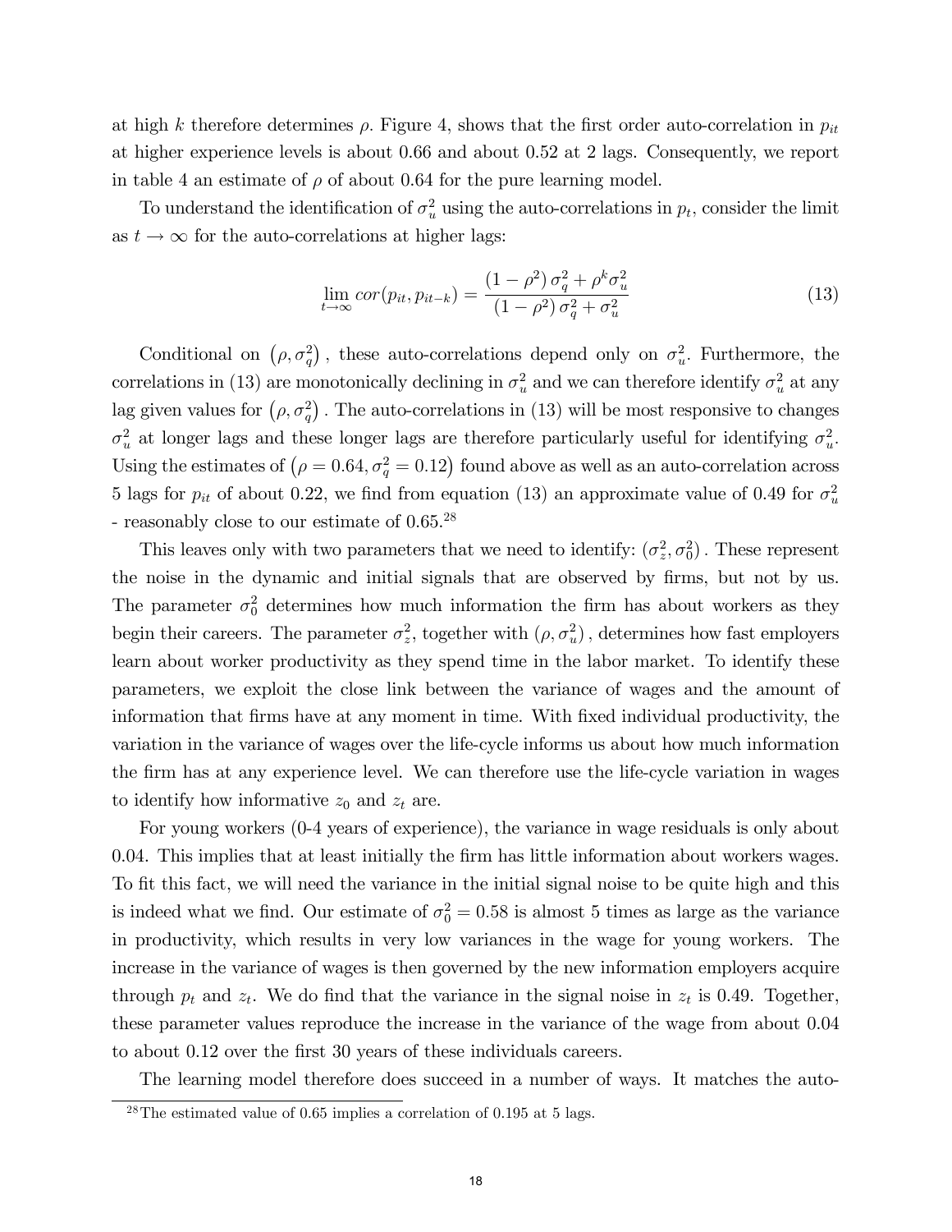at high $k$ therefore determines $\rho$. Figure 4, shows that the first order auto-correlation in $p_{it}$ at higher experience levels is about 0.66 and about 0.52 at 2 lags. Consequently, we report in table 4 an estimate of $\rho$ of about 0.64 for the pure learning model.

To understand the identification of $\sigma_u^2$ using the auto-correlations in $p_t$, consider the limit as $t \to \infty$ for the auto-correlations at higher lags:

$$\lim_{t\to\infty} cor(p_{it}, p_{it-k}) = \frac{(1-\rho^2)\,\sigma_q^2 + \rho^k \sigma_u^2}{(1-\rho^2)\,\sigma_q^2 + \sigma_u^2} \tag{13}$$

Conditional on $(\rho, \sigma_q^2)$, these auto-correlations depend only on $\sigma_u^2$. Furthermore, the correlations in (13) are monotonically declining in $\sigma_u^2$ and we can therefore identify $\sigma_u^2$ at any lag given values for $(\rho, \sigma_q^2)$. The auto-correlations in (13) will be most responsive to changes $\sigma_u^2$ at longer lags and these longer lags are therefore particularly useful for identifying $\sigma_u^2$. Using the estimates of $(\rho = 0.64, \sigma_q^2 = 0.12)$ found above as well as an auto-correlation across 5 lags for $p_{it}$ of about 0.22, we find from equation (13) an approximate value of 0.49 for $\sigma_u^2$ - reasonably close to our estimate of 0.65.[28]

This leaves only with two parameters that we need to identify: $(\sigma_z^2, \sigma_0^2)$. These represent the noise in the dynamic and initial signals that are observed by firms, but not by us. The parameter $\sigma_0^2$ determines how much information the firm has about workers as they begin their careers. The parameter $\sigma_z^2$, together with $(\rho, \sigma_u^2)$, determines how fast employers learn about worker productivity as they spend time in the labor market. To identify these parameters, we exploit the close link between the variance of wages and the amount of information that firms have at any moment in time. With fixed individual productivity, the variation in the variance of wages over the life-cycle informs us about how much information the firm has at any experience level. We can therefore use the life-cycle variation in wages to identify how informative $z_0$ and $z_t$ are.

For young workers (0-4 years of experience), the variance in wage residuals is only about 0.04. This implies that at least initially the firm has little information about workers wages. To fit this fact, we will need the variance in the initial signal noise to be quite high and this is indeed what we find. Our estimate of $\sigma_0^2 = 0.58$ is almost 5 times as large as the variance in productivity, which results in very low variances in the wage for young workers. The increase in the variance of wages is then governed by the new information employers acquire through $p_t$ and $z_t$. We do find that the variance in the signal noise in $z_t$ is 0.49. Together, these parameter values reproduce the increase in the variance of the wage from about 0.04 to about 0.12 over the first 30 years of these individuals careers.

The learning model therefore does succeed in a number of ways. It matches the auto-

[28] The estimated value of 0.65 implies a correlation of 0.195 at 5 lags.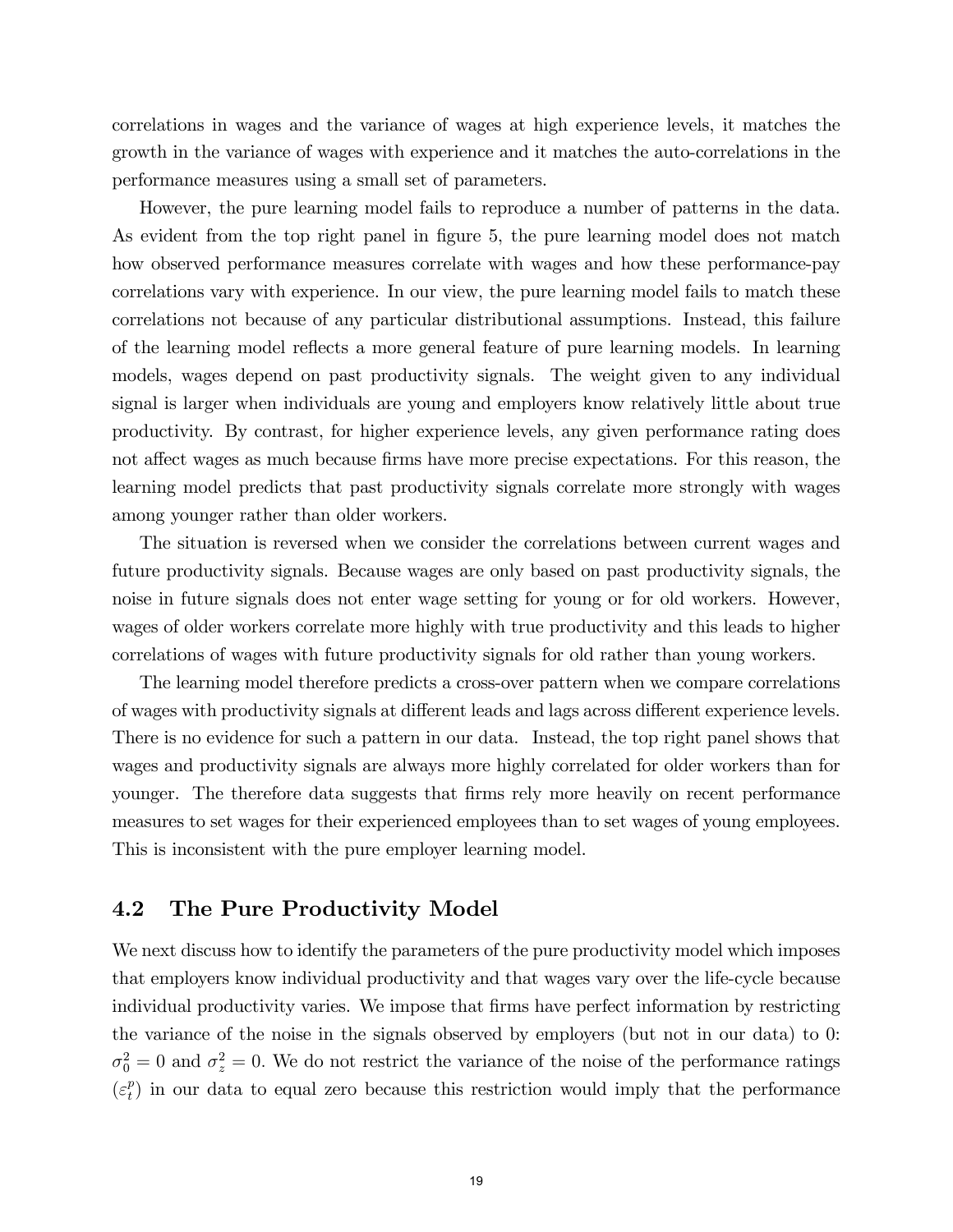correlations in wages and the variance of wages at high experience levels, it matches the growth in the variance of wages with experience and it matches the auto-correlations in the performance measures using a small set of parameters.

However, the pure learning model fails to reproduce a number of patterns in the data. As evident from the top right panel in figure 5, the pure learning model does not match how observed performance measures correlate with wages and how these performance-pay correlations vary with experience. In our view, the pure learning model fails to match these correlations not because of any particular distributional assumptions. Instead, this failure of the learning model reflects a more general feature of pure learning models. In learning models, wages depend on past productivity signals. The weight given to any individual signal is larger when individuals are young and employers know relatively little about true productivity. By contrast, for higher experience levels, any given performance rating does not affect wages as much because firms have more precise expectations. For this reason, the learning model predicts that past productivity signals correlate more strongly with wages among younger rather than older workers.

The situation is reversed when we consider the correlations between current wages and future productivity signals. Because wages are only based on past productivity signals, the noise in future signals does not enter wage setting for young or for old workers. However, wages of older workers correlate more highly with true productivity and this leads to higher correlations of wages with future productivity signals for old rather than young workers.

The learning model therefore predicts a cross-over pattern when we compare correlations of wages with productivity signals at different leads and lags across different experience levels. There is no evidence for such a pattern in our data. Instead, the top right panel shows that wages and productivity signals are always more highly correlated for older workers than for younger. The therefore data suggests that firms rely more heavily on recent performance measures to set wages for their experienced employees than to set wages of young employees. This is inconsistent with the pure employer learning model.

## 4.2 The Pure Productivity Model

We next discuss how to identify the parameters of the pure productivity model which imposes that employers know individual productivity and that wages vary over the life-cycle because individual productivity varies. We impose that firms have perfect information by restricting the variance of the noise in the signals observed by employers (but not in our data) to 0: $\sigma_0^2 = 0$ and $\sigma_z^2 = 0$. We do not restrict the variance of the noise of the performance ratings ($\varepsilon_t^p$) in our data to equal zero because this restriction would imply that the performance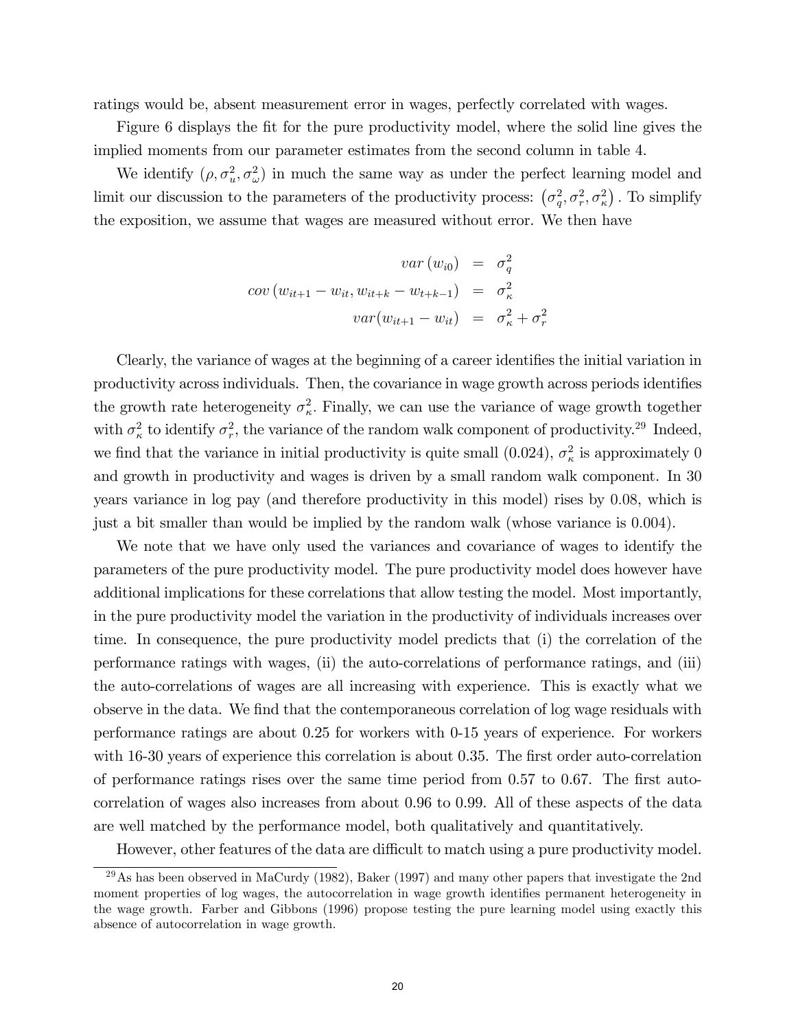ratings would be, absent measurement error in wages, perfectly correlated with wages.

Figure 6 displays the fit for the pure productivity model, where the solid line gives the implied moments from our parameter estimates from the second column in table 4.

We identify $(\rho, \sigma_u^2, \sigma_\omega^2)$ in much the same way as under the perfect learning model and limit our discussion to the parameters of the productivity process: $(\sigma_q^2, \sigma_r^2, \sigma_\kappa^2)$ . To simplify the exposition, we assume that wages are measured without error. We then have

$$
\begin{aligned}
var\left(w_{i0}\right) &= \sigma_q^2 \\
cov\left(w_{it+1} - w_{it}, w_{it+k} - w_{t+k-1}\right) &= \sigma_\kappa^2 \\
var(w_{it+1} - w_{it}) &= \sigma_\kappa^2 + \sigma_r^2
\end{aligned}
$$

Clearly, the variance of wages at the beginning of a career identifies the initial variation in productivity across individuals. Then, the covariance in wage growth across periods identifies the growth rate heterogeneity $\sigma_\kappa^2$. Finally, we can use the variance of wage growth together with $\sigma_\kappa^2$ to identify $\sigma_r^2$, the variance of the random walk component of productivity.[29] Indeed, we find that the variance in initial productivity is quite small (0.024), $\sigma_\kappa^2$ is approximately 0 and growth in productivity and wages is driven by a small random walk component. In 30 years variance in log pay (and therefore productivity in this model) rises by 0.08, which is just a bit smaller than would be implied by the random walk (whose variance is 0.004).

We note that we have only used the variances and covariance of wages to identify the parameters of the pure productivity model. The pure productivity model does however have additional implications for these correlations that allow testing the model. Most importantly, in the pure productivity model the variation in the productivity of individuals increases over time. In consequence, the pure productivity model predicts that (i) the correlation of the performance ratings with wages, (ii) the auto-correlations of performance ratings, and (iii) the auto-correlations of wages are all increasing with experience. This is exactly what we observe in the data. We find that the contemporaneous correlation of log wage residuals with performance ratings are about 0.25 for workers with 0-15 years of experience. For workers with 16-30 years of experience this correlation is about 0.35. The first order auto-correlation of performance ratings rises over the same time period from 0.57 to 0.67. The first auto-correlation of wages also increases from about 0.96 to 0.99. All of these aspects of the data are well matched by the performance model, both qualitatively and quantitatively.

However, other features of the data are difficult to match using a pure productivity model.

[29] As has been observed in MaCurdy (1982), Baker (1997) and many other papers that investigate the 2nd moment properties of log wages, the autocorrelation in wage growth identifies permanent heterogeneity in the wage growth. Farber and Gibbons (1996) propose testing the pure learning model using exactly this absence of autocorrelation in wage growth.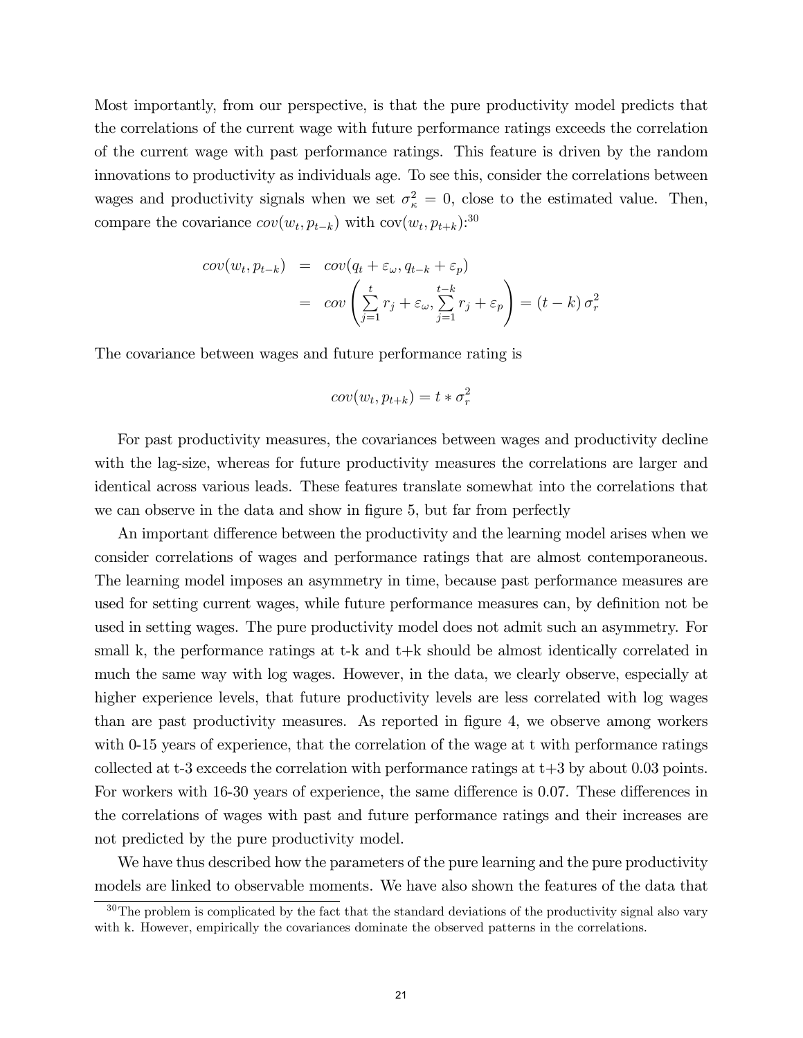Most importantly, from our perspective, is that the pure productivity model predicts that the correlations of the current wage with future performance ratings exceeds the correlation of the current wage with past performance ratings. This feature is driven by the random innovations to productivity as individuals age. To see this, consider the correlations between wages and productivity signals when we set $\sigma_\kappa^2 = 0$, close to the estimated value. Then, compare the covariance $cov(w_t, p_{t-k})$ with $\text{cov}(w_t, p_{t+k})$:[30]

$$
\begin{aligned}
cov(w_t, p_{t-k}) &= cov(q_t + \varepsilon_\omega, q_{t-k} + \varepsilon_p) \\
&= cov\left(\sum_{j=1}^{t} r_j + \varepsilon_\omega, \sum_{j=1}^{t-k} r_j + \varepsilon_p\right) = (t-k)\,\sigma_r^2
\end{aligned}
$$

The covariance between wages and future performance rating is

$$
cov(w_t, p_{t+k}) = t * \sigma_r^2
$$

For past productivity measures, the covariances between wages and productivity decline with the lag-size, whereas for future productivity measures the correlations are larger and identical across various leads. These features translate somewhat into the correlations that we can observe in the data and show in figure 5, but far from perfectly

An important difference between the productivity and the learning model arises when we consider correlations of wages and performance ratings that are almost contemporaneous. The learning model imposes an asymmetry in time, because past performance measures are used for setting current wages, while future performance measures can, by definition not be used in setting wages. The pure productivity model does not admit such an asymmetry. For small k, the performance ratings at t-k and t+k should be almost identically correlated in much the same way with log wages. However, in the data, we clearly observe, especially at higher experience levels, that future productivity levels are less correlated with log wages than are past productivity measures. As reported in figure 4, we observe among workers with 0-15 years of experience, that the correlation of the wage at t with performance ratings collected at t-3 exceeds the correlation with performance ratings at t+3 by about 0.03 points. For workers with 16-30 years of experience, the same difference is 0.07. These differences in the correlations of wages with past and future performance ratings and their increases are not predicted by the pure productivity model.

We have thus described how the parameters of the pure learning and the pure productivity models are linked to observable moments. We have also shown the features of the data that

[30] The problem is complicated by the fact that the standard deviations of the productivity signal also vary with k. However, empirically the covariances dominate the observed patterns in the correlations.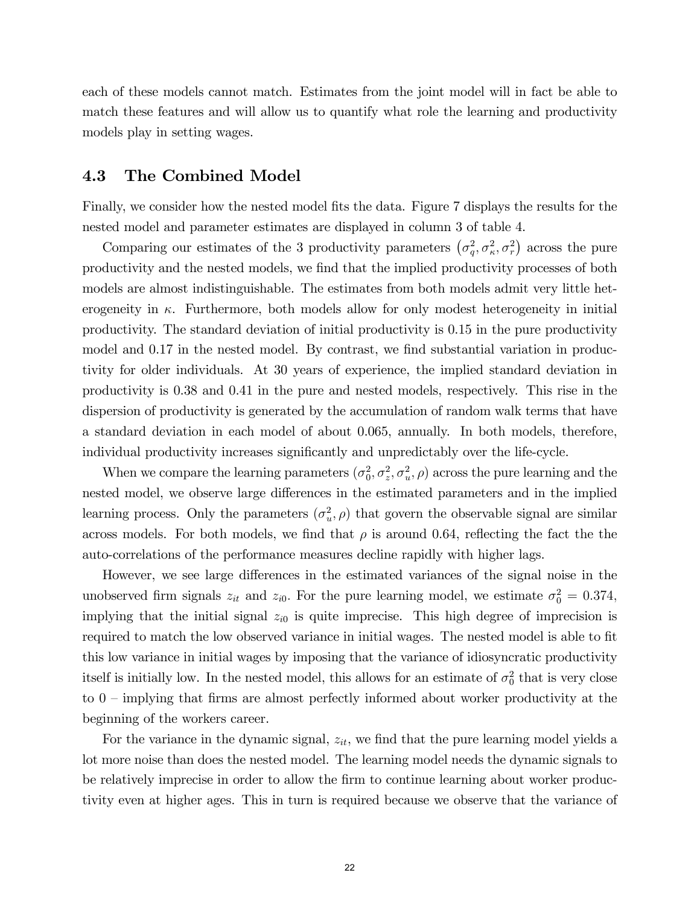each of these models cannot match. Estimates from the joint model will in fact be able to match these features and will allow us to quantify what role the learning and productivity models play in setting wages.

## 4.3 The Combined Model

Finally, we consider how the nested model fits the data. Figure 7 displays the results for the nested model and parameter estimates are displayed in column 3 of table 4.

Comparing our estimates of the 3 productivity parameters $\left(\sigma_q^2, \sigma_\kappa^2, \sigma_r^2\right)$ across the pure productivity and the nested models, we find that the implied productivity processes of both models are almost indistinguishable. The estimates from both models admit very little heterogeneity in $\kappa$. Furthermore, both models allow for only modest heterogeneity in initial productivity. The standard deviation of initial productivity is 0.15 in the pure productivity model and 0.17 in the nested model. By contrast, we find substantial variation in productivity for older individuals. At 30 years of experience, the implied standard deviation in productivity is 0.38 and 0.41 in the pure and nested models, respectively. This rise in the dispersion of productivity is generated by the accumulation of random walk terms that have a standard deviation in each model of about 0.065, annually. In both models, therefore, individual productivity increases significantly and unpredictably over the life-cycle.

When we compare the learning parameters $(\sigma_0^2, \sigma_z^2, \sigma_u^2, \rho)$ across the pure learning and the nested model, we observe large differences in the estimated parameters and in the implied learning process. Only the parameters $(\sigma_u^2, \rho)$ that govern the observable signal are similar across models. For both models, we find that $\rho$ is around 0.64, reflecting the fact the the auto-correlations of the performance measures decline rapidly with higher lags.

However, we see large differences in the estimated variances of the signal noise in the unobserved firm signals $z_{it}$ and $z_{i0}$. For the pure learning model, we estimate $\sigma_0^2 = 0.374$, implying that the initial signal $z_{i0}$ is quite imprecise. This high degree of imprecision is required to match the low observed variance in initial wages. The nested model is able to fit this low variance in initial wages by imposing that the variance of idiosyncratic productivity itself is initially low. In the nested model, this allows for an estimate of $\sigma_0^2$ that is very close to 0 – implying that firms are almost perfectly informed about worker productivity at the beginning of the workers career.

For the variance in the dynamic signal, $z_{it}$, we find that the pure learning model yields a lot more noise than does the nested model. The learning model needs the dynamic signals to be relatively imprecise in order to allow the firm to continue learning about worker productivity even at higher ages. This in turn is required because we observe that the variance of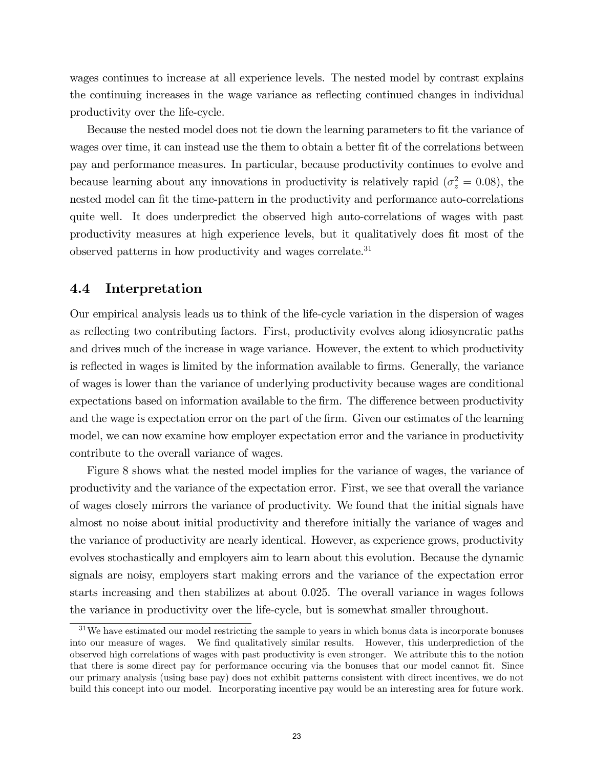wages continues to increase at all experience levels. The nested model by contrast explains the continuing increases in the wage variance as reflecting continued changes in individual productivity over the life-cycle.

Because the nested model does not tie down the learning parameters to fit the variance of wages over time, it can instead use the them to obtain a better fit of the correlations between pay and performance measures. In particular, because productivity continues to evolve and because learning about any innovations in productivity is relatively rapid ($\sigma_z^2 = 0.08$), the nested model can fit the time-pattern in the productivity and performance auto-correlations quite well. It does underpredict the observed high auto-correlations of wages with past productivity measures at high experience levels, but it qualitatively does fit most of the observed patterns in how productivity and wages correlate.[31]

## 4.4 Interpretation

Our empirical analysis leads us to think of the life-cycle variation in the dispersion of wages as reflecting two contributing factors. First, productivity evolves along idiosyncratic paths and drives much of the increase in wage variance. However, the extent to which productivity is reflected in wages is limited by the information available to firms. Generally, the variance of wages is lower than the variance of underlying productivity because wages are conditional expectations based on information available to the firm. The difference between productivity and the wage is expectation error on the part of the firm. Given our estimates of the learning model, we can now examine how employer expectation error and the variance in productivity contribute to the overall variance of wages.

Figure 8 shows what the nested model implies for the variance of wages, the variance of productivity and the variance of the expectation error. First, we see that overall the variance of wages closely mirrors the variance of productivity. We found that the initial signals have almost no noise about initial productivity and therefore initially the variance of wages and the variance of productivity are nearly identical. However, as experience grows, productivity evolves stochastically and employers aim to learn about this evolution. Because the dynamic signals are noisy, employers start making errors and the variance of the expectation error starts increasing and then stabilizes at about 0.025. The overall variance in wages follows the variance in productivity over the life-cycle, but is somewhat smaller throughout.

[31] We have estimated our model restricting the sample to years in which bonus data is incorporate bonuses into our measure of wages. We find qualitatively similar results. However, this underprediction of the observed high correlations of wages with past productivity is even stronger. We attribute this to the notion that there is some direct pay for performance occuring via the bonuses that our model cannot fit. Since our primary analysis (using base pay) does not exhibit patterns consistent with direct incentives, we do not build this concept into our model. Incorporating incentive pay would be an interesting area for future work.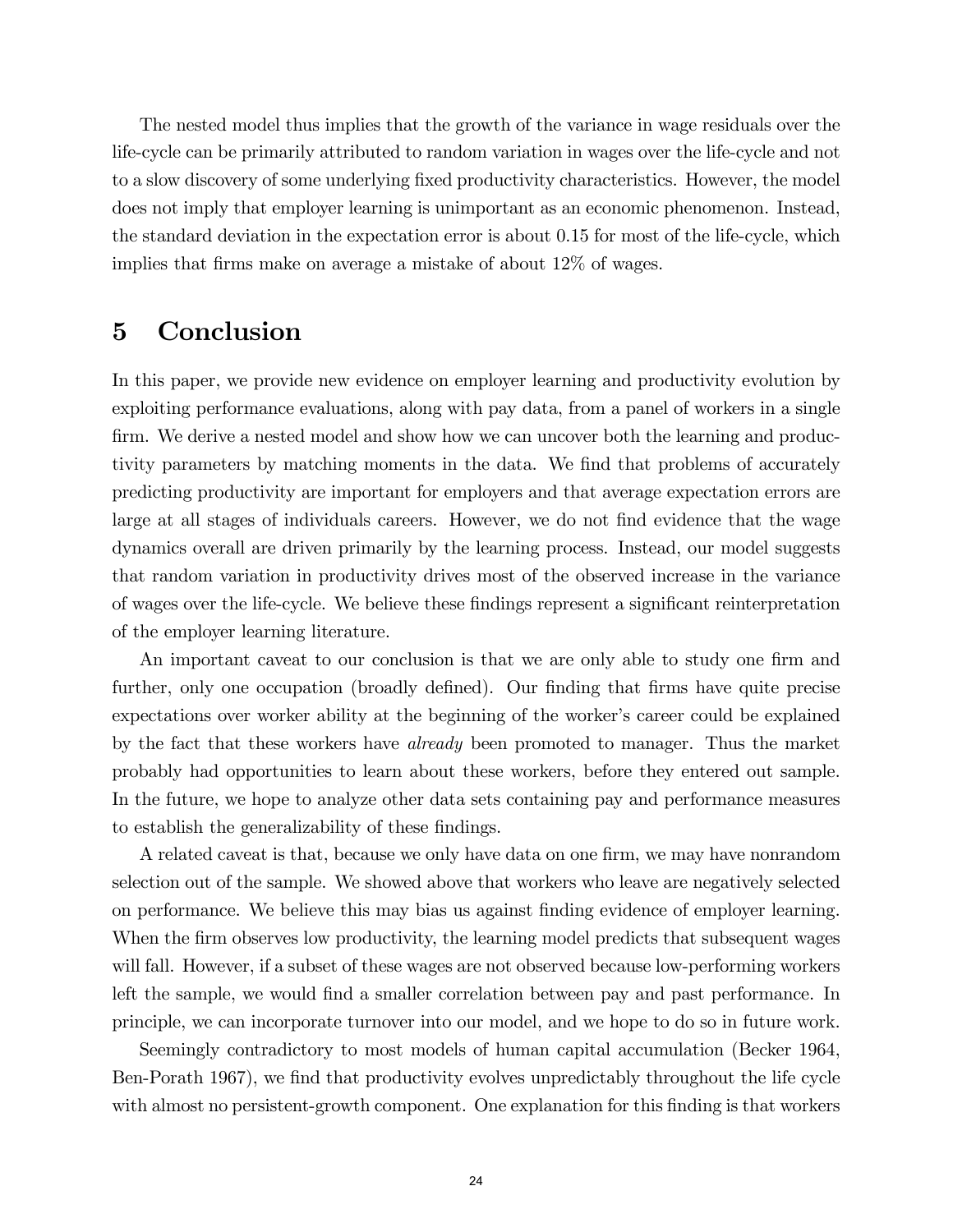The nested model thus implies that the growth of the variance in wage residuals over the life-cycle can be primarily attributed to random variation in wages over the life-cycle and not to a slow discovery of some underlying fixed productivity characteristics. However, the model does not imply that employer learning is unimportant as an economic phenomenon. Instead, the standard deviation in the expectation error is about 0.15 for most of the life-cycle, which implies that firms make on average a mistake of about 12% of wages.

# 5 Conclusion

In this paper, we provide new evidence on employer learning and productivity evolution by exploiting performance evaluations, along with pay data, from a panel of workers in a single firm. We derive a nested model and show how we can uncover both the learning and productivity parameters by matching moments in the data. We find that problems of accurately predicting productivity are important for employers and that average expectation errors are large at all stages of individuals careers. However, we do not find evidence that the wage dynamics overall are driven primarily by the learning process. Instead, our model suggests that random variation in productivity drives most of the observed increase in the variance of wages over the life-cycle. We believe these findings represent a significant reinterpretation of the employer learning literature.

An important caveat to our conclusion is that we are only able to study one firm and further, only one occupation (broadly defined). Our finding that firms have quite precise expectations over worker ability at the beginning of the worker's career could be explained by the fact that these workers have *already* been promoted to manager. Thus the market probably had opportunities to learn about these workers, before they entered out sample. In the future, we hope to analyze other data sets containing pay and performance measures to establish the generalizability of these findings.

A related caveat is that, because we only have data on one firm, we may have nonrandom selection out of the sample. We showed above that workers who leave are negatively selected on performance. We believe this may bias us against finding evidence of employer learning. When the firm observes low productivity, the learning model predicts that subsequent wages will fall. However, if a subset of these wages are not observed because low-performing workers left the sample, we would find a smaller correlation between pay and past performance. In principle, we can incorporate turnover into our model, and we hope to do so in future work.

Seemingly contradictory to most models of human capital accumulation (Becker 1964, Ben-Porath 1967), we find that productivity evolves unpredictably throughout the life cycle with almost no persistent-growth component. One explanation for this finding is that workers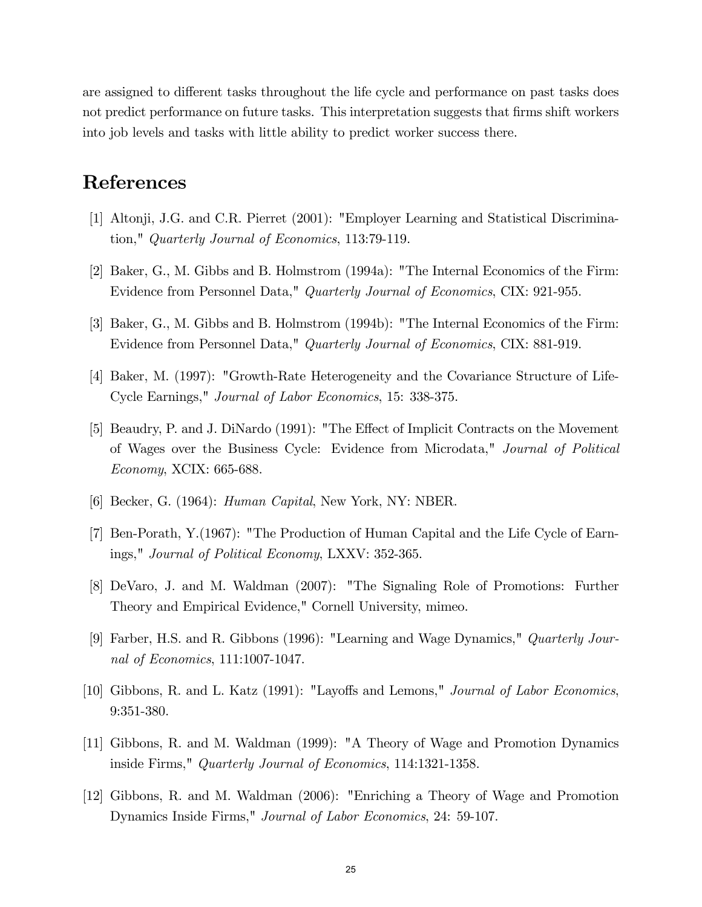are assigned to different tasks throughout the life cycle and performance on past tasks does not predict performance on future tasks. This interpretation suggests that firms shift workers into job levels and tasks with little ability to predict worker success there.

# References

[1] Altonji, J.G. and C.R. Pierret (2001): "Employer Learning and Statistical Discrimination," *Quarterly Journal of Economics*, 113:79-119.

[2] Baker, G., M. Gibbs and B. Holmstrom (1994a): "The Internal Economics of the Firm: Evidence from Personnel Data," *Quarterly Journal of Economics*, CIX: 921-955.

[3] Baker, G., M. Gibbs and B. Holmstrom (1994b): "The Internal Economics of the Firm: Evidence from Personnel Data," *Quarterly Journal of Economics*, CIX: 881-919.

[4] Baker, M. (1997): "Growth-Rate Heterogeneity and the Covariance Structure of Life-Cycle Earnings," *Journal of Labor Economics*, 15: 338-375.

[5] Beaudry, P. and J. DiNardo (1991): "The Effect of Implicit Contracts on the Movement of Wages over the Business Cycle: Evidence from Microdata," *Journal of Political Economy*, XCIX: 665-688.

[6] Becker, G. (1964): *Human Capital*, New York, NY: NBER.

[7] Ben-Porath, Y.(1967): "The Production of Human Capital and the Life Cycle of Earnings," *Journal of Political Economy*, LXXV: 352-365.

[8] DeVaro, J. and M. Waldman (2007): "The Signaling Role of Promotions: Further Theory and Empirical Evidence," Cornell University, mimeo.

[9] Farber, H.S. and R. Gibbons (1996): "Learning and Wage Dynamics," *Quarterly Journal of Economics*, 111:1007-1047.

[10] Gibbons, R. and L. Katz (1991): "Layoffs and Lemons," *Journal of Labor Economics*, 9:351-380.

[11] Gibbons, R. and M. Waldman (1999): "A Theory of Wage and Promotion Dynamics inside Firms," *Quarterly Journal of Economics*, 114:1321-1358.

[12] Gibbons, R. and M. Waldman (2006): "Enriching a Theory of Wage and Promotion Dynamics Inside Firms," *Journal of Labor Economics*, 24: 59-107.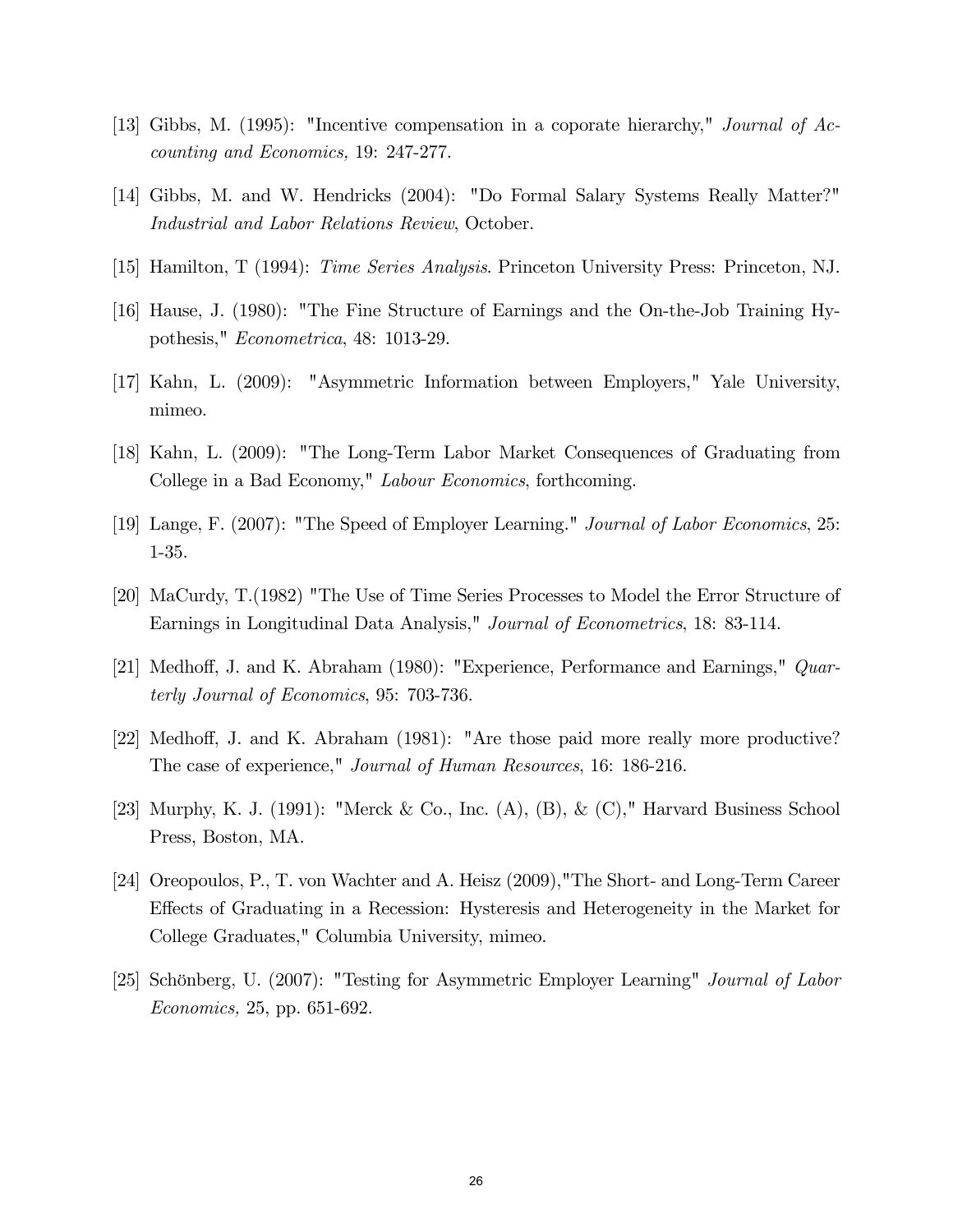[13] Gibbs, M. (1995): "Incentive compensation in a coporate hierarchy," *Journal of Accounting and Economics,* 19: 247-277.

[14] Gibbs, M. and W. Hendricks (2004): "Do Formal Salary Systems Really Matter?" *Industrial and Labor Relations Review*, October.

[15] Hamilton, T (1994): *Time Series Analysis*. Princeton University Press: Princeton, NJ.

[16] Hause, J. (1980): "The Fine Structure of Earnings and the On-the-Job Training Hypothesis," *Econometrica*, 48: 1013-29.

[17] Kahn, L. (2009): "Asymmetric Information between Employers," Yale University, mimeo.

[18] Kahn, L. (2009): "The Long-Term Labor Market Consequences of Graduating from College in a Bad Economy," *Labour Economics*, forthcoming.

[19] Lange, F. (2007): "The Speed of Employer Learning." *Journal of Labor Economics*, 25: 1-35.

[20] MaCurdy, T.(1982) "The Use of Time Series Processes to Model the Error Structure of Earnings in Longitudinal Data Analysis," *Journal of Econometrics*, 18: 83-114.

[21] Medhoff, J. and K. Abraham (1980): "Experience, Performance and Earnings," *Quarterly Journal of Economics*, 95: 703-736.

[22] Medhoff, J. and K. Abraham (1981): "Are those paid more really more productive? The case of experience," *Journal of Human Resources*, 16: 186-216.

[23] Murphy, K. J. (1991): "Merck & Co., Inc. (A), (B), & (C)," Harvard Business School Press, Boston, MA.

[24] Oreopoulos, P., T. von Wachter and A. Heisz (2009),"The Short- and Long-Term Career Effects of Graduating in a Recession: Hysteresis and Heterogeneity in the Market for College Graduates," Columbia University, mimeo.

[25] Schönberg, U. (2007): "Testing for Asymmetric Employer Learning" *Journal of Labor Economics,* 25, pp. 651-692.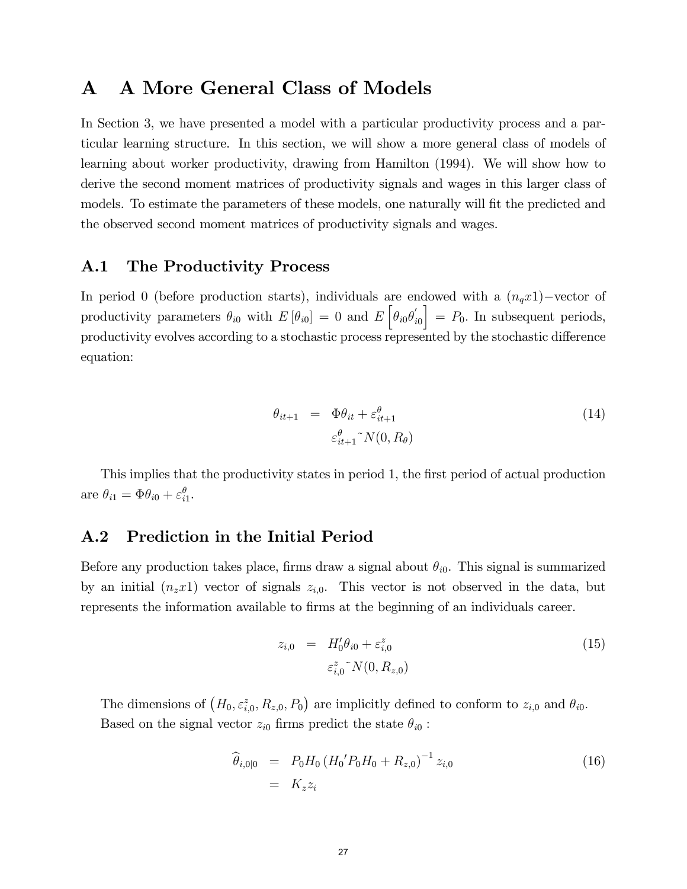# A A More General Class of Models

In Section 3, we have presented a model with a particular productivity process and a particular learning structure. In this section, we will show a more general class of models of learning about worker productivity, drawing from Hamilton (1994). We will show how to derive the second moment matrices of productivity signals and wages in this larger class of models. To estimate the parameters of these models, one naturally will fit the predicted and the observed second moment matrices of productivity signals and wages.

## A.1 The Productivity Process

In period 0 (before production starts), individuals are endowed with a $(n_q x1)-$vector of productivity parameters $\theta_{i0}$ with $E[\theta_{i0}] = 0$ and $E\left[\theta_{i0}\theta_{i0}^{'}\right] = P_0$. In subsequent periods, productivity evolves according to a stochastic process represented by the stochastic difference equation:

$$
\begin{aligned}
\theta_{it+1} &= \Phi\theta_{it} + \varepsilon_{it+1}^{\theta} \qquad (14)\\
& \quad \varepsilon_{it+1}^{\theta} \tilde{} N(0, R_{\theta})
\end{aligned}
$$

This implies that the productivity states in period 1, the first period of actual production are $\theta_{i1} = \Phi\theta_{i0} + \varepsilon_{i1}^{\theta}$.

## A.2 Prediction in the Initial Period

Before any production takes place, firms draw a signal about $\theta_{i0}$. This signal is summarized by an initial $(n_z x1)$ vector of signals $z_{i,0}$. This vector is not observed in the data, but represents the information available to firms at the beginning of an individuals career.

$$
\begin{aligned}
z_{i,0} &= H_0'\theta_{i0} + \varepsilon_{i,0}^{z} \qquad (15)\\
& \quad \varepsilon_{i,0}^{z} \tilde{} N(0, R_{z,0})
\end{aligned}
$$

The dimensions of $\left(H_0, \varepsilon_{i,0}^{z}, R_{z,0}, P_0\right)$ are implicitly defined to conform to $z_{i,0}$ and $\theta_{i0}$. Based on the signal vector $z_{i0}$ firms predict the state $\theta_{i0}$ :

$$
\begin{aligned}
\widehat{\theta}_{i,0|0} &= P_0 H_0 \left(H_0{}' P_0 H_0 + R_{z,0}\right)^{-1} z_{i,0} \qquad (16)\\
&= K_z z_i
\end{aligned}
$$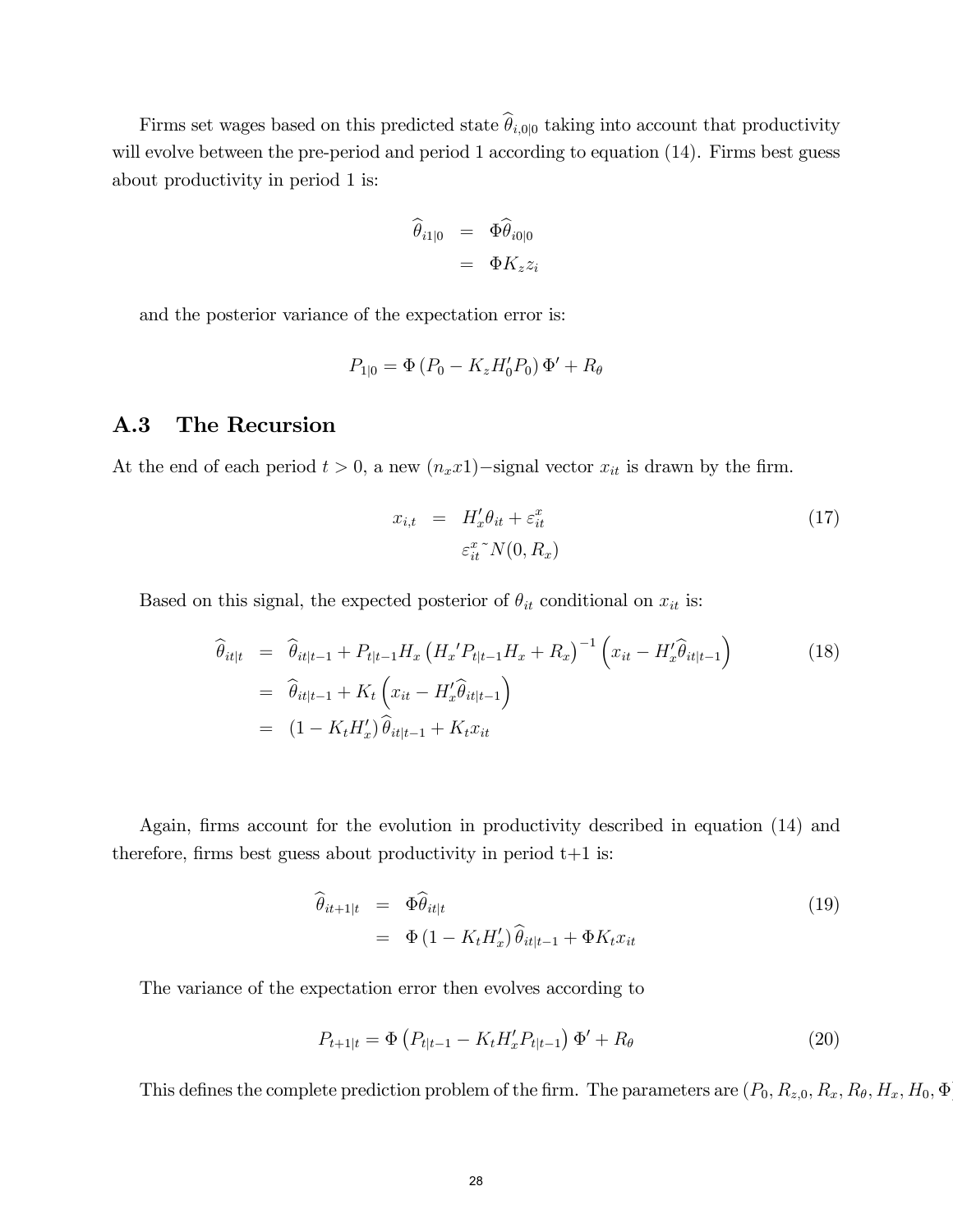Firms set wages based on this predicted state $\widehat{\theta}_{i,0|0}$ taking into account that productivity will evolve between the pre-period and period 1 according to equation (14). Firms best guess about productivity in period 1 is:

$$
\begin{aligned}
\widehat{\theta}_{i1|0} &= \Phi \widehat{\theta}_{i0|0} \\
&= \Phi K_z z_i
\end{aligned}
$$

and the posterior variance of the expectation error is:

$$
P_{1|0} = \Phi \left( P_0 - K_z H_0' P_0 \right) \Phi' + R_\theta
$$

## A.3 The Recursion

At the end of each period $t > 0$, a new $(n_x x1)-$signal vector $x_{it}$ is drawn by the firm.

$$
\begin{aligned}
x_{i,t} &= H_x' \theta_{it} + \varepsilon_{it}^x \\
& \qquad \varepsilon_{it}^x \,\tilde{}\, N(0, R_x)
\end{aligned}
\tag{17}
$$

Based on this signal, the expected posterior of $\theta_{it}$ conditional on $x_{it}$ is:

$$
\begin{aligned}
\widehat{\theta}_{it|t} &= \widehat{\theta}_{it|t-1} + P_{t|t-1} H_x \left( {H_x}' P_{t|t-1} H_x + R_x \right)^{-1} \left( x_{it} - H_x' \widehat{\theta}_{it|t-1} \right) \\
&= \widehat{\theta}_{it|t-1} + K_t \left( x_{it} - H_x' \widehat{\theta}_{it|t-1} \right) \\
&= \left( 1 - K_t H_x' \right) \widehat{\theta}_{it|t-1} + K_t x_{it}
\end{aligned}
\tag{18}
$$

Again, firms account for the evolution in productivity described in equation (14) and therefore, firms best guess about productivity in period t+1 is:

$$
\begin{aligned}
\widehat{\theta}_{it+1|t} &= \Phi \widehat{\theta}_{it|t} \\
&= \Phi \left( 1 - K_t H_x' \right) \widehat{\theta}_{it|t-1} + \Phi K_t x_{it}
\end{aligned}
\tag{19}
$$

The variance of the expectation error then evolves according to

$$
P_{t+1|t} = \Phi \left( P_{t|t-1} - K_t H_x' P_{t|t-1} \right) \Phi' + R_\theta
\tag{20}
$$

This defines the complete prediction problem of the firm. The parameters are $(P_0, R_{z,0}, R_x, R_\theta, H_x, H_0, \Phi$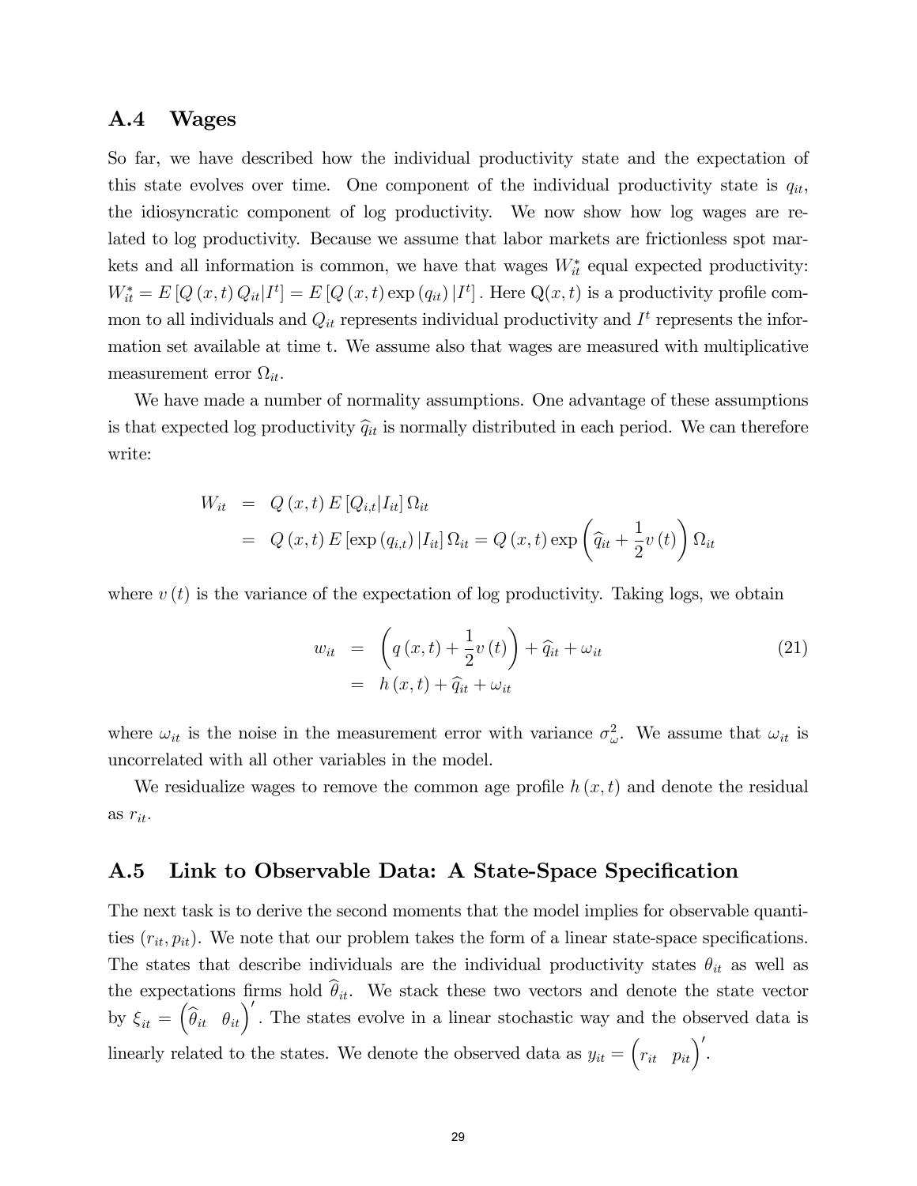## A.4 Wages

So far, we have described how the individual productivity state and the expectation of this state evolves over time. One component of the individual productivity state is $q_{it}$, the idiosyncratic component of log productivity. We now show how log wages are related to log productivity. Because we assume that labor markets are frictionless spot markets and all information is common, we have that wages $W_{it}^*$ equal expected productivity: $W_{it}^* = E\left[Q(x,t)\,Q_{it}|I^t\right] = E\left[Q(x,t)\exp(q_{it})\,|I^t\right]$. Here Q$(x,t)$ is a productivity profile common to all individuals and $Q_{it}$ represents individual productivity and $I^t$ represents the information set available at time t. We assume also that wages are measured with multiplicative measurement error $\Omega_{it}$.

We have made a number of normality assumptions. One advantage of these assumptions is that expected log productivity $\widehat{q}_{it}$ is normally distributed in each period. We can therefore write:

$$
\begin{aligned}
W_{it} &= Q(x,t)\,E\left[Q_{i,t}|I_{it}\right]\Omega_{it} \\
&= Q(x,t)\,E\left[\exp(q_{i,t})\,|I_{it}\right]\Omega_{it} = Q(x,t)\exp\left(\widehat{q}_{it} + \frac{1}{2}v(t)\right)\Omega_{it}
\end{aligned}
$$

where $v(t)$ is the variance of the expectation of log productivity. Taking logs, we obtain

$$
\begin{aligned}
w_{it} &= \left(q(x,t) + \frac{1}{2}v(t)\right) + \widehat{q}_{it} + \omega_{it} \\
&= h(x,t) + \widehat{q}_{it} + \omega_{it}
\end{aligned}
\tag{21}
$$

where $\omega_{it}$ is the noise in the measurement error with variance $\sigma_\omega^2$. We assume that $\omega_{it}$ is uncorrelated with all other variables in the model.

We residualize wages to remove the common age profile $h(x,t)$ and denote the residual as $r_{it}$.

## A.5 Link to Observable Data: A State-Space Specification

The next task is to derive the second moments that the model implies for observable quantities $(r_{it}, p_{it})$. We note that our problem takes the form of a linear state-space specifications. The states that describe individuals are the individual productivity states $\theta_{it}$ as well as the expectations firms hold $\widehat{\theta}_{it}$. We stack these two vectors and denote the state vector by $\xi_{it} = \begin{pmatrix}\widehat{\theta}_{it} & \theta_{it}\end{pmatrix}'$. The states evolve in a linear stochastic way and the observed data is linearly related to the states. We denote the observed data as $y_{it} = \begin{pmatrix}r_{it} & p_{it}\end{pmatrix}'$.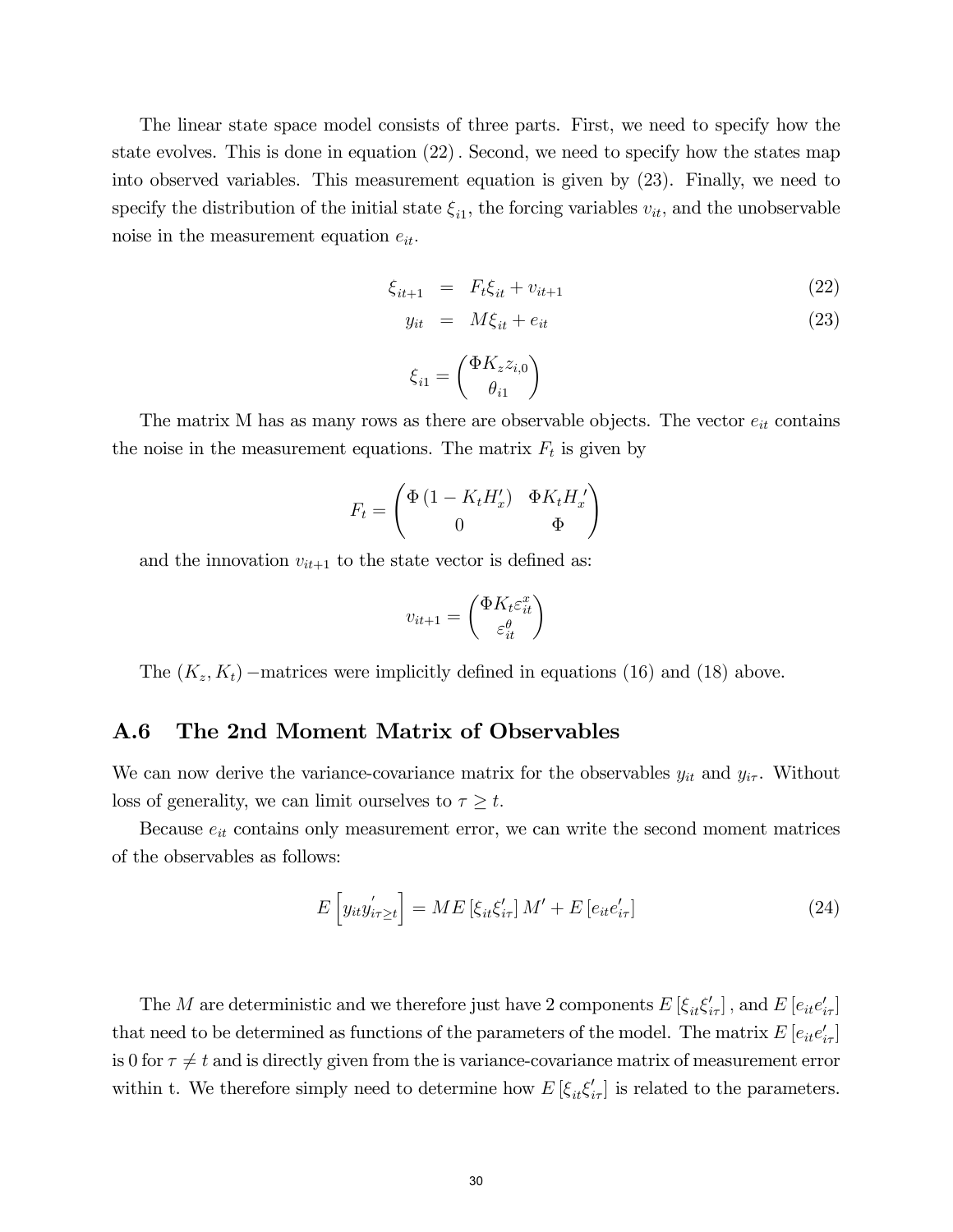The linear state space model consists of three parts. First, we need to specify how the state evolves. This is done in equation (22). Second, we need to specify how the states map into observed variables. This measurement equation is given by (23). Finally, we need to specify the distribution of the initial state $\xi_{i1}$, the forcing variables $v_{it}$, and the unobservable noise in the measurement equation $e_{it}$.

$$
\begin{aligned}
\xi_{it+1} &= F_t \xi_{it} + v_{it+1} && (22) \\
y_{it} &= M \xi_{it} + e_{it} && (23)
\end{aligned}
$$

$$
\xi_{i1} = \begin{pmatrix} \Phi K_z z_{i,0} \\ \theta_{i1} \end{pmatrix}
$$

The matrix M has as many rows as there are observable objects. The vector $e_{it}$ contains the noise in the measurement equations. The matrix $F_t$ is given by

$$
F_t = \begin{pmatrix} \Phi \left(1 - K_t H_x'\right) & \Phi K_t H_x{}' \\ 0 & \Phi \end{pmatrix}
$$

and the innovation $v_{it+1}$ to the state vector is defined as:

$$
v_{it+1} = \begin{pmatrix} \Phi K_t \varepsilon_{it}^{x} \\ \varepsilon_{it}^{\theta} \end{pmatrix}
$$

The $(K_z, K_t)$ $-$matrices were implicitly defined in equations (16) and (18) above.

## A.6 The 2nd Moment Matrix of Observables

We can now derive the variance-covariance matrix for the observables $y_{it}$ and $y_{i\tau}$. Without loss of generality, we can limit ourselves to $\tau \geq t$.

Because $e_{it}$ contains only measurement error, we can write the second moment matrices of the observables as follows:

$$
E\left[y_{it} y_{i\tau \geq t}^{'}\right] = M E\left[\xi_{it} \xi_{i\tau}'\right] M' + E\left[e_{it} e_{i\tau}'\right] \tag{24}
$$

The $M$ are deterministic and we therefore just have 2 components $E\left[\xi_{it}\xi_{i\tau}'\right]$, and $E\left[e_{it}e_{i\tau}'\right]$ that need to be determined as functions of the parameters of the model. The matrix $E\left[e_{it}e_{i\tau}'\right]$ is 0 for $\tau \neq t$ and is directly given from the is variance-covariance matrix of measurement error within t. We therefore simply need to determine how $E\left[\xi_{it}\xi_{i\tau}'\right]$ is related to the parameters.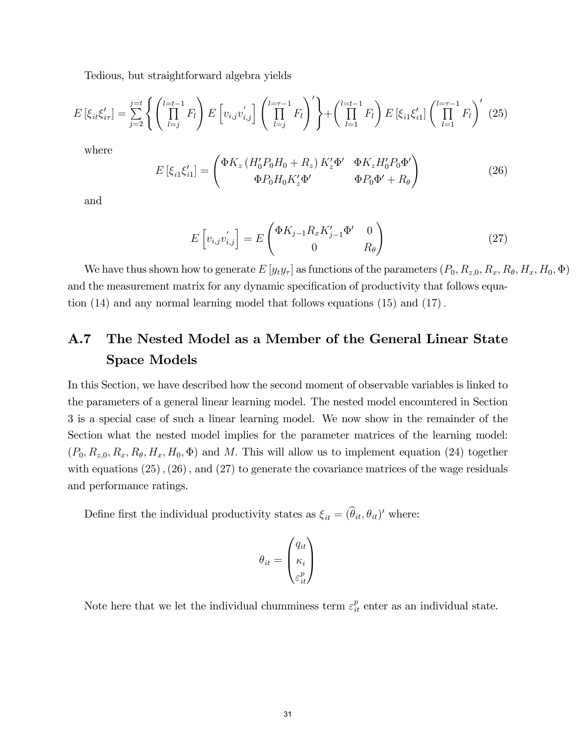Tedious, but straightforward algebra yields

$$E\left[\xi_{it}\xi_{i\tau}'\right] = \sum_{j=2}^{j=t}\left\{\left(\prod_{l=j}^{l=t-1}F_l\right)E\left[v_{i,j}v_{i,j}^{'}\right]\left(\prod_{l=j}^{l=\tau-1}F_l\right)'\right\}+\left(\prod_{l=1}^{l=t-1}F_l\right)E\left[\xi_{i1}\xi_{i1}'\right]\left(\prod_{l=1}^{l=\tau-1}F_l\right)' \quad (25)$$

where

$$E\left[\xi_{i1}\xi_{i1}'\right] = \begin{pmatrix} \Phi K_z\left(H_0'P_0H_0+R_z\right)K_z'\Phi' & \Phi K_z H_0' P_0 \Phi' \\ \Phi P_0 H_0 K_z' \Phi' & \Phi P_0 \Phi' + R_\theta \end{pmatrix} \quad (26)$$

and

$$E\left[v_{i,j}v_{i,j}^{'}\right] = E\begin{pmatrix} \Phi K_{j-1}R_x K_{j-1}'\Phi' & 0 \\ 0 & R_\theta \end{pmatrix} \quad (27)$$

We have thus shown how to generate $E\left[y_t y_\tau\right]$ as functions of the parameters $(P_0, R_{z,0}, R_x, R_\theta, H_x, H_0, \Phi)$ and the measurement matrix for any dynamic specification of productivity that follows equation (14) and any normal learning model that follows equations (15) and (17).

## A.7 The Nested Model as a Member of the General Linear State Space Models

In this Section, we have described how the second moment of observable variables is linked to the parameters of a general linear learning model. The nested model encountered in Section 3 is a special case of such a linear learning model. We now show in the remainder of the Section what the nested model implies for the parameter matrices of the learning model: $(P_0, R_{z,0}, R_x, R_\theta, H_x, H_0, \Phi)$ and $M$. This will allow us to implement equation (24) together with equations (25), (26), and (27) to generate the covariance matrices of the wage residuals and performance ratings.

Define first the individual productivity states as $\xi_{it} = (\widehat{\theta}_{it}, \theta_{it})'$ where:

$$\theta_{it} = \begin{pmatrix} q_{it} \\ \kappa_i \\ \varepsilon_{it}^p \end{pmatrix}$$

Note here that we let the individual chumminess term $\varepsilon_{it}^p$ enter as an individual state.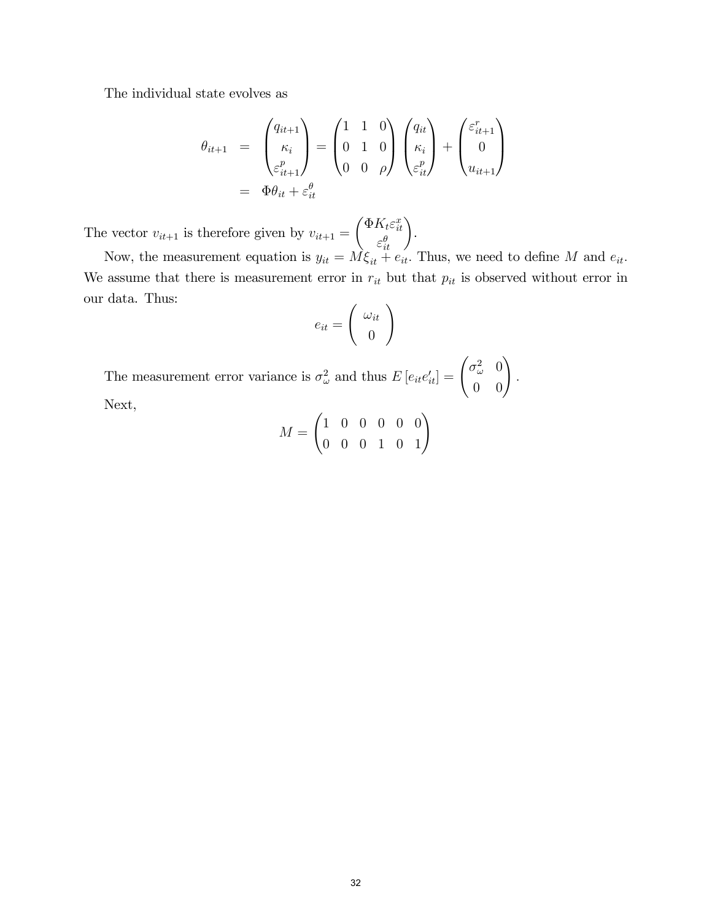The individual state evolves as

$$
\begin{aligned}
\theta_{it+1} &= \begin{pmatrix} q_{it+1} \\ \kappa_i \\ \varepsilon^p_{it+1} \end{pmatrix} = \begin{pmatrix} 1 & 1 & 0 \\ 0 & 1 & 0 \\ 0 & 0 & \rho \end{pmatrix} \begin{pmatrix} q_{it} \\ \kappa_i \\ \varepsilon^p_{it} \end{pmatrix} + \begin{pmatrix} \varepsilon^r_{it+1} \\ 0 \\ u_{it+1} \end{pmatrix} \\
&= \Phi \theta_{it} + \varepsilon^\theta_{it}
\end{aligned}
$$

The vector $v_{it+1}$ is therefore given by $v_{it+1} = \begin{pmatrix} \Phi K_t \varepsilon^x_{it} \\ \varepsilon^\theta_{it} \end{pmatrix}$.

Now, the measurement equation is $y_{it} = M\xi_{it} + e_{it}$. Thus, we need to define $M$ and $e_{it}$. We assume that there is measurement error in $r_{it}$ but that $p_{it}$ is observed without error in our data. Thus:

$$
e_{it} = \begin{pmatrix} \omega_{it} \\ 0 \end{pmatrix}
$$

The measurement error variance is $\sigma^2_\omega$ and thus $E\left[e_{it}e'_{it}\right] = \begin{pmatrix} \sigma^2_\omega & 0 \\ 0 & 0 \end{pmatrix}$.

Next,

$$
M = \begin{pmatrix} 1 & 0 & 0 & 0 & 0 & 0 \\ 0 & 0 & 0 & 1 & 0 & 1 \end{pmatrix}
$$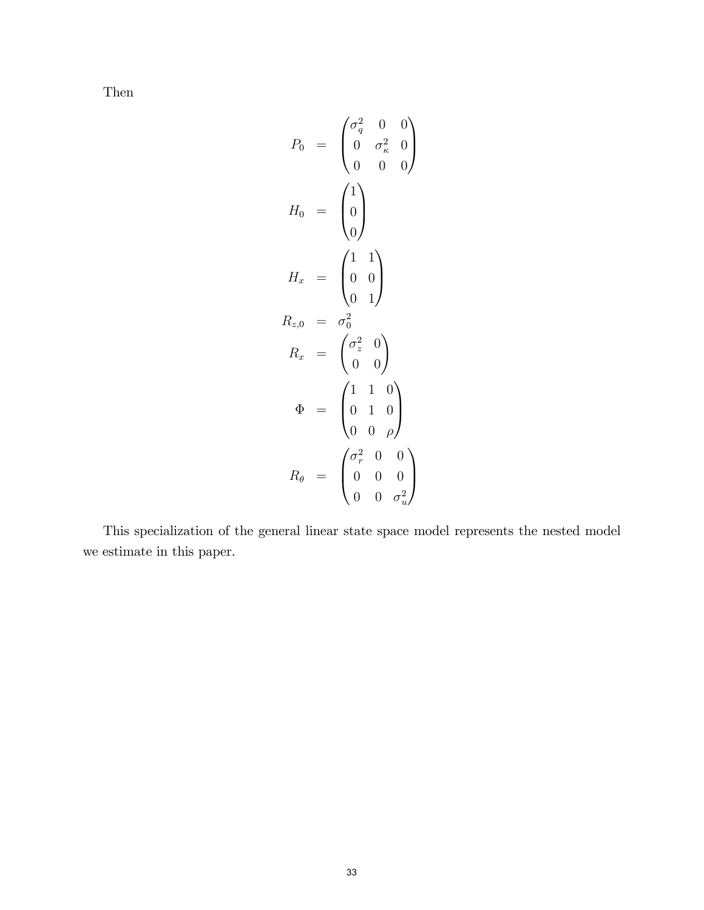Then

$$
\begin{aligned}
P_0 &= \begin{pmatrix} \sigma_q^2 & 0 & 0 \\ 0 & \sigma_\kappa^2 & 0 \\ 0 & 0 & 0 \end{pmatrix} \\
H_0 &= \begin{pmatrix} 1 \\ 0 \\ 0 \end{pmatrix} \\
H_x &= \begin{pmatrix} 1 & 1 \\ 0 & 0 \\ 0 & 1 \end{pmatrix} \\
R_{z,0} &= \sigma_0^2 \\
R_x &= \begin{pmatrix} \sigma_z^2 & 0 \\ 0 & 0 \end{pmatrix} \\
\Phi &= \begin{pmatrix} 1 & 1 & 0 \\ 0 & 1 & 0 \\ 0 & 0 & \rho \end{pmatrix} \\
R_\theta &= \begin{pmatrix} \sigma_r^2 & 0 & 0 \\ 0 & 0 & 0 \\ 0 & 0 & \sigma_u^2 \end{pmatrix}
\end{aligned}
$$

This specialization of the general linear state space model represents the nested model we estimate in this paper.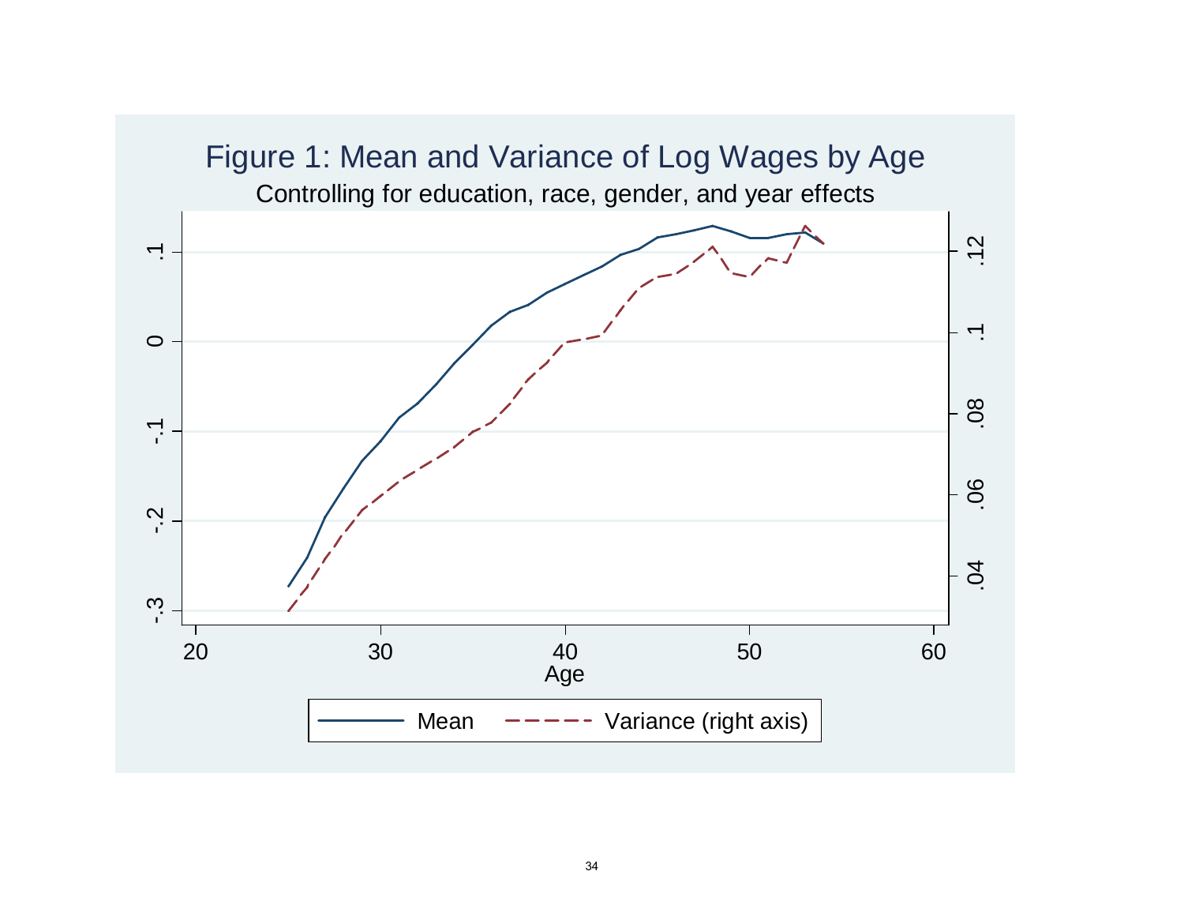Figure 1: Mean and Variance of Log Wages by Age

Controlling for education, race, gender, and year effects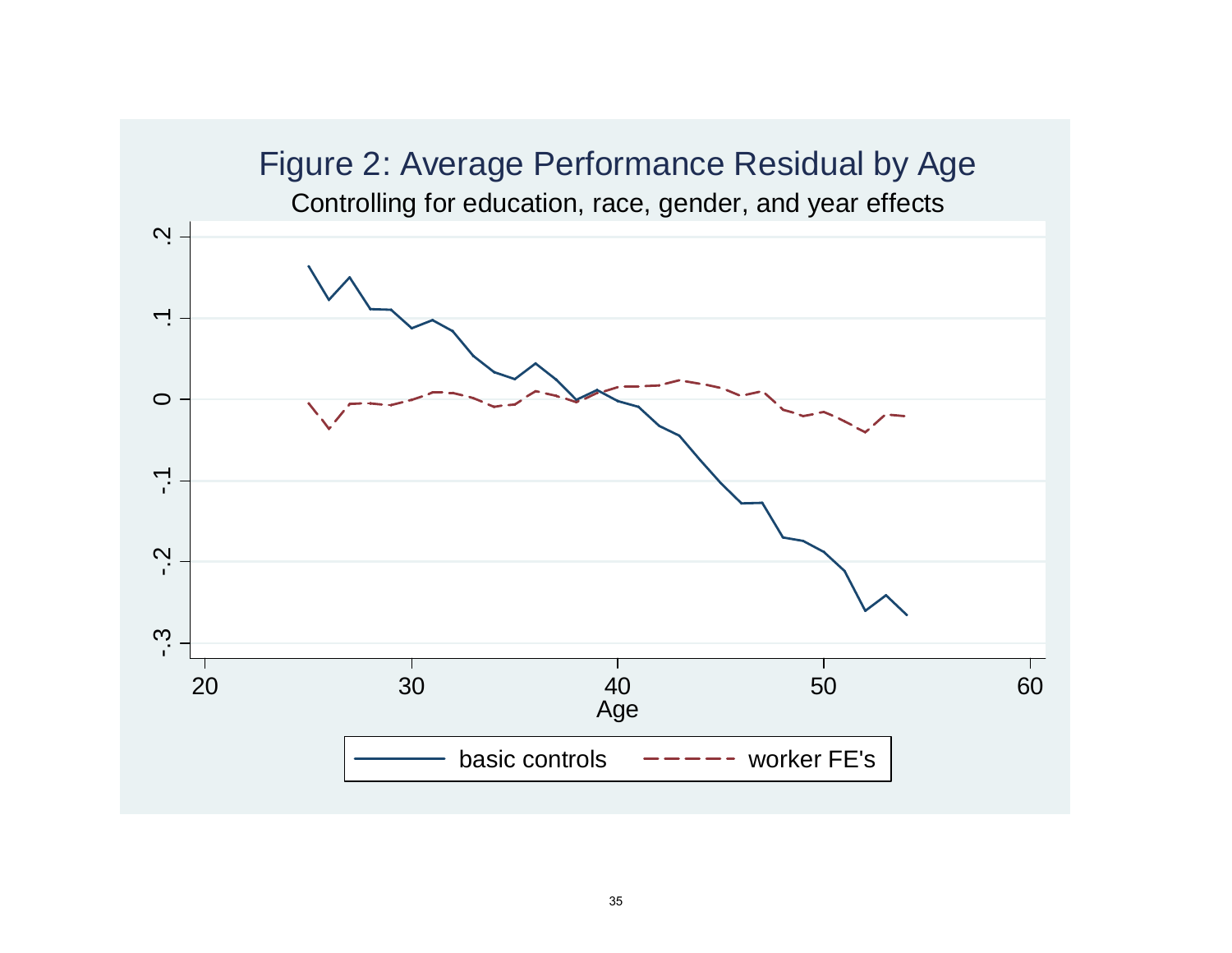# Figure 2: Average Performance Residual by Age

Controlling for education, race, gender, and year effects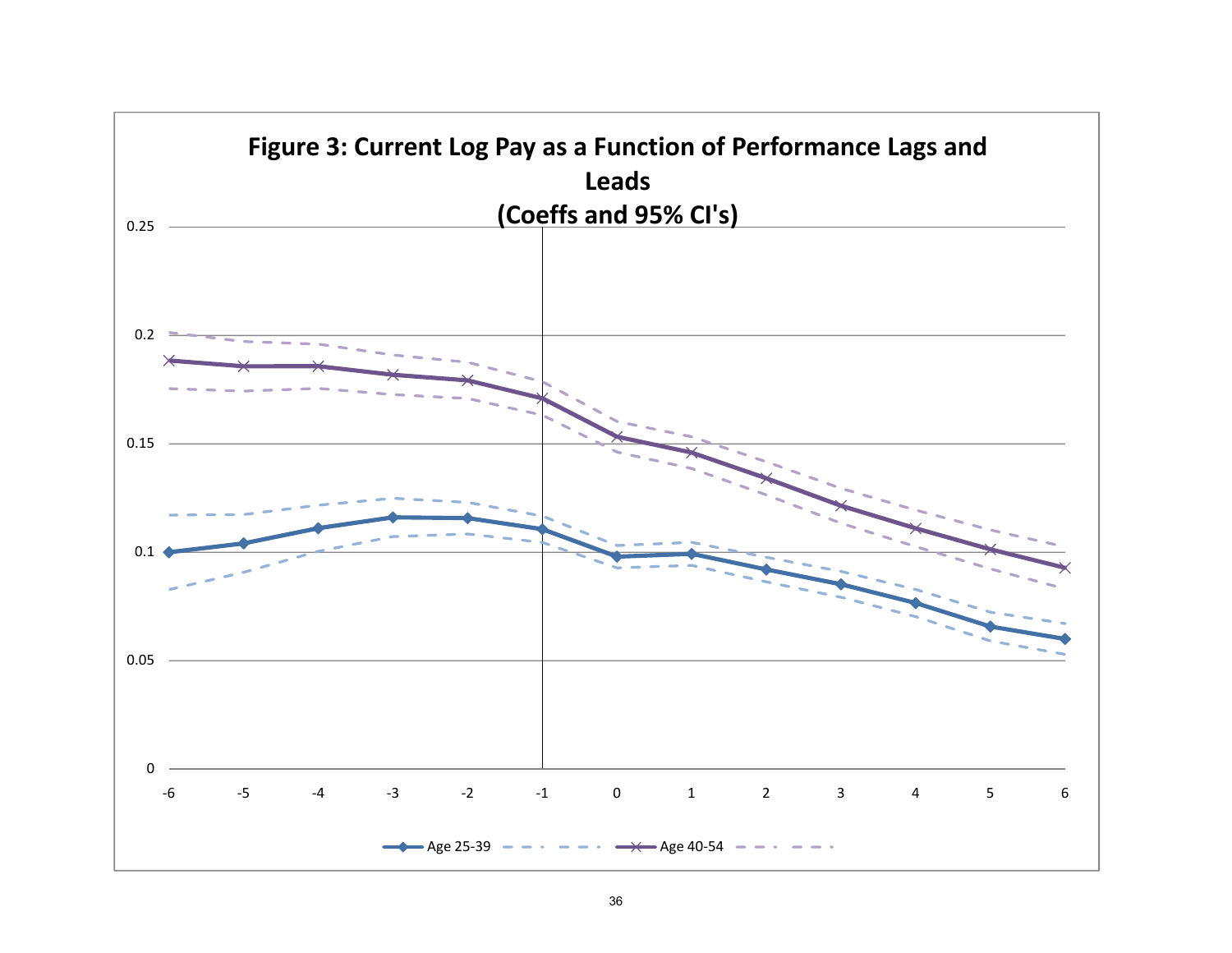**Figure 3: Current Log Pay as a Function of Performance Lags and Leads (Coeffs and 95% CI's)**

| | -6 | -5 | -4 | -3 | -2 | -1 | 0 | 1 | 2 | 3 | 4 | 5 | 6 |
|---|---|---|---|---|---|---|---|---|---|---|---|---|---|
| Age 25-39 | | | | | | | | | | | | | |
| Age 40-54 | | | | | | | | | | | | | |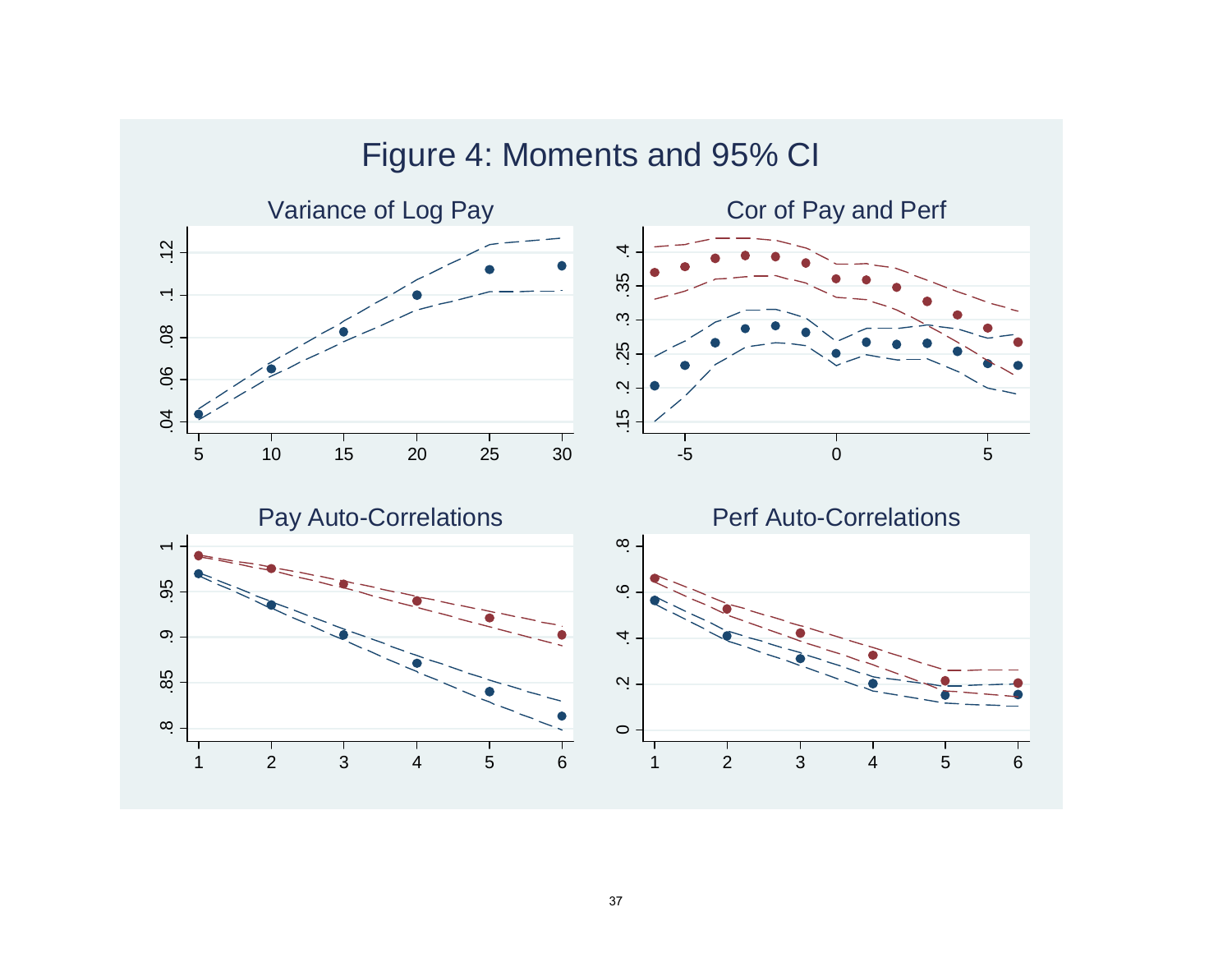# Figure 4: Moments and 95% CI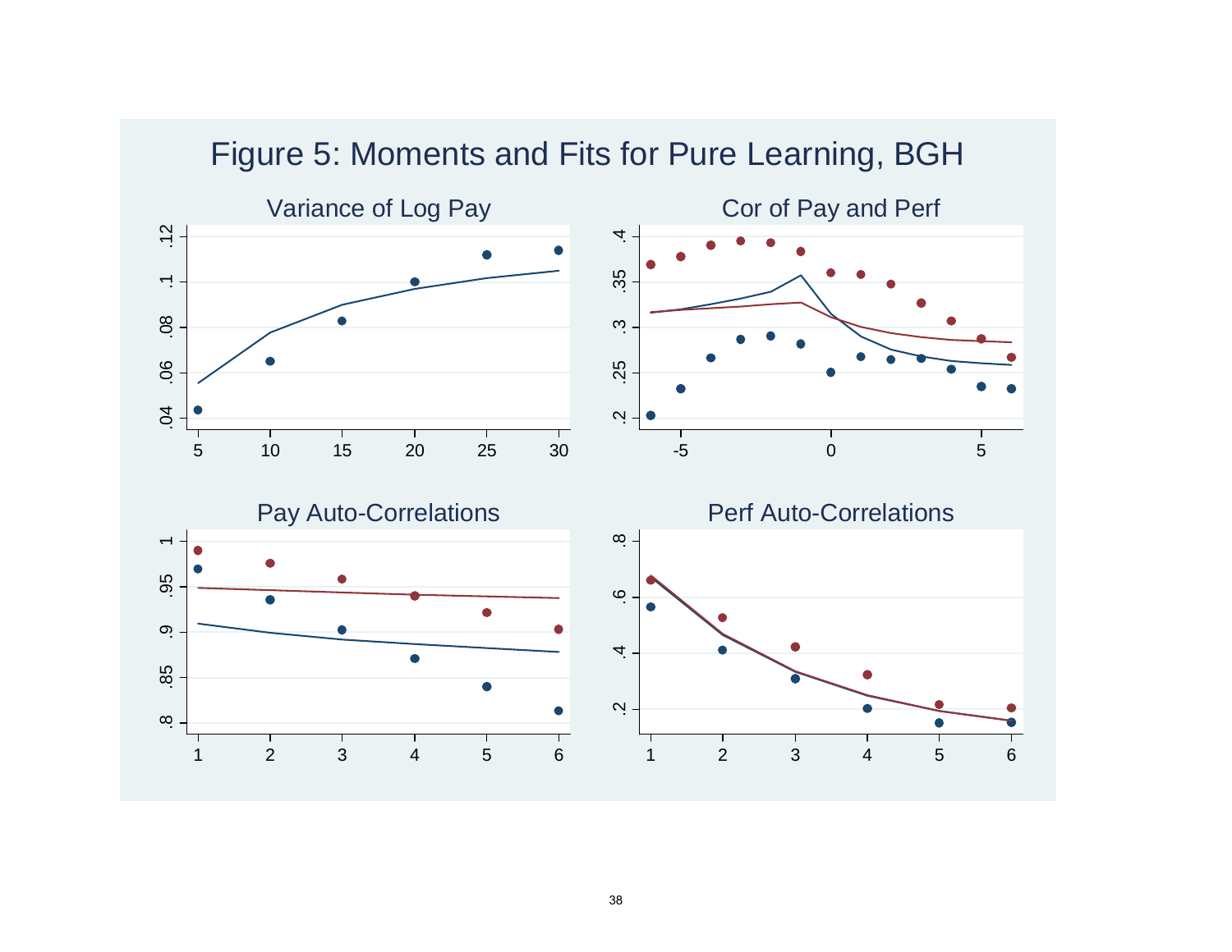# Figure 5: Moments and Fits for Pure Learning, BGH

Variance of Log Pay

Cor of Pay and Perf

Pay Auto-Correlations

Perf Auto-Correlations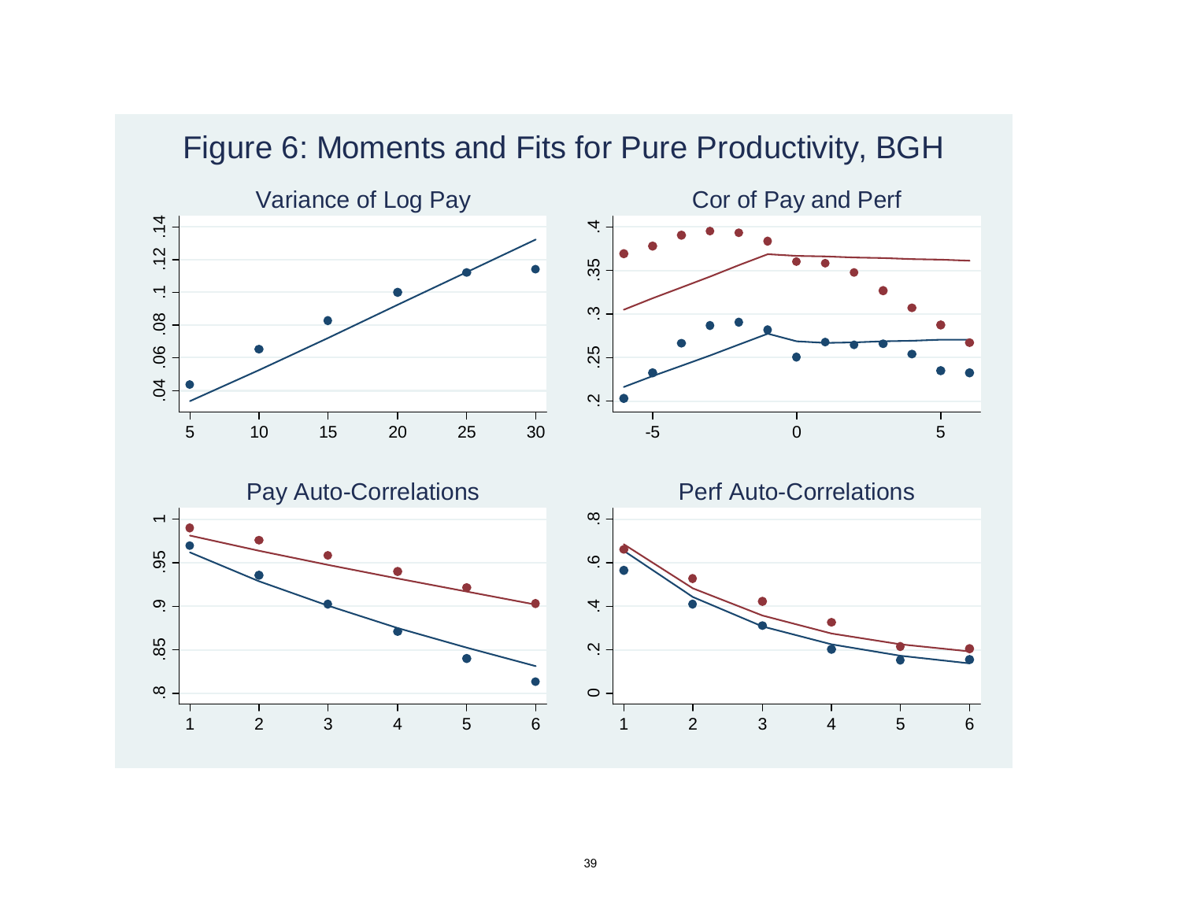# Figure 6: Moments and Fits for Pure Productivity, BGH

Variance of Log Pay

Cor of Pay and Perf

Pay Auto-Correlations

Perf Auto-Correlations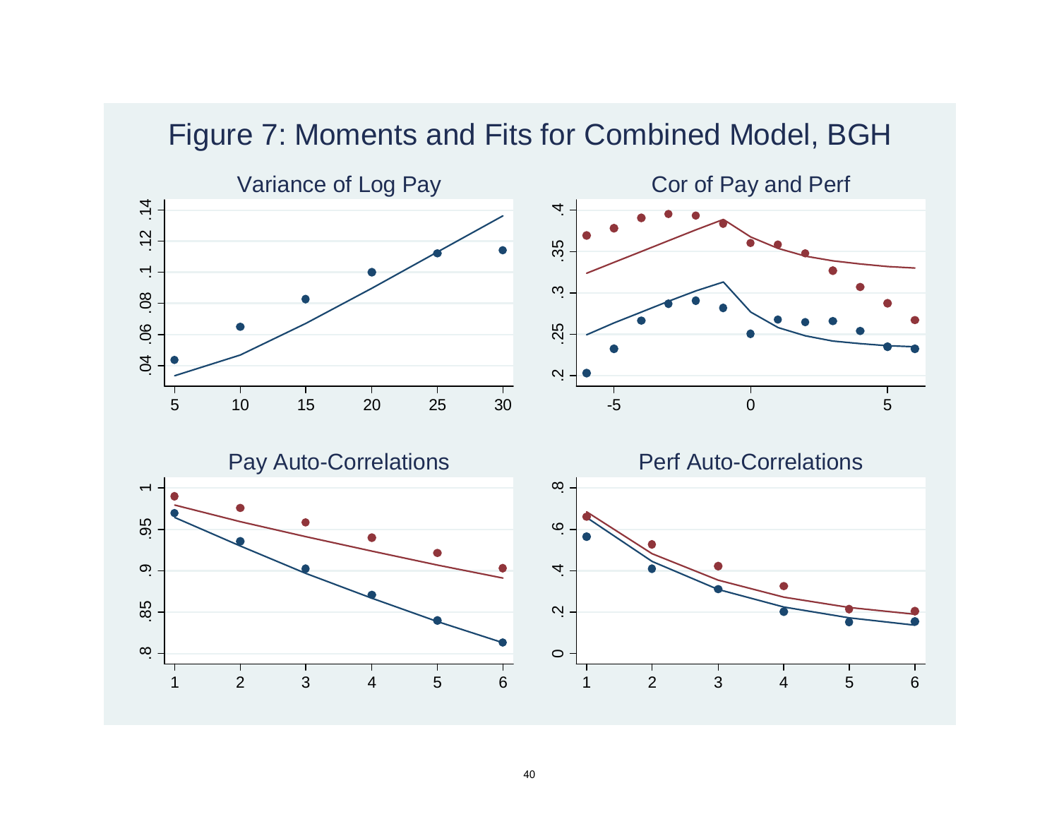# Figure 7: Moments and Fits for Combined Model, BGH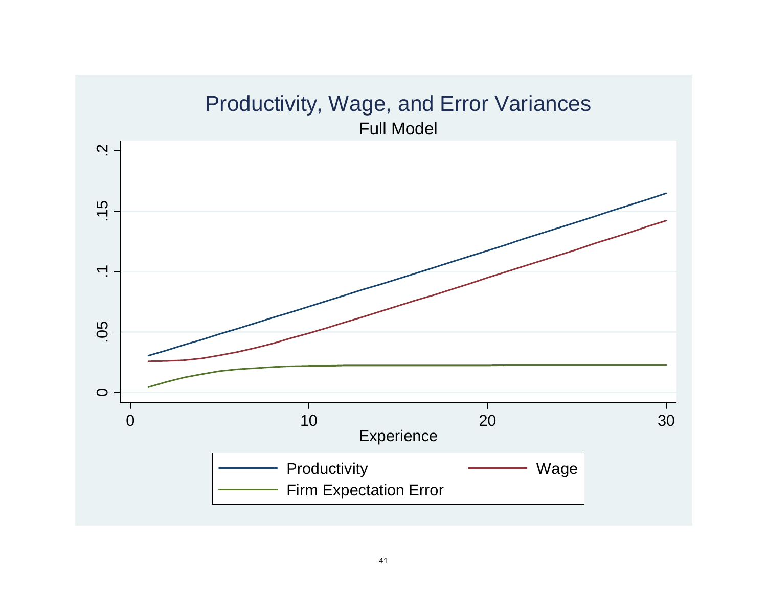Productivity, Wage, and Error Variances

Full Model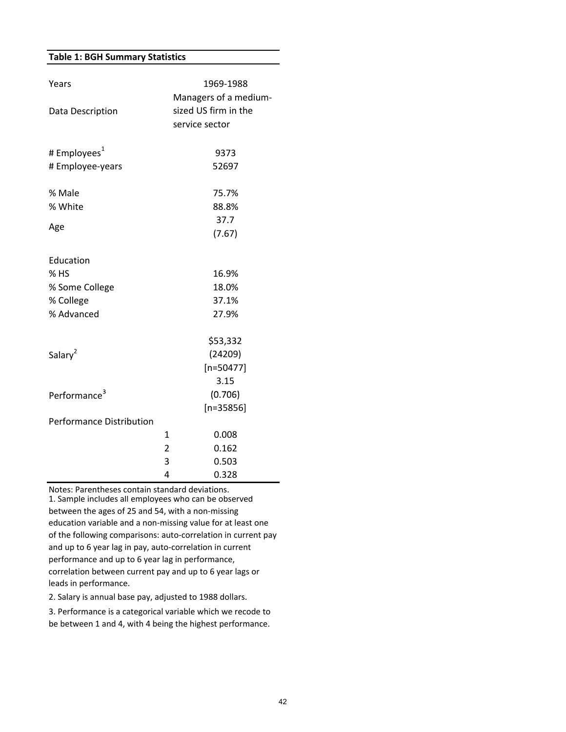**Table 1: BGH Summary Statistics**

| | | |
|---|---|---|
| Years | | 1969-1988 |
| Data Description | | Managers of a medium-sized US firm in the service sector |
| # Employees[1] | | 9373 |
| # Employee-years | | 52697 |
| % Male | | 75.7% |
| % White | | 88.8% |
| Age | | 37.7 (7.67) |
| Education | | |
| % HS | | 16.9% |
| % Some College | | 18.0% |
| % College | | 37.1% |
| % Advanced | | 27.9% |
| Salary[2] | | $53,332 (24209) [n=50477] |
| Performance[3] | | 3.15 (0.706) [n=35856] |
| Performance Distribution | | |
| | 1 | 0.008 |
| | 2 | 0.162 |
| | 3 | 0.503 |
| | 4 | 0.328 |

Notes: Parentheses contain standard deviations.
1. Sample includes all employees who can be observed between the ages of 25 and 54, with a non-missing education variable and a non-missing value for at least one of the following comparisons: auto-correlation in current pay and up to 6 year lag in pay, auto-correlation in current performance and up to 6 year lag in performance, correlation between current pay and up to 6 year lags or leads in performance.

2. Salary is annual base pay, adjusted to 1988 dollars.

3. Performance is a categorical variable which we recode to be between 1 and 4, with 4 being the highest performance.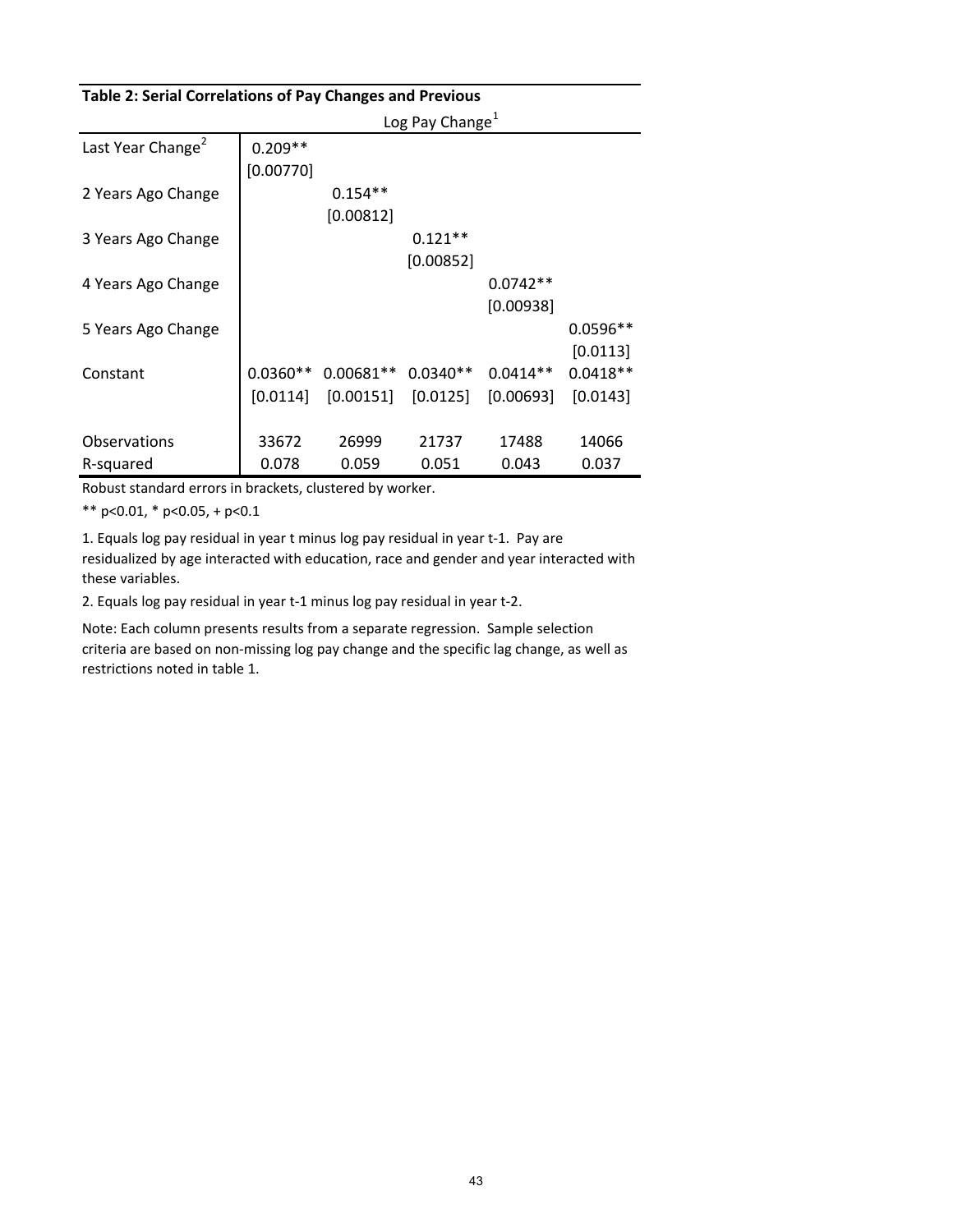**Table 2: Serial Correlations of Pay Changes and Previous**

| | Log Pay Change[1] | | | | |
|---|---|---|---|---|---|
| Last Year Change[2] | 0.209** | | | | |
| | [0.00770] | | | | |
| 2 Years Ago Change | | 0.154** | | | |
| | | [0.00812] | | | |
| 3 Years Ago Change | | | 0.121** | | |
| | | | [0.00852] | | |
| 4 Years Ago Change | | | | 0.0742** | |
| | | | | [0.00938] | |
| 5 Years Ago Change | | | | | 0.0596** |
| | | | | | [0.0113] |
| Constant | 0.0360** | 0.00681** | 0.0340** | 0.0414** | 0.0418** |
| | [0.0114] | [0.00151] | [0.0125] | [0.00693] | [0.0143] |
| Observations | 33672 | 26999 | 21737 | 17488 | 14066 |
| R-squared | 0.078 | 0.059 | 0.051 | 0.043 | 0.037 |

Robust standard errors in brackets, clustered by worker.

** p<0.01, * p<0.05, + p<0.1

1. Equals log pay residual in year t minus log pay residual in year t-1. Pay are residualized by age interacted with education, race and gender and year interacted with these variables.

2. Equals log pay residual in year t-1 minus log pay residual in year t-2.

Note: Each column presents results from a separate regression. Sample selection criteria are based on non-missing log pay change and the specific lag change, as well as restrictions noted in table 1.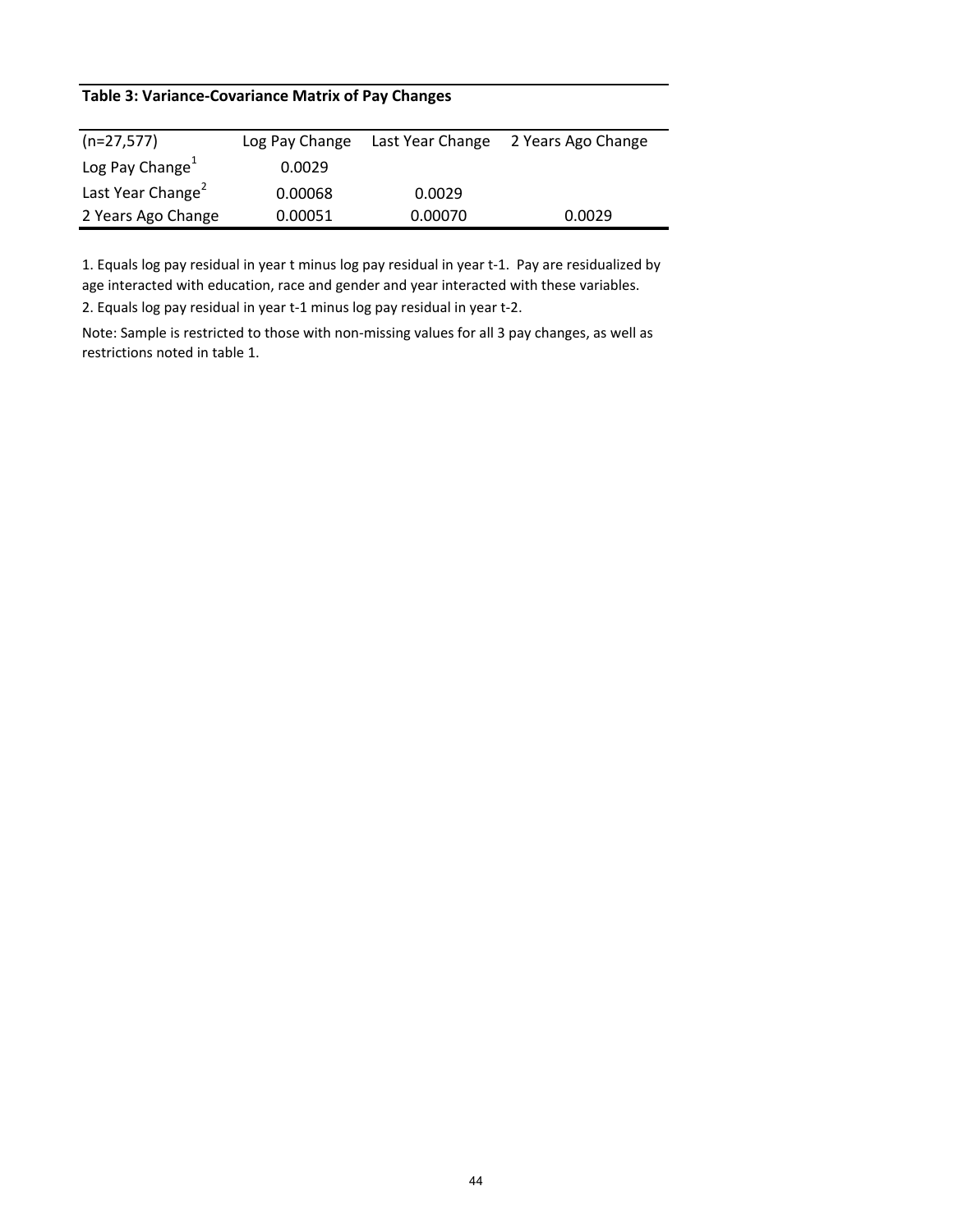**Table 3: Variance-Covariance Matrix of Pay Changes**

| (n=27,577) | Log Pay Change | Last Year Change | 2 Years Ago Change |
|---|---|---|---|
| Log Pay Change[1] | 0.0029 | | |
| Last Year Change[2] | 0.00068 | 0.0029 | |
| 2 Years Ago Change | 0.00051 | 0.00070 | 0.0029 |

1. Equals log pay residual in year t minus log pay residual in year t-1. Pay are residualized by age interacted with education, race and gender and year interacted with these variables.

2. Equals log pay residual in year t-1 minus log pay residual in year t-2.

Note: Sample is restricted to those with non-missing values for all 3 pay changes, as well as restrictions noted in table 1.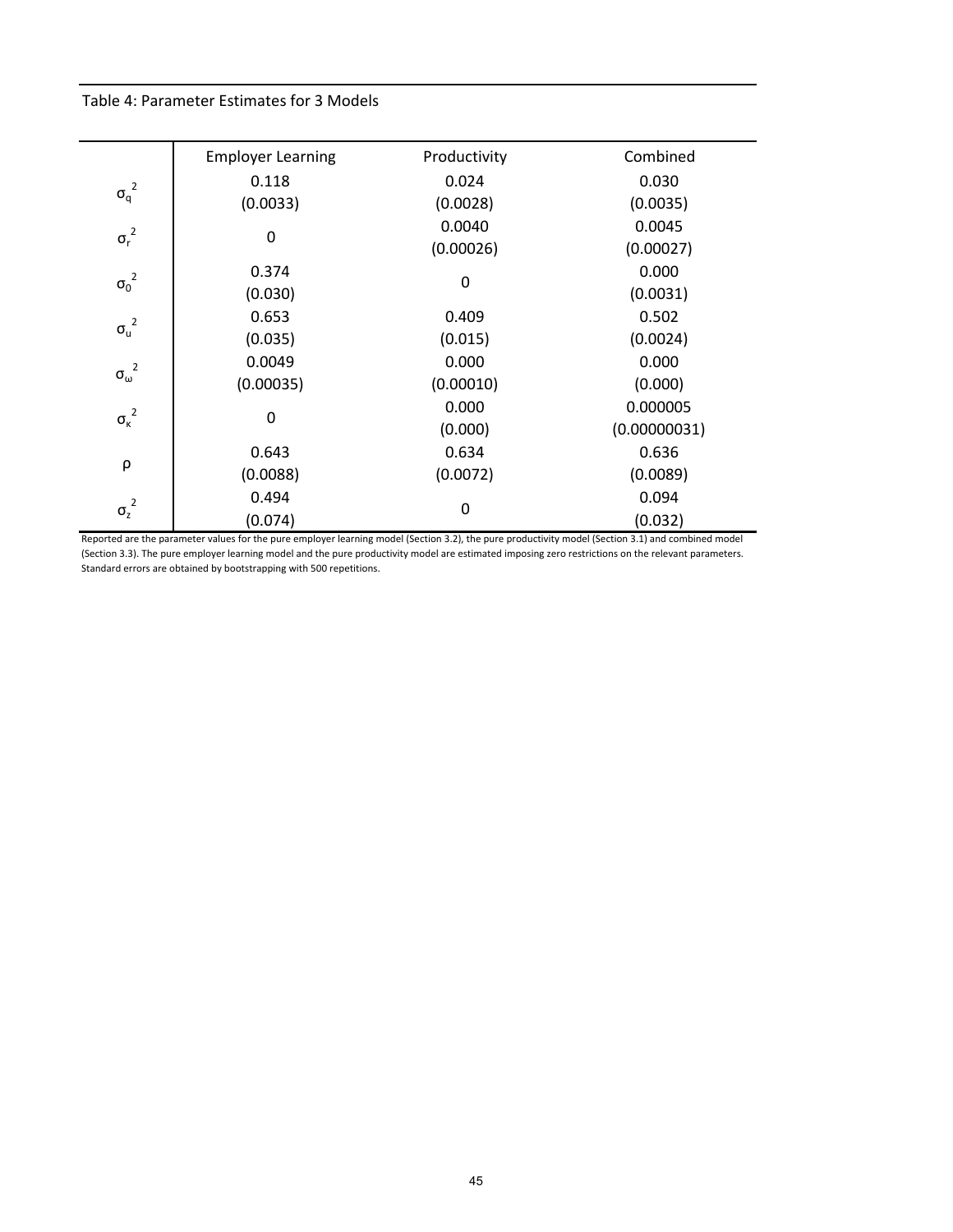Table 4: Parameter Estimates for 3 Models

| | Employer Learning | Productivity | Combined |
|---|---|---|---|
| $\sigma_q^2$ | 0.118 | 0.024 | 0.030 |
| | (0.0033) | (0.0028) | (0.0035) |
| $\sigma_r^2$ | 0 | 0.0040 | 0.0045 |
| | | (0.00026) | (0.00027) |
| $\sigma_0^2$ | 0.374 | 0 | 0.000 |
| | (0.030) | | (0.0031) |
| $\sigma_u^2$ | 0.653 | 0.409 | 0.502 |
| | (0.035) | (0.015) | (0.0024) |
| $\sigma_\omega^2$ | 0.0049 | 0.000 | 0.000 |
| | (0.00035) | (0.00010) | (0.000) |
| $\sigma_\kappa^2$ | 0 | 0.000 | 0.000005 |
| | | (0.000) | (0.00000031) |
| $\rho$ | 0.643 | 0.634 | 0.636 |
| | (0.0088) | (0.0072) | (0.0089) |
| $\sigma_z^2$ | 0.494 | 0 | 0.094 |
| | (0.074) | | (0.032) |

Reported are the parameter values for the pure employer learning model (Section 3.2), the pure productivity model (Section 3.1) and combined model (Section 3.3). The pure employer learning model and the pure productivity model are estimated imposing zero restrictions on the relevant parameters. Standard errors are obtained by bootstrapping with 500 repetitions.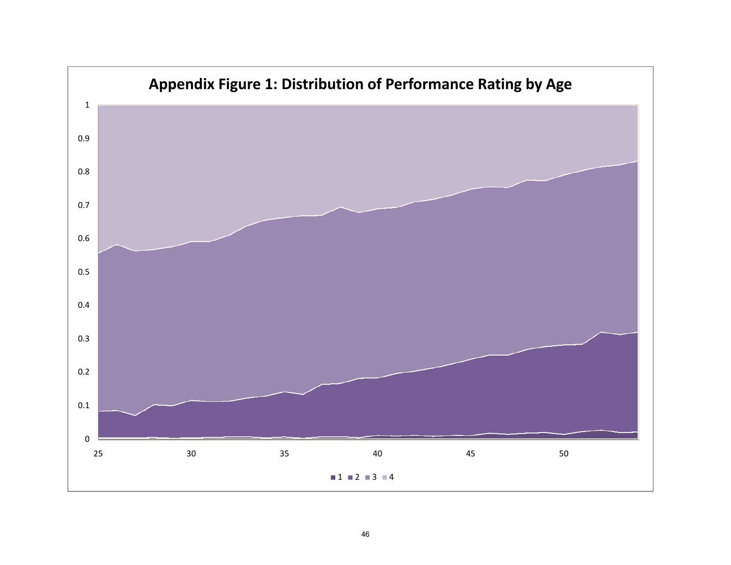**Appendix Figure 1: Distribution of Performance Rating by Age**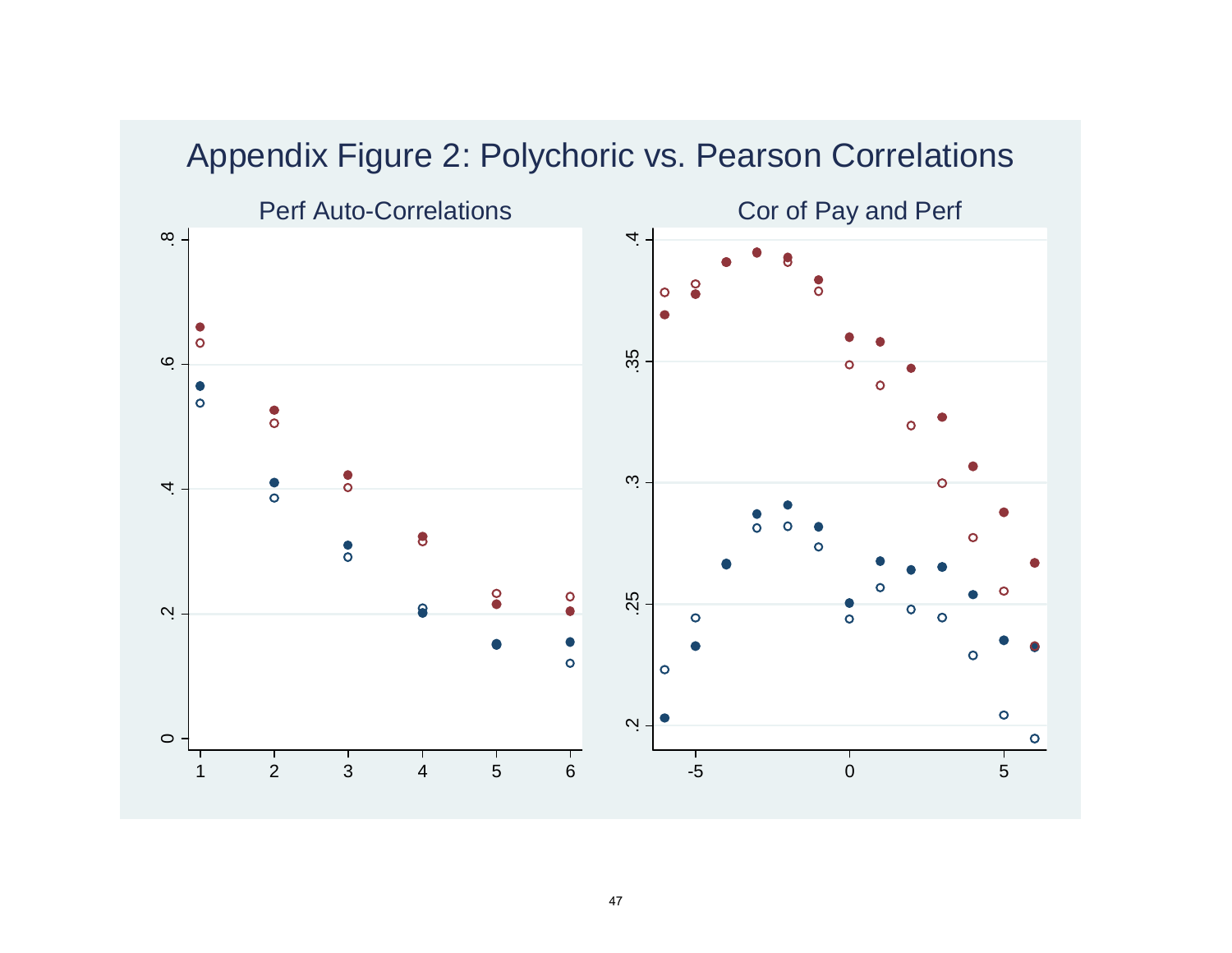# Appendix Figure 2: Polychoric vs. Pearson Correlations

Perf Auto-Correlations

Cor of Pay and Perf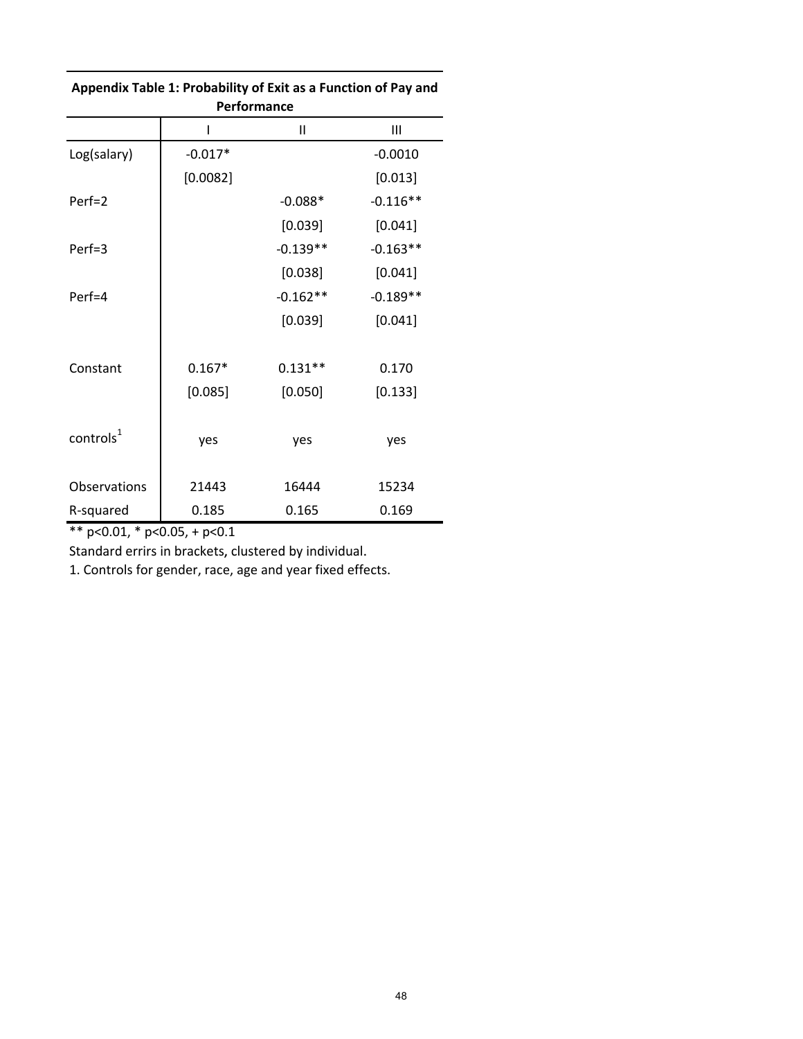**Appendix Table 1: Probability of Exit as a Function of Pay and Performance**

| | I | II | III |
|---|---|---|---|
| Log(salary) | -0.017* | | -0.0010 |
| | [0.0082] | | [0.013] |
| Perf=2 | | -0.088* | -0.116** |
| | | [0.039] | [0.041] |
| Perf=3 | | -0.139** | -0.163** |
| | | [0.038] | [0.041] |
| Perf=4 | | -0.162** | -0.189** |
| | | [0.039] | [0.041] |
| Constant | 0.167* | 0.131** | 0.170 |
| | [0.085] | [0.050] | [0.133] |
| controls[1] | yes | yes | yes |
| Observations | 21443 | 16444 | 15234 |
| R-squared | 0.185 | 0.165 | 0.169 |

** p<0.01, * p<0.05, + p<0.1

Standard errirs in brackets, clustered by individual.

1. Controls for gender, race, age and year fixed effects.